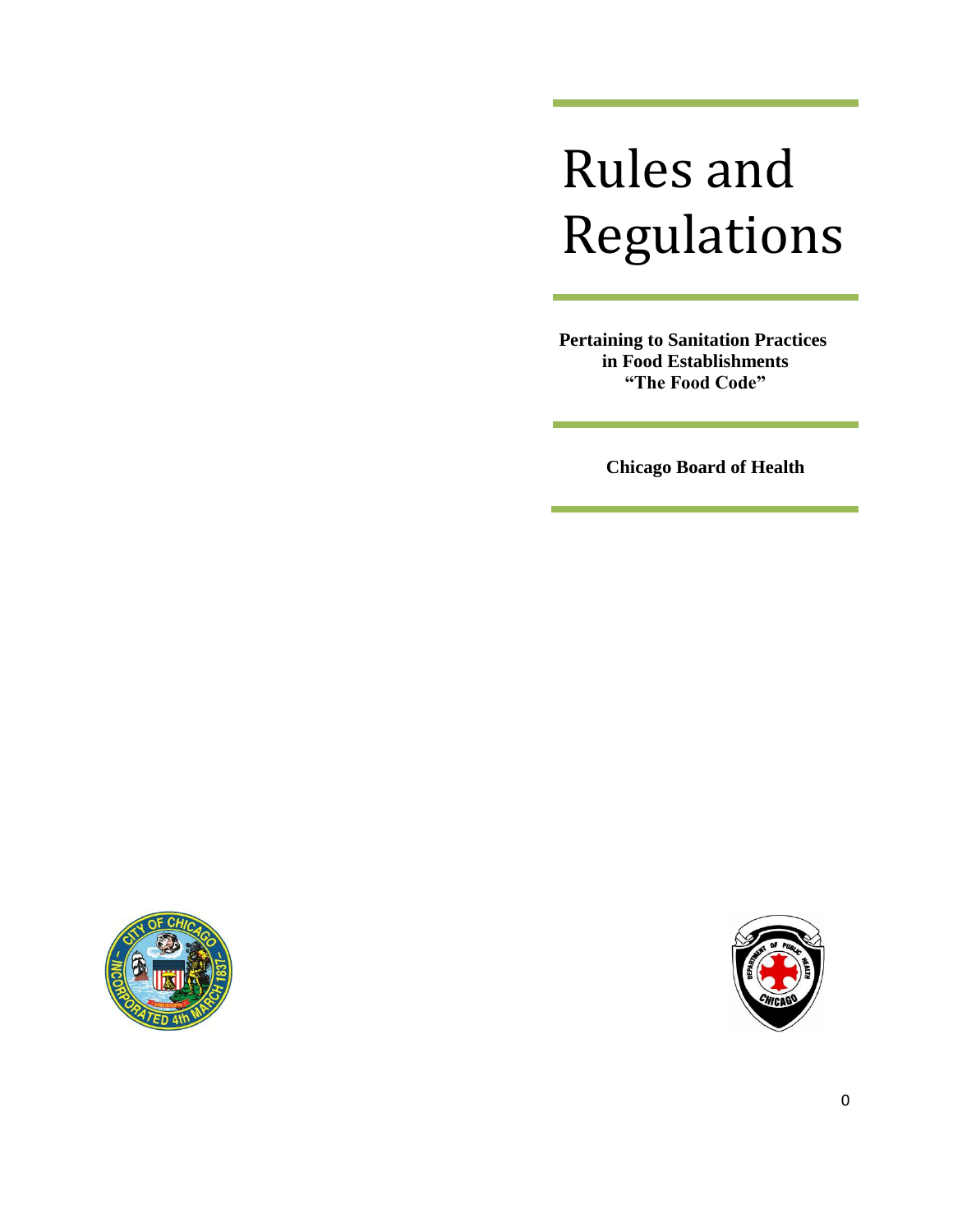# Rules and Regulations

**Pertaining to Sanitation Practices in Food Establishments "The Food Code"**

**Chicago Board of Health**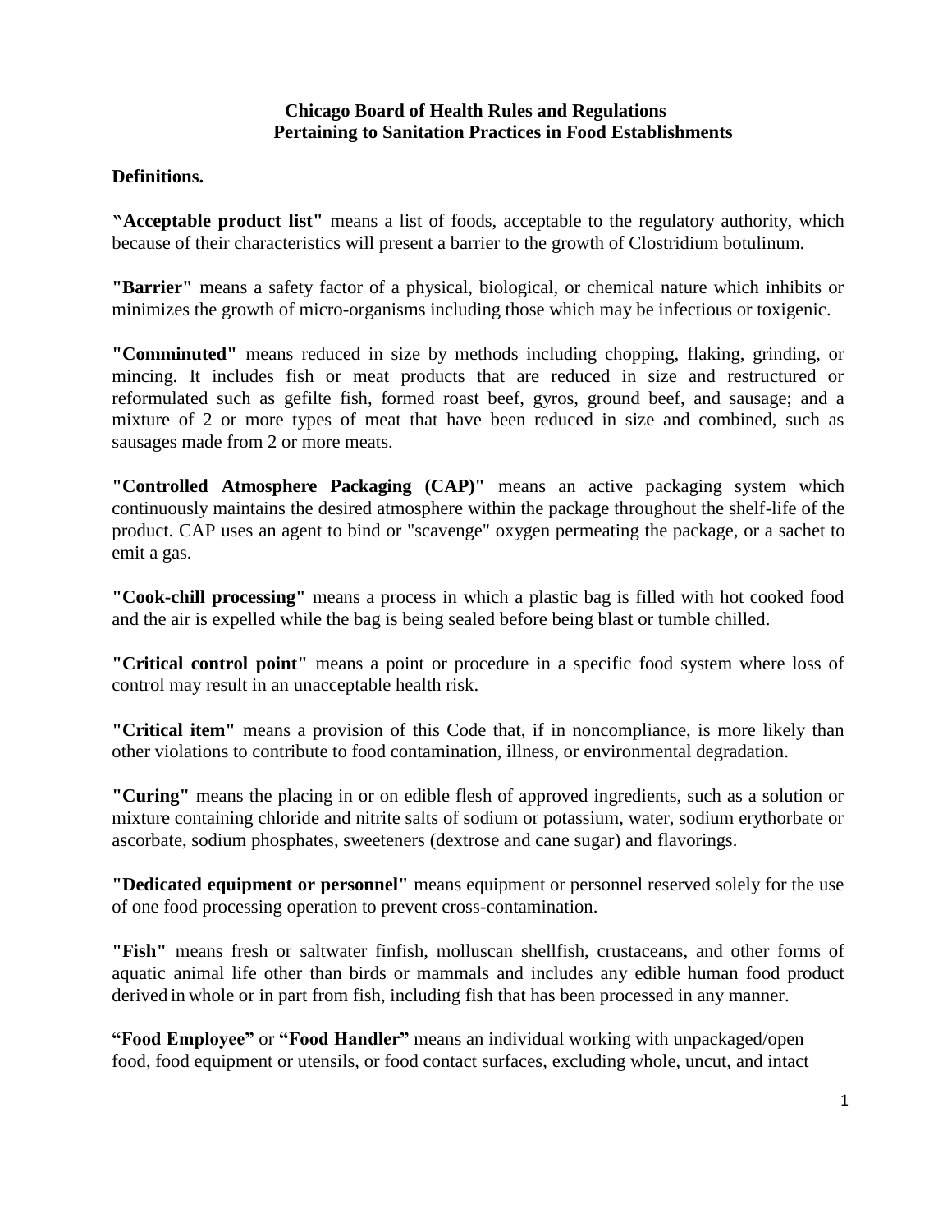**Chicago Board of Health Rules and Regulations Pertaining to Sanitation Practices in Food Establishments**

**Definitions.**

**"Acceptable product list"** means a list of foods, acceptable to the regulatory authority, which because of their characteristics will present a barrier to the growth of Clostridium botulinum.

**"Barrier"** means a safety factor of a physical, biological, or chemical nature which inhibits or minimizes the growth of micro-organisms including those which may be infectious or toxigenic.

**"Comminuted"** means reduced in size by methods including chopping, flaking, grinding, or mincing. It includes fish or meat products that are reduced in size and restructured or reformulated such as gefilte fish, formed roast beef, gyros, ground beef, and sausage; and a mixture of 2 or more types of meat that have been reduced in size and combined, such as sausages made from 2 or more meats.

**"Controlled Atmosphere Packaging (CAP)"** means an active packaging system which continuously maintains the desired atmosphere within the package throughout the shelf-life of the product. CAP uses an agent to bind or "scavenge" oxygen permeating the package, or a sachet to emit a gas.

**"Cook-chill processing"** means a process in which a plastic bag is filled with hot cooked food and the air is expelled while the bag is being sealed before being blast or tumble chilled.

**"Critical control point"** means a point or procedure in a specific food system where loss of control may result in an unacceptable health risk.

**"Critical item"** means a provision of this Code that, if in noncompliance, is more likely than other violations to contribute to food contamination, illness, or environmental degradation.

**"Curing"** means the placing in or on edible flesh of approved ingredients, such as a solution or mixture containing chloride and nitrite salts of sodium or potassium, water, sodium erythorbate or ascorbate, sodium phosphates, sweeteners (dextrose and cane sugar) and flavorings.

**"Dedicated equipment or personnel"** means equipment or personnel reserved solely for the use of one food processing operation to prevent cross-contamination.

**"Fish"** means fresh or saltwater finfish, molluscan shellfish, crustaceans, and other forms of aquatic animal life other than birds or mammals and includes any edible human food product derived in whole or in part from fish, including fish that has been processed in any manner.

**"Food Employee"** or **"Food Handler"** means an individual working with unpackaged/open food, food equipment or utensils, or food contact surfaces, excluding whole, uncut, and intact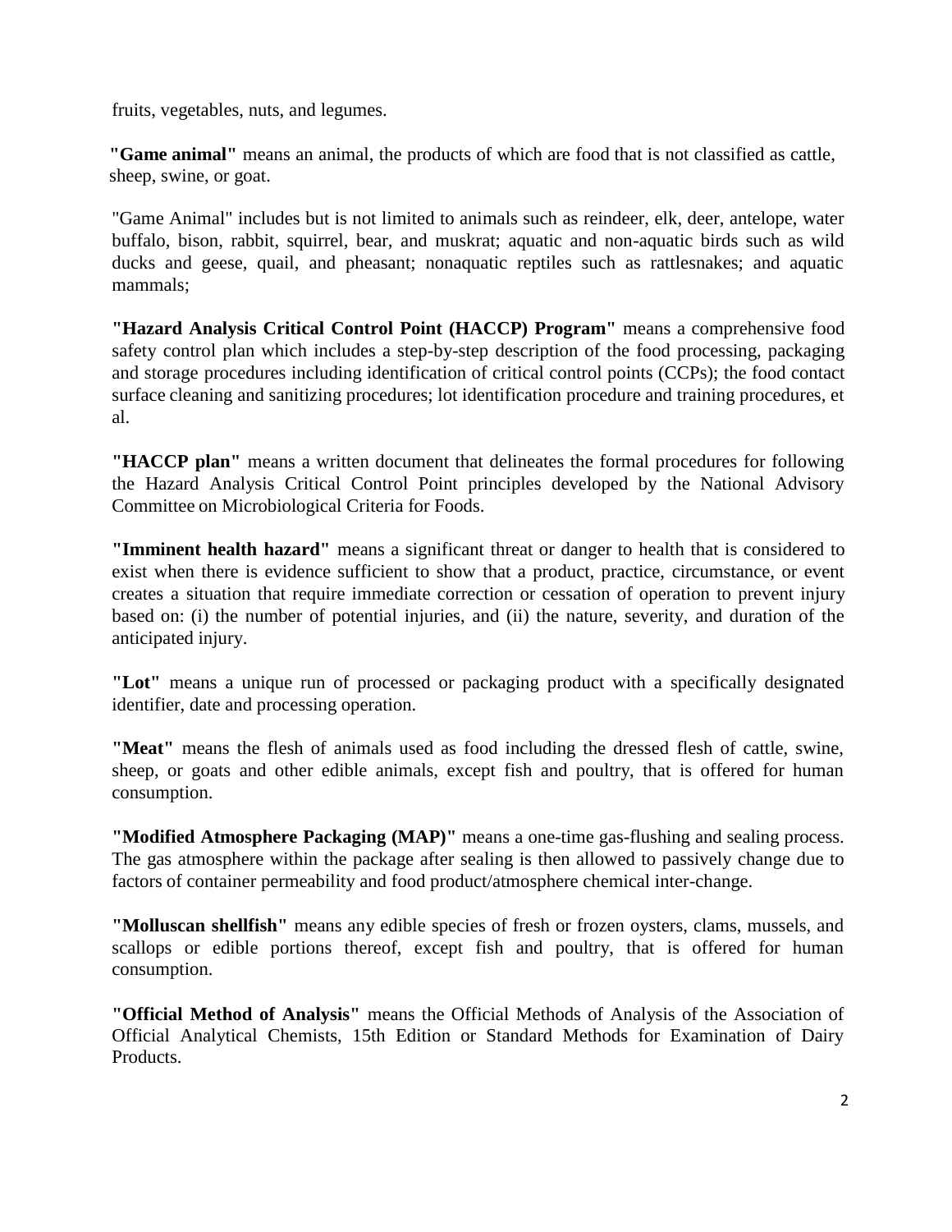fruits, vegetables, nuts, and legumes.

**"Game animal"** means an animal, the products of which are food that is not classified as cattle, sheep, swine, or goat.

"Game Animal" includes but is not limited to animals such as reindeer, elk, deer, antelope, water buffalo, bison, rabbit, squirrel, bear, and muskrat; aquatic and non-aquatic birds such as wild ducks and geese, quail, and pheasant; nonaquatic reptiles such as rattlesnakes; and aquatic mammals;

**"Hazard Analysis Critical Control Point (HACCP) Program"** means a comprehensive food safety control plan which includes a step-by-step description of the food processing, packaging and storage procedures including identification of critical control points (CCPs); the food contact surface cleaning and sanitizing procedures; lot identification procedure and training procedures, et al.

**"HACCP plan"** means a written document that delineates the formal procedures for following the Hazard Analysis Critical Control Point principles developed by the National Advisory Committee on Microbiological Criteria for Foods.

**"Imminent health hazard"** means a significant threat or danger to health that is considered to exist when there is evidence sufficient to show that a product, practice, circumstance, or event creates a situation that require immediate correction or cessation of operation to prevent injury based on: (i) the number of potential injuries, and (ii) the nature, severity, and duration of the anticipated injury.

**"Lot"** means a unique run of processed or packaging product with a specifically designated identifier, date and processing operation.

**"Meat"** means the flesh of animals used as food including the dressed flesh of cattle, swine, sheep, or goats and other edible animals, except fish and poultry, that is offered for human consumption.

**"Modified Atmosphere Packaging (MAP)"** means a one-time gas-flushing and sealing process. The gas atmosphere within the package after sealing is then allowed to passively change due to factors of container permeability and food product/atmosphere chemical inter-change.

**"Molluscan shellfish"** means any edible species of fresh or frozen oysters, clams, mussels, and scallops or edible portions thereof, except fish and poultry, that is offered for human consumption.

**"Official Method of Analysis"** means the Official Methods of Analysis of the Association of Official Analytical Chemists, 15th Edition or Standard Methods for Examination of Dairy Products.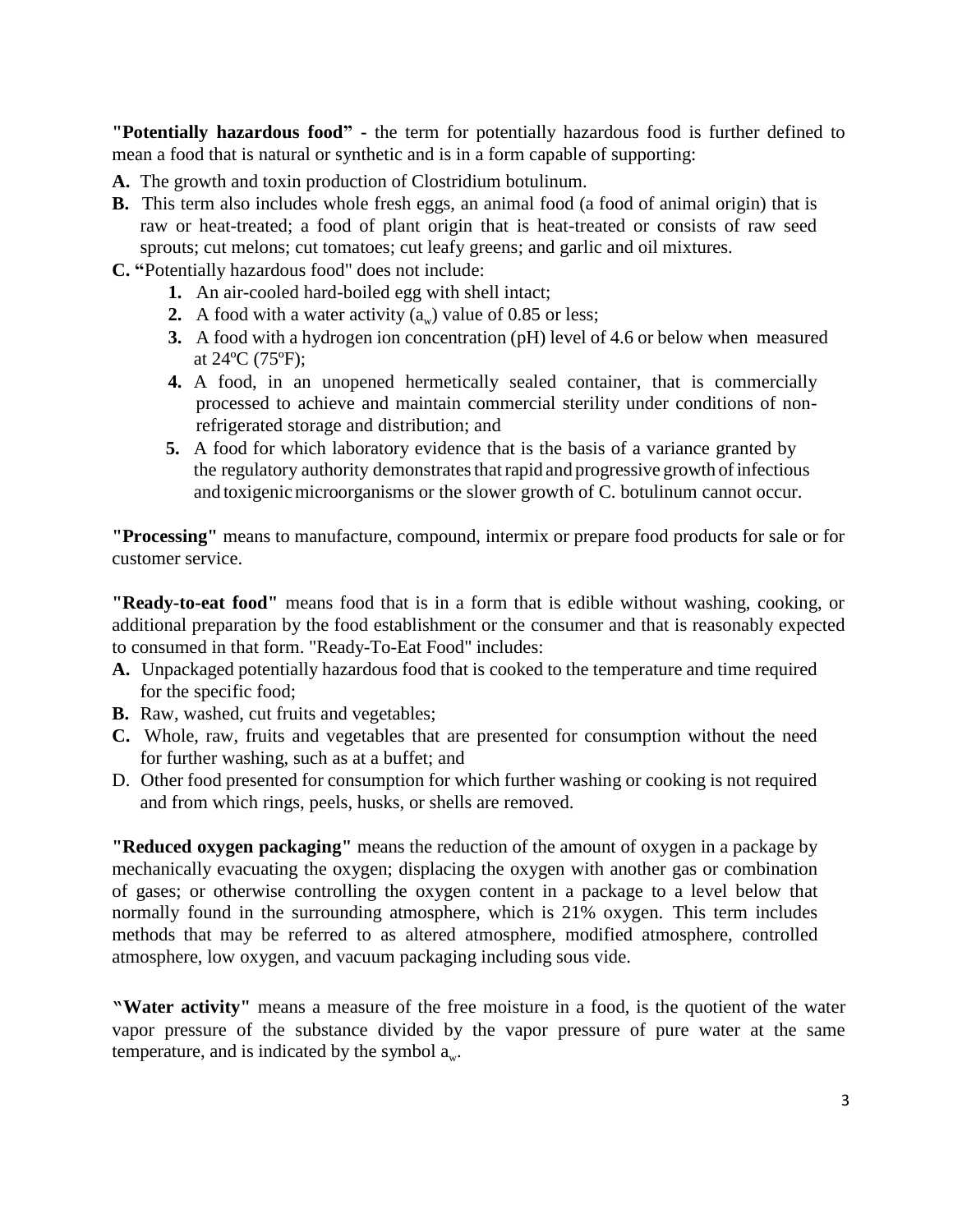**"Potentially hazardous food" -** the term for potentially hazardous food is further defined to mean a food that is natural or synthetic and is in a form capable of supporting:

**A.** The growth and toxin production of Clostridium botulinum.

**B.** This term also includes whole fresh eggs, an animal food (a food of animal origin) that is raw or heat-treated; a food of plant origin that is heat-treated or consists of raw seed sprouts; cut melons; cut tomatoes; cut leafy greens; and garlic and oil mixtures.

**C. "**Potentially hazardous food" does not include:

1. An air-cooled hard-boiled egg with shell intact;
2. A food with a water activity ($a_w$) value of 0.85 or less;
3. A food with a hydrogen ion concentration (pH) level of 4.6 or below when measured at 24ºC (75ºF);
4. A food, in an unopened hermetically sealed container, that is commercially processed to achieve and maintain commercial sterility under conditions of non-refrigerated storage and distribution; and
5. A food for which laboratory evidence that is the basis of a variance granted by the regulatory authority demonstrates that rapid and progressive growth of infectious and toxigenic microorganisms or the slower growth of C. botulinum cannot occur.

**"Processing"** means to manufacture, compound, intermix or prepare food products for sale or for customer service.

**"Ready-to-eat food"** means food that is in a form that is edible without washing, cooking, or additional preparation by the food establishment or the consumer and that is reasonably expected to consumed in that form. "Ready-To-Eat Food" includes:

**A.** Unpackaged potentially hazardous food that is cooked to the temperature and time required for the specific food;

**B.** Raw, washed, cut fruits and vegetables;

**C.** Whole, raw, fruits and vegetables that are presented for consumption without the need for further washing, such as at a buffet; and

D. Other food presented for consumption for which further washing or cooking is not required and from which rings, peels, husks, or shells are removed.

**"Reduced oxygen packaging"** means the reduction of the amount of oxygen in a package by mechanically evacuating the oxygen; displacing the oxygen with another gas or combination of gases; or otherwise controlling the oxygen content in a package to a level below that normally found in the surrounding atmosphere, which is 21% oxygen. This term includes methods that may be referred to as altered atmosphere, modified atmosphere, controlled atmosphere, low oxygen, and vacuum packaging including sous vide.

**"Water activity"** means a measure of the free moisture in a food, is the quotient of the water vapor pressure of the substance divided by the vapor pressure of pure water at the same temperature, and is indicated by the symbol $a_w$.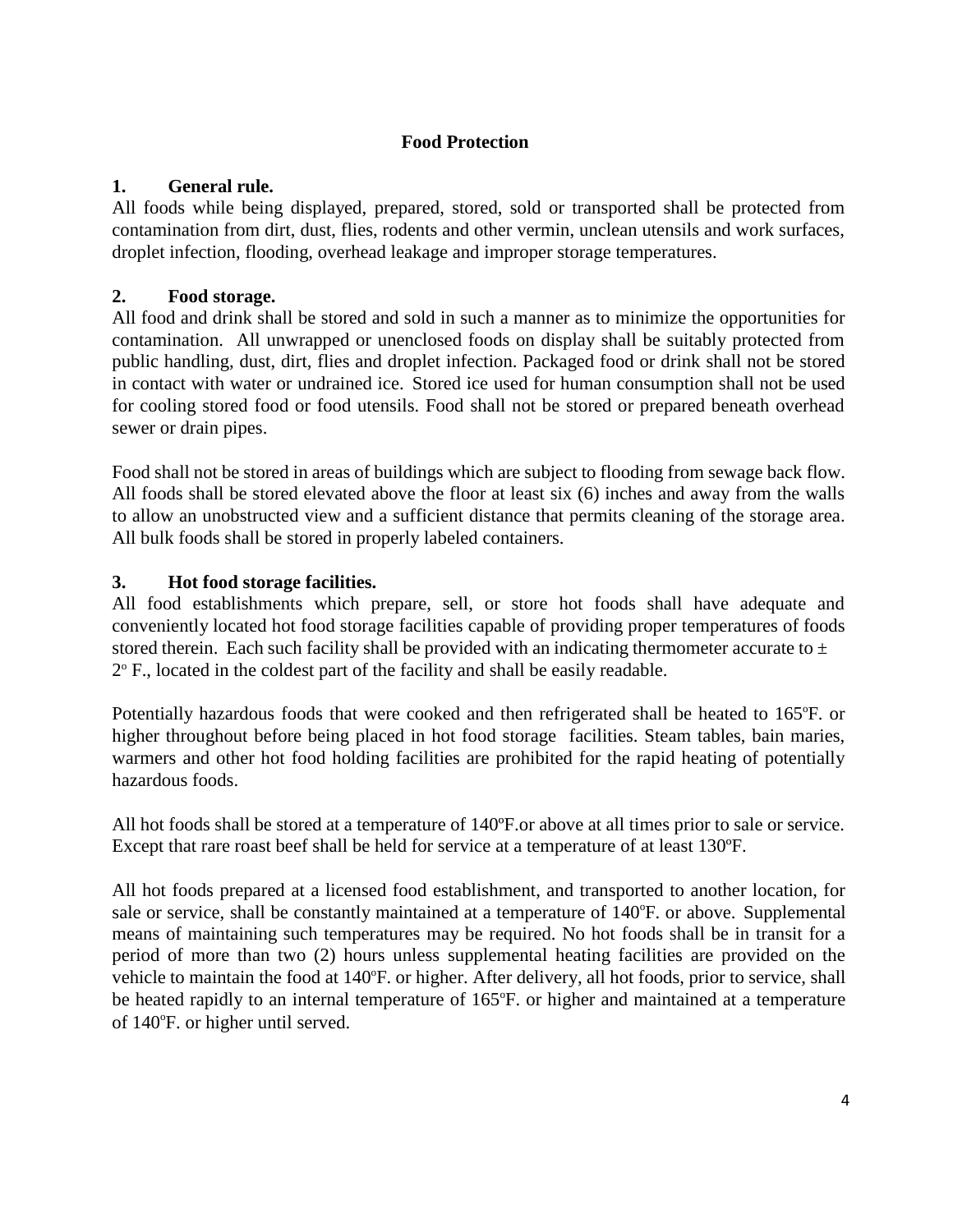## Food Protection

### 1. General rule.

All foods while being displayed, prepared, stored, sold or transported shall be protected from contamination from dirt, dust, flies, rodents and other vermin, unclean utensils and work surfaces, droplet infection, flooding, overhead leakage and improper storage temperatures.

### 2. Food storage.

All food and drink shall be stored and sold in such a manner as to minimize the opportunities for contamination. All unwrapped or unenclosed foods on display shall be suitably protected from public handling, dust, dirt, flies and droplet infection. Packaged food or drink shall not be stored in contact with water or undrained ice. Stored ice used for human consumption shall not be used for cooling stored food or food utensils. Food shall not be stored or prepared beneath overhead sewer or drain pipes.

Food shall not be stored in areas of buildings which are subject to flooding from sewage back flow. All foods shall be stored elevated above the floor at least six (6) inches and away from the walls to allow an unobstructed view and a sufficient distance that permits cleaning of the storage area. All bulk foods shall be stored in properly labeled containers.

### 3. Hot food storage facilities.

All food establishments which prepare, sell, or store hot foods shall have adequate and conveniently located hot food storage facilities capable of providing proper temperatures of foods stored therein. Each such facility shall be provided with an indicating thermometer accurate to ± 2° F., located in the coldest part of the facility and shall be easily readable.

Potentially hazardous foods that were cooked and then refrigerated shall be heated to 165ºF. or higher throughout before being placed in hot food storage facilities. Steam tables, bain maries, warmers and other hot food holding facilities are prohibited for the rapid heating of potentially hazardous foods.

All hot foods shall be stored at a temperature of 140ºF.or above at all times prior to sale or service. Except that rare roast beef shall be held for service at a temperature of at least 130ºF.

All hot foods prepared at a licensed food establishment, and transported to another location, for sale or service, shall be constantly maintained at a temperature of 140°F. or above. Supplemental means of maintaining such temperatures may be required. No hot foods shall be in transit for a period of more than two (2) hours unless supplemental heating facilities are provided on the vehicle to maintain the food at 140°F. or higher. After delivery, all hot foods, prior to service, shall be heated rapidly to an internal temperature of 165°F. or higher and maintained at a temperature of 140°F. or higher until served.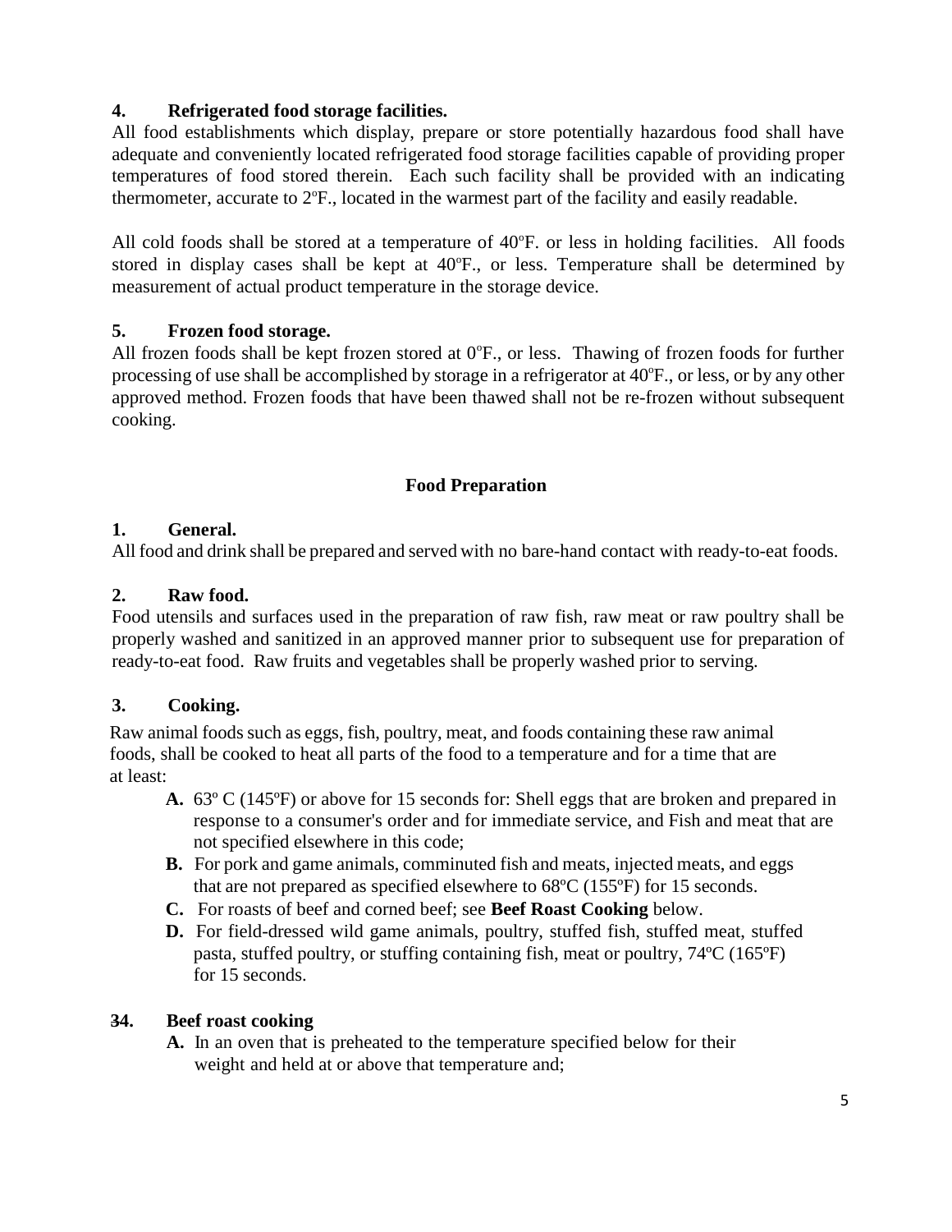**4. Refrigerated food storage facilities.**

All food establishments which display, prepare or store potentially hazardous food shall have adequate and conveniently located refrigerated food storage facilities capable of providing proper temperatures of food stored therein. Each such facility shall be provided with an indicating thermometer, accurate to 2ºF., located in the warmest part of the facility and easily readable.

All cold foods shall be stored at a temperature of 40ºF. or less in holding facilities. All foods stored in display cases shall be kept at 40ºF., or less. Temperature shall be determined by measurement of actual product temperature in the storage device.

**5. Frozen food storage.**

All frozen foods shall be kept frozen stored at 0ºF., or less. Thawing of frozen foods for further processing of use shall be accomplished by storage in a refrigerator at 40ºF., or less, or by any other approved method. Frozen foods that have been thawed shall not be re-frozen without subsequent cooking.

## Food Preparation

**1. General.**

All food and drink shall be prepared and served with no bare-hand contact with ready-to-eat foods.

**2. Raw food.**

Food utensils and surfaces used in the preparation of raw fish, raw meat or raw poultry shall be properly washed and sanitized in an approved manner prior to subsequent use for preparation of ready-to-eat food. Raw fruits and vegetables shall be properly washed prior to serving.

**3. Cooking.**

Raw animal foods such as eggs, fish, poultry, meat, and foods containing these raw animal foods, shall be cooked to heat all parts of the food to a temperature and for a time that are at least:

- **A.** 63º C (145ºF) or above for 15 seconds for: Shell eggs that are broken and prepared in response to a consumer's order and for immediate service, and Fish and meat that are not specified elsewhere in this code;
- **B.** For pork and game animals, comminuted fish and meats, injected meats, and eggs that are not prepared as specified elsewhere to 68ºC (155ºF) for 15 seconds.
- **C.** For roasts of beef and corned beef; see **Beef Roast Cooking** below.
- **D.** For field-dressed wild game animals, poultry, stuffed fish, stuffed meat, stuffed pasta, stuffed poultry, or stuffing containing fish, meat or poultry, 74ºC (165ºF) for 15 seconds.

**34. Beef roast cooking**

- **A.** In an oven that is preheated to the temperature specified below for their weight and held at or above that temperature and;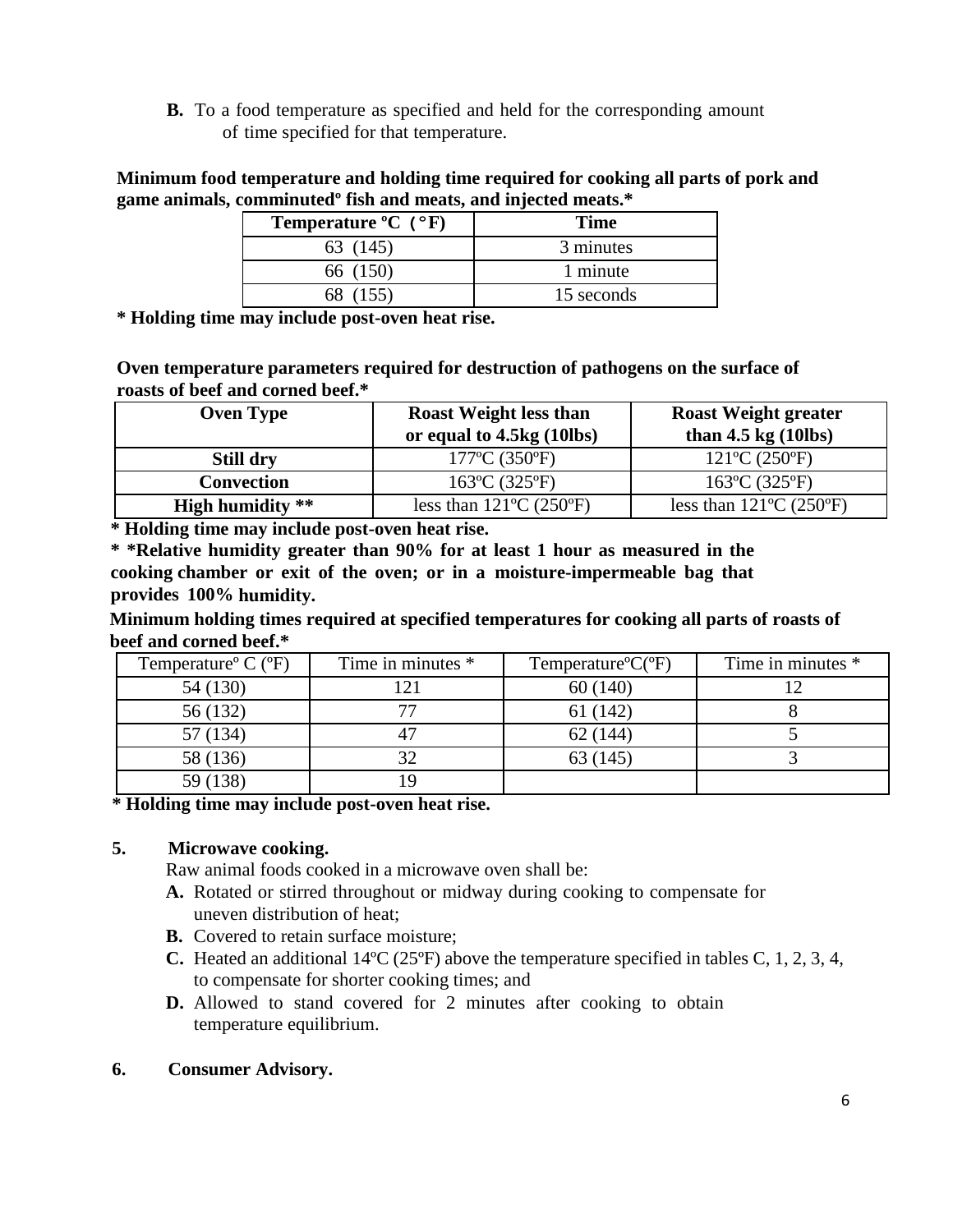**B.** To a food temperature as specified and held for the corresponding amount of time specified for that temperature.

**Minimum food temperature and holding time required for cooking all parts of pork and game animals, comminutedº fish and meats, and injected meats.***

| Temperature ºC (°F) | Time |
|---|---|
| 63 (145) | 3 minutes |
| 66 (150) | 1 minute |
| 68 (155) | 15 seconds |

**\* Holding time may include post-oven heat rise.**

**Oven temperature parameters required for destruction of pathogens on the surface of roasts of beef and corned beef.***

| Oven Type | Roast Weight less than or equal to 4.5kg (10lbs) | Roast Weight greater than 4.5 kg (10lbs) |
|---|---|---|
| **Still dry** | 177ºC (350ºF) | 121ºC (250ºF) |
| **Convection** | 163ºC (325ºF) | 163ºC (325ºF) |
| **High humidity \*\*** | less than 121ºC (250ºF) | less than 121ºC (250ºF) |

**\* Holding time may include post-oven heat rise.**

**\* \*Relative humidity greater than 90% for at least 1 hour as measured in the cooking chamber or exit of the oven; or in a moisture-impermeable bag that provides 100% humidity.**

**Minimum holding times required at specified temperatures for cooking all parts of roasts of beef and corned beef.***

| Temperatureº C (ºF) | Time in minutes * | TemperatureºC(ºF) | Time in minutes * |
|---|---|---|---|
| 54 (130) | 121 | 60 (140) | 12 |
| 56 (132) | 77 | 61 (142) | 8 |
| 57 (134) | 47 | 62 (144) | 5 |
| 58 (136) | 32 | 63 (145) | 3 |
| 59 (138) | 19 | | |

**\* Holding time may include post-oven heat rise.**

**5. Microwave cooking.**

Raw animal foods cooked in a microwave oven shall be:

- **A.** Rotated or stirred throughout or midway during cooking to compensate for uneven distribution of heat;
- **B.** Covered to retain surface moisture;
- **C.** Heated an additional 14ºC (25ºF) above the temperature specified in tables C, 1, 2, 3, 4, to compensate for shorter cooking times; and
- **D.** Allowed to stand covered for 2 minutes after cooking to obtain temperature equilibrium.

**6. Consumer Advisory.**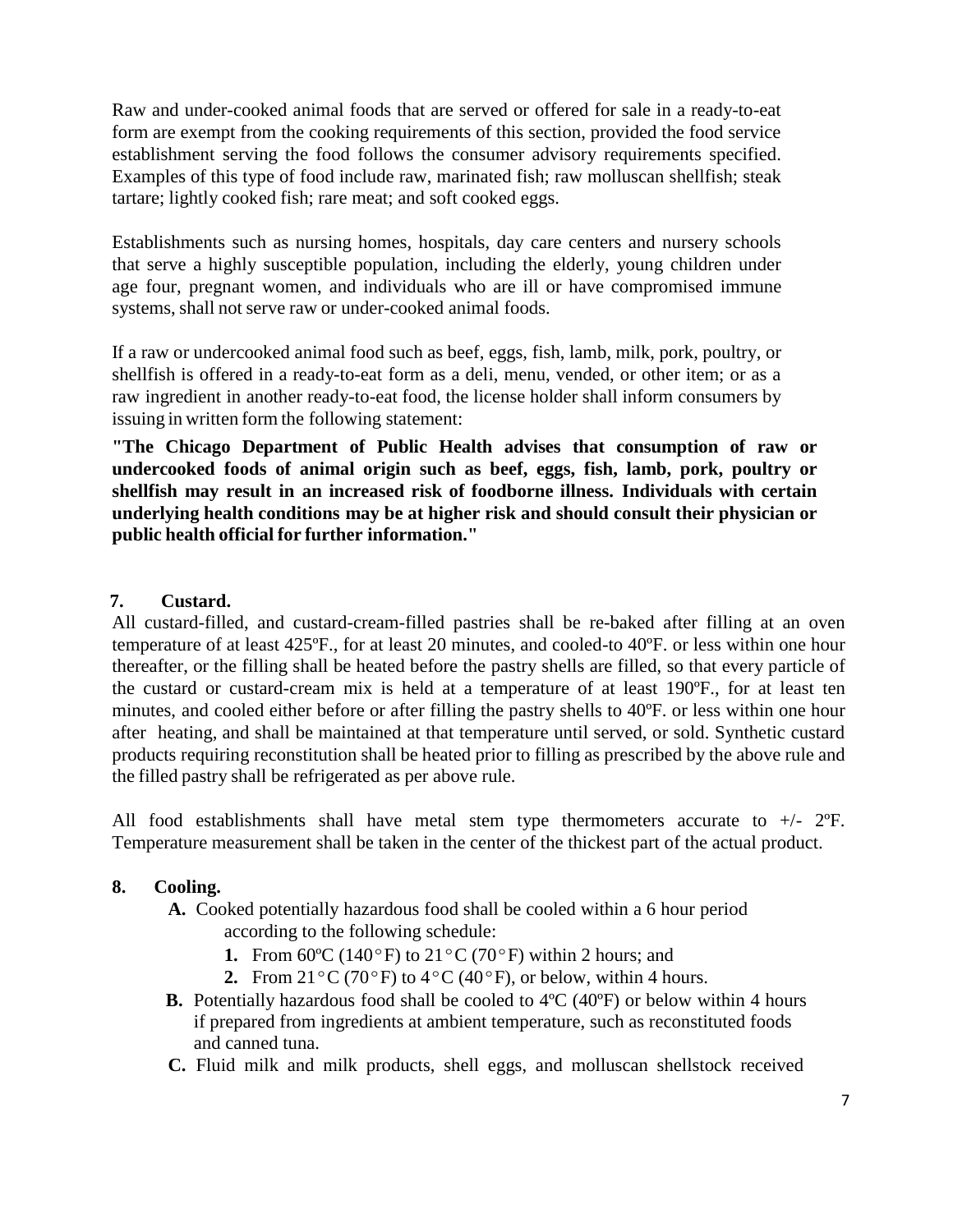Raw and under-cooked animal foods that are served or offered for sale in a ready-to-eat form are exempt from the cooking requirements of this section, provided the food service establishment serving the food follows the consumer advisory requirements specified. Examples of this type of food include raw, marinated fish; raw molluscan shellfish; steak tartare; lightly cooked fish; rare meat; and soft cooked eggs.

Establishments such as nursing homes, hospitals, day care centers and nursery schools that serve a highly susceptible population, including the elderly, young children under age four, pregnant women, and individuals who are ill or have compromised immune systems, shall not serve raw or under-cooked animal foods.

If a raw or undercooked animal food such as beef, eggs, fish, lamb, milk, pork, poultry, or shellfish is offered in a ready-to-eat form as a deli, menu, vended, or other item; or as a raw ingredient in another ready-to-eat food, the license holder shall inform consumers by issuing in written form the following statement:

**"The Chicago Department of Public Health advises that consumption of raw or undercooked foods of animal origin such as beef, eggs, fish, lamb, pork, poultry or shellfish may result in an increased risk of foodborne illness. Individuals with certain underlying health conditions may be at higher risk and should consult their physician or public health official for further information."**

**7. Custard.**

All custard-filled, and custard-cream-filled pastries shall be re-baked after filling at an oven temperature of at least 425ºF., for at least 20 minutes, and cooled-to 40ºF. or less within one hour thereafter, or the filling shall be heated before the pastry shells are filled, so that every particle of the custard or custard-cream mix is held at a temperature of at least 190ºF., for at least ten minutes, and cooled either before or after filling the pastry shells to 40ºF. or less within one hour after heating, and shall be maintained at that temperature until served, or sold. Synthetic custard products requiring reconstitution shall be heated prior to filling as prescribed by the above rule and the filled pastry shall be refrigerated as per above rule.

All food establishments shall have metal stem type thermometers accurate to +/- 2ºF. Temperature measurement shall be taken in the center of the thickest part of the actual product.

**8. Cooling.**

**A.** Cooked potentially hazardous food shall be cooled within a 6 hour period according to the following schedule:

**1.** From 60ºC (140°F) to 21°C (70°F) within 2 hours; and

**2.** From 21°C (70°F) to 4°C (40°F), or below, within 4 hours.

**B.** Potentially hazardous food shall be cooled to 4ºC (40ºF) or below within 4 hours if prepared from ingredients at ambient temperature, such as reconstituted foods and canned tuna.

**C.** Fluid milk and milk products, shell eggs, and molluscan shellstock received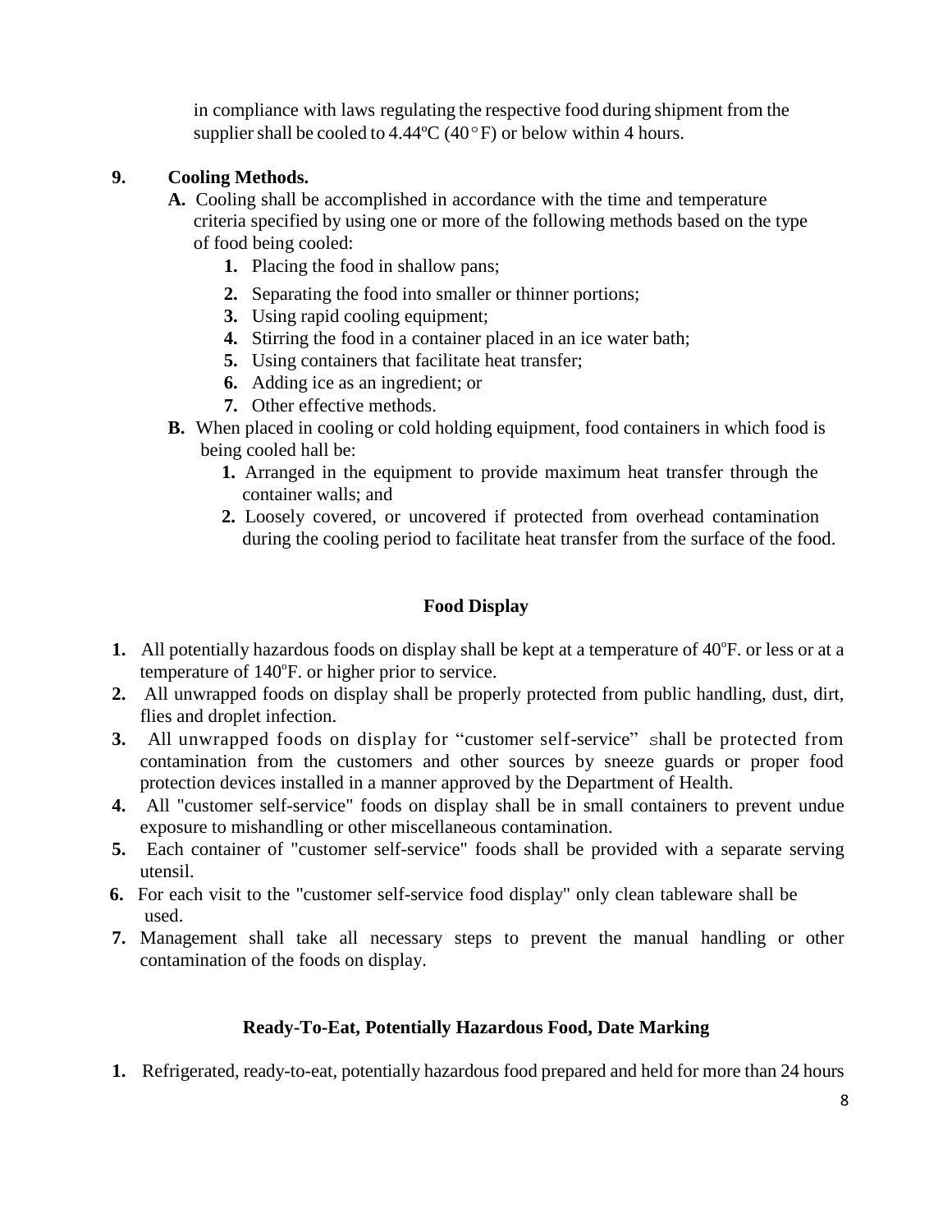in compliance with laws regulating the respective food during shipment from the supplier shall be cooled to 4.44ºC (40°F) or below within 4 hours.

**9. Cooling Methods.**

**A.** Cooling shall be accomplished in accordance with the time and temperature criteria specified by using one or more of the following methods based on the type of food being cooled:

1. Placing the food in shallow pans;
2. Separating the food into smaller or thinner portions;
3. Using rapid cooling equipment;
4. Stirring the food in a container placed in an ice water bath;
5. Using containers that facilitate heat transfer;
6. Adding ice as an ingredient; or
7. Other effective methods.

**B.** When placed in cooling or cold holding equipment, food containers in which food is being cooled hall be:

1. Arranged in the equipment to provide maximum heat transfer through the container walls; and
2. Loosely covered, or uncovered if protected from overhead contamination during the cooling period to facilitate heat transfer from the surface of the food.

## Food Display

1. All potentially hazardous foods on display shall be kept at a temperature of 40ºF. or less or at a temperature of 140ºF. or higher prior to service.
2. All unwrapped foods on display shall be properly protected from public handling, dust, dirt, flies and droplet infection.
3. All unwrapped foods on display for "customer self-service" shall be protected from contamination from the customers and other sources by sneeze guards or proper food protection devices installed in a manner approved by the Department of Health.
4. All "customer self-service" foods on display shall be in small containers to prevent undue exposure to mishandling or other miscellaneous contamination.
5. Each container of "customer self-service" foods shall be provided with a separate serving utensil.
6. For each visit to the "customer self-service food display" only clean tableware shall be used.
7. Management shall take all necessary steps to prevent the manual handling or other contamination of the foods on display.

## Ready-To-Eat, Potentially Hazardous Food, Date Marking

1. Refrigerated, ready-to-eat, potentially hazardous food prepared and held for more than 24 hours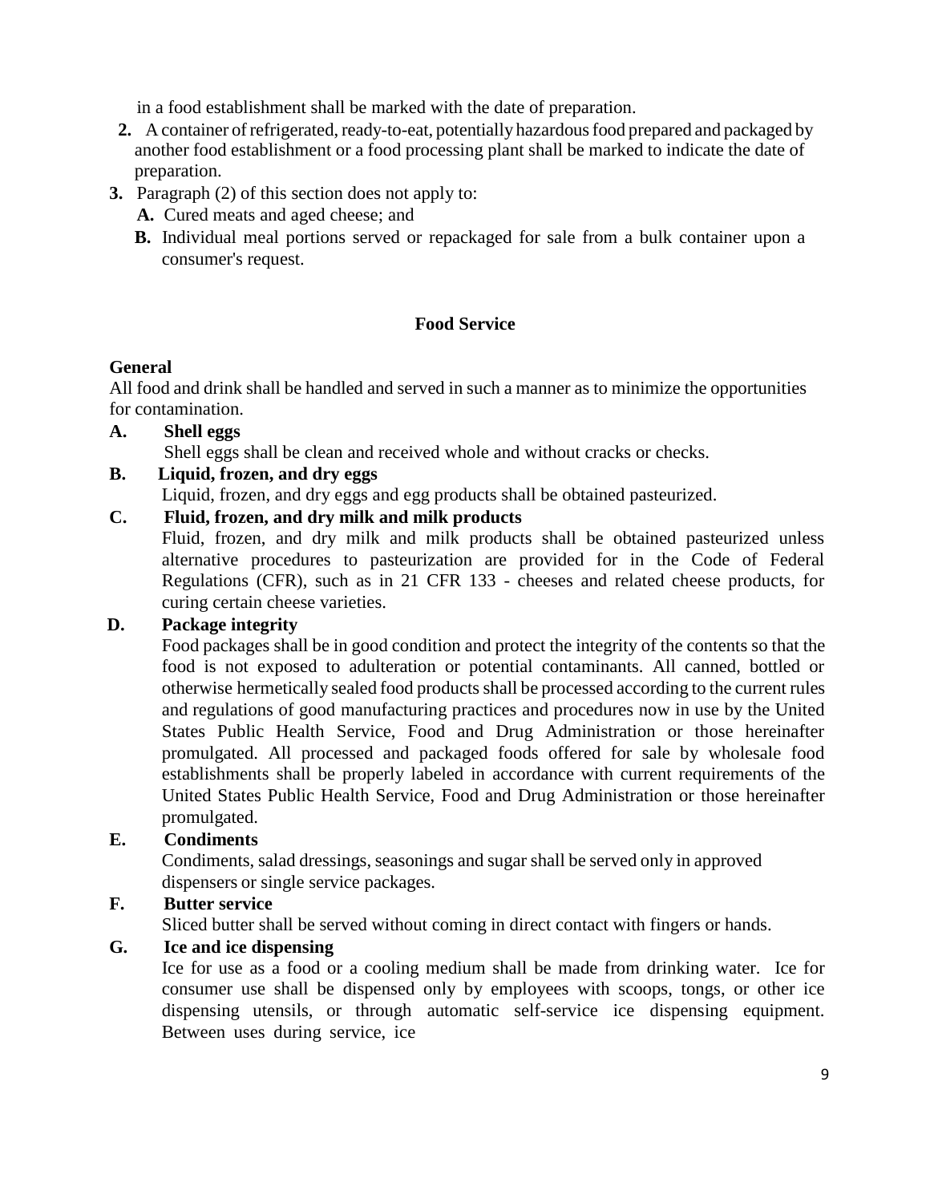in a food establishment shall be marked with the date of preparation.

2. A container of refrigerated, ready-to-eat, potentially hazardous food prepared and packaged by another food establishment or a food processing plant shall be marked to indicate the date of preparation.
3. Paragraph (2) of this section does not apply to:
   - A. Cured meats and aged cheese; and
   - B. Individual meal portions served or repackaged for sale from a bulk container upon a consumer's request.

## Food Service

**General**

All food and drink shall be handled and served in such a manner as to minimize the opportunities for contamination.

**A. Shell eggs**

Shell eggs shall be clean and received whole and without cracks or checks.

**B. Liquid, frozen, and dry eggs**

Liquid, frozen, and dry eggs and egg products shall be obtained pasteurized.

**C. Fluid, frozen, and dry milk and milk products**

Fluid, frozen, and dry milk and milk products shall be obtained pasteurized unless alternative procedures to pasteurization are provided for in the Code of Federal Regulations (CFR), such as in 21 CFR 133 - cheeses and related cheese products, for curing certain cheese varieties.

**D. Package integrity**

Food packages shall be in good condition and protect the integrity of the contents so that the food is not exposed to adulteration or potential contaminants. All canned, bottled or otherwise hermetically sealed food products shall be processed according to the current rules and regulations of good manufacturing practices and procedures now in use by the United States Public Health Service, Food and Drug Administration or those hereinafter promulgated. All processed and packaged foods offered for sale by wholesale food establishments shall be properly labeled in accordance with current requirements of the United States Public Health Service, Food and Drug Administration or those hereinafter promulgated.

**E. Condiments**

Condiments, salad dressings, seasonings and sugar shall be served only in approved dispensers or single service packages.

**F. Butter service**

Sliced butter shall be served without coming in direct contact with fingers or hands.

**G. Ice and ice dispensing**

Ice for use as a food or a cooling medium shall be made from drinking water. Ice for consumer use shall be dispensed only by employees with scoops, tongs, or other ice dispensing utensils, or through automatic self-service ice dispensing equipment. Between uses during service, ice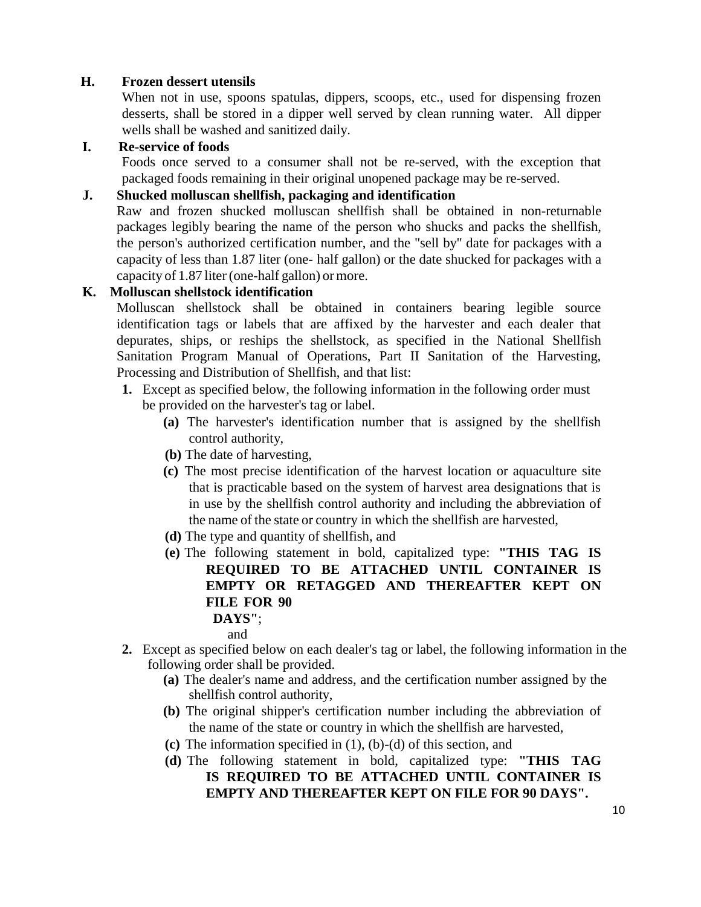**H. Frozen dessert utensils**

When not in use, spoons spatulas, dippers, scoops, etc., used for dispensing frozen desserts, shall be stored in a dipper well served by clean running water. All dipper wells shall be washed and sanitized daily.

**I. Re-service of foods**

Foods once served to a consumer shall not be re-served, with the exception that packaged foods remaining in their original unopened package may be re-served.

**J. Shucked molluscan shellfish, packaging and identification**

Raw and frozen shucked molluscan shellfish shall be obtained in non-returnable packages legibly bearing the name of the person who shucks and packs the shellfish, the person's authorized certification number, and the "sell by" date for packages with a capacity of less than 1.87 liter (one- half gallon) or the date shucked for packages with a capacity of 1.87 liter (one-half gallon) or more.

**K. Molluscan shellstock identification**

Molluscan shellstock shall be obtained in containers bearing legible source identification tags or labels that are affixed by the harvester and each dealer that depurates, ships, or reships the shellstock, as specified in the National Shellfish Sanitation Program Manual of Operations, Part II Sanitation of the Harvesting, Processing and Distribution of Shellfish, and that list:

**1.** Except as specified below, the following information in the following order must be provided on the harvester's tag or label.

- **(a)** The harvester's identification number that is assigned by the shellfish control authority,
- **(b)** The date of harvesting,
- **(c)** The most precise identification of the harvest location or aquaculture site that is practicable based on the system of harvest area designations that is in use by the shellfish control authority and including the abbreviation of the name of the state or country in which the shellfish are harvested,
- **(d)** The type and quantity of shellfish, and
- **(e)** The following statement in bold, capitalized type: **"THIS TAG IS REQUIRED TO BE ATTACHED UNTIL CONTAINER IS EMPTY OR RETAGGED AND THEREAFTER KEPT ON FILE FOR 90 DAYS"**; and

**2.** Except as specified below on each dealer's tag or label, the following information in the following order shall be provided.

- **(a)** The dealer's name and address, and the certification number assigned by the shellfish control authority,
- **(b)** The original shipper's certification number including the abbreviation of the name of the state or country in which the shellfish are harvested,
- **(c)** The information specified in (1), (b)-(d) of this section, and
- **(d)** The following statement in bold, capitalized type: **"THIS TAG IS REQUIRED TO BE ATTACHED UNTIL CONTAINER IS EMPTY AND THEREAFTER KEPT ON FILE FOR 90 DAYS".**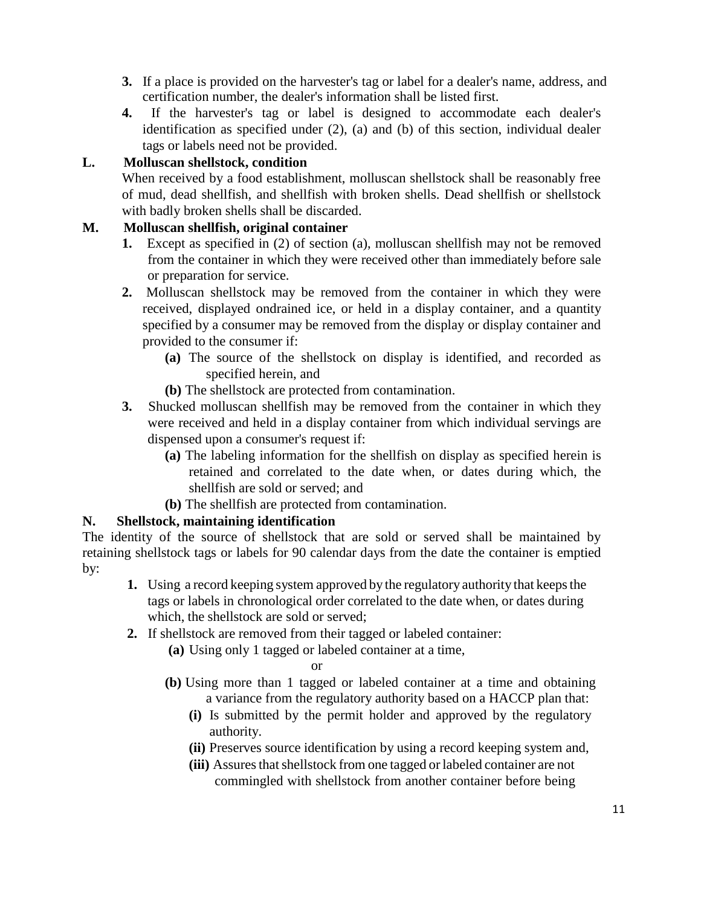3. If a place is provided on the harvester's tag or label for a dealer's name, address, and certification number, the dealer's information shall be listed first.
4. If the harvester's tag or label is designed to accommodate each dealer's identification as specified under (2), (a) and (b) of this section, individual dealer tags or labels need not be provided.

**L. Molluscan shellstock, condition**

When received by a food establishment, molluscan shellstock shall be reasonably free of mud, dead shellfish, and shellfish with broken shells. Dead shellfish or shellstock with badly broken shells shall be discarded.

**M. Molluscan shellfish, original container**

1. Except as specified in (2) of section (a), molluscan shellfish may not be removed from the container in which they were received other than immediately before sale or preparation for service.
2. Molluscan shellstock may be removed from the container in which they were received, displayed ondrained ice, or held in a display container, and a quantity specified by a consumer may be removed from the display or display container and provided to the consumer if:
   - **(a)** The source of the shellstock on display is identified, and recorded as specified herein, and
   - **(b)** The shellstock are protected from contamination.
3. Shucked molluscan shellfish may be removed from the container in which they were received and held in a display container from which individual servings are dispensed upon a consumer's request if:
   - **(a)** The labeling information for the shellfish on display as specified herein is retained and correlated to the date when, or dates during which, the shellfish are sold or served; and
   - **(b)** The shellfish are protected from contamination.

**N. Shellstock, maintaining identification**

The identity of the source of shellstock that are sold or served shall be maintained by retaining shellstock tags or labels for 90 calendar days from the date the container is emptied by:

1. Using a record keeping system approved by the regulatory authority that keeps the tags or labels in chronological order correlated to the date when, or dates during which, the shellstock are sold or served;
2. If shellstock are removed from their tagged or labeled container:
   - **(a)** Using only 1 tagged or labeled container at a time,

     or
   - **(b)** Using more than 1 tagged or labeled container at a time and obtaining a variance from the regulatory authority based on a HACCP plan that:
     - **(i)** Is submitted by the permit holder and approved by the regulatory authority.
     - **(ii)** Preserves source identification by using a record keeping system and,
     - **(iii)** Assures that shellstock from one tagged or labeled container are not commingled with shellstock from another container before being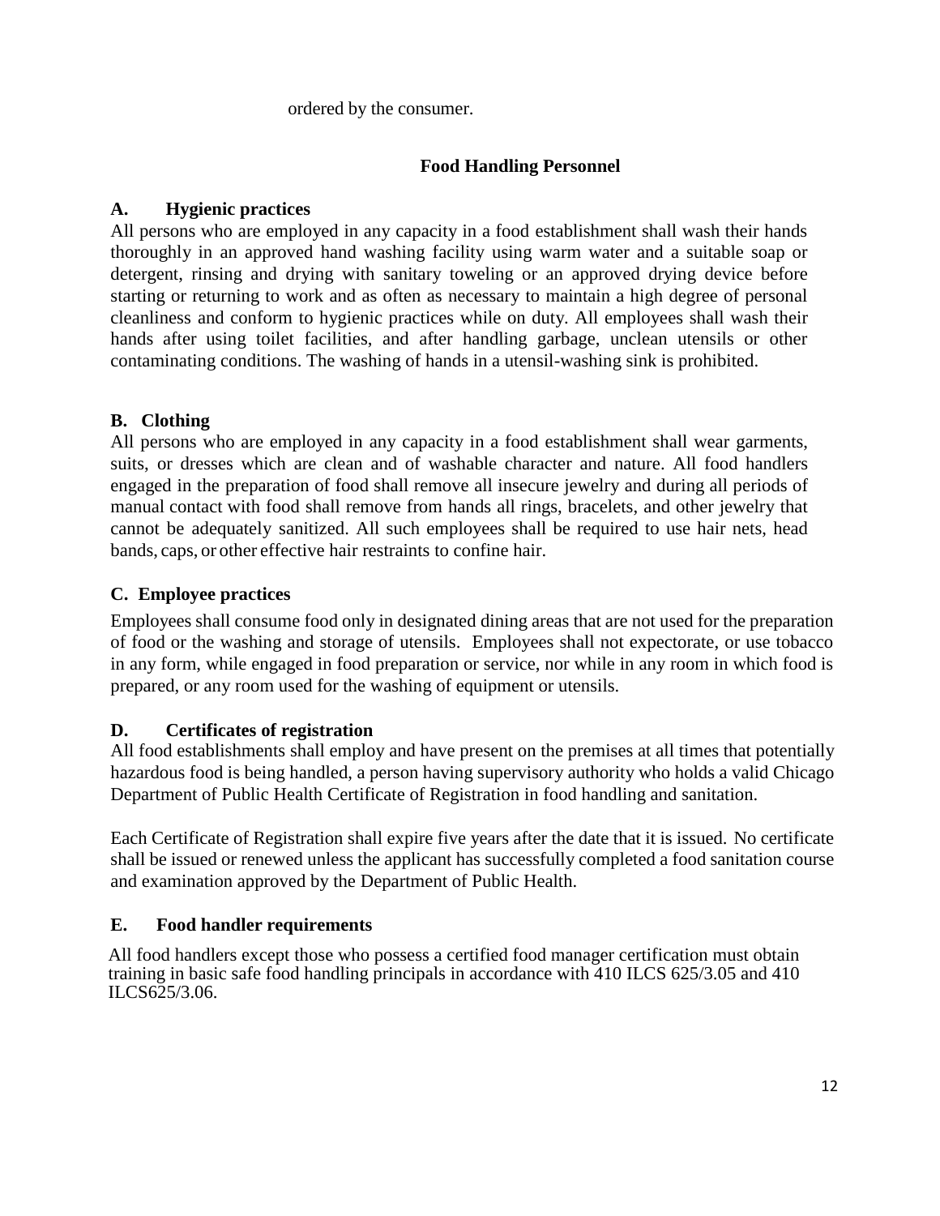ordered by the consumer.

## Food Handling Personnel

### A. Hygienic practices

All persons who are employed in any capacity in a food establishment shall wash their hands thoroughly in an approved hand washing facility using warm water and a suitable soap or detergent, rinsing and drying with sanitary toweling or an approved drying device before starting or returning to work and as often as necessary to maintain a high degree of personal cleanliness and conform to hygienic practices while on duty. All employees shall wash their hands after using toilet facilities, and after handling garbage, unclean utensils or other contaminating conditions. The washing of hands in a utensil-washing sink is prohibited.

### B. Clothing

All persons who are employed in any capacity in a food establishment shall wear garments, suits, or dresses which are clean and of washable character and nature. All food handlers engaged in the preparation of food shall remove all insecure jewelry and during all periods of manual contact with food shall remove from hands all rings, bracelets, and other jewelry that cannot be adequately sanitized. All such employees shall be required to use hair nets, head bands, caps, or other effective hair restraints to confine hair.

### C. Employee practices

Employees shall consume food only in designated dining areas that are not used for the preparation of food or the washing and storage of utensils. Employees shall not expectorate, or use tobacco in any form, while engaged in food preparation or service, nor while in any room in which food is prepared, or any room used for the washing of equipment or utensils.

### D. Certificates of registration

All food establishments shall employ and have present on the premises at all times that potentially hazardous food is being handled, a person having supervisory authority who holds a valid Chicago Department of Public Health Certificate of Registration in food handling and sanitation.

Each Certificate of Registration shall expire five years after the date that it is issued. No certificate shall be issued or renewed unless the applicant has successfully completed a food sanitation course and examination approved by the Department of Public Health.

### E. Food handler requirements

All food handlers except those who possess a certified food manager certification must obtain training in basic safe food handling principals in accordance with 410 ILCS 625/3.05 and 410 ILCS625/3.06.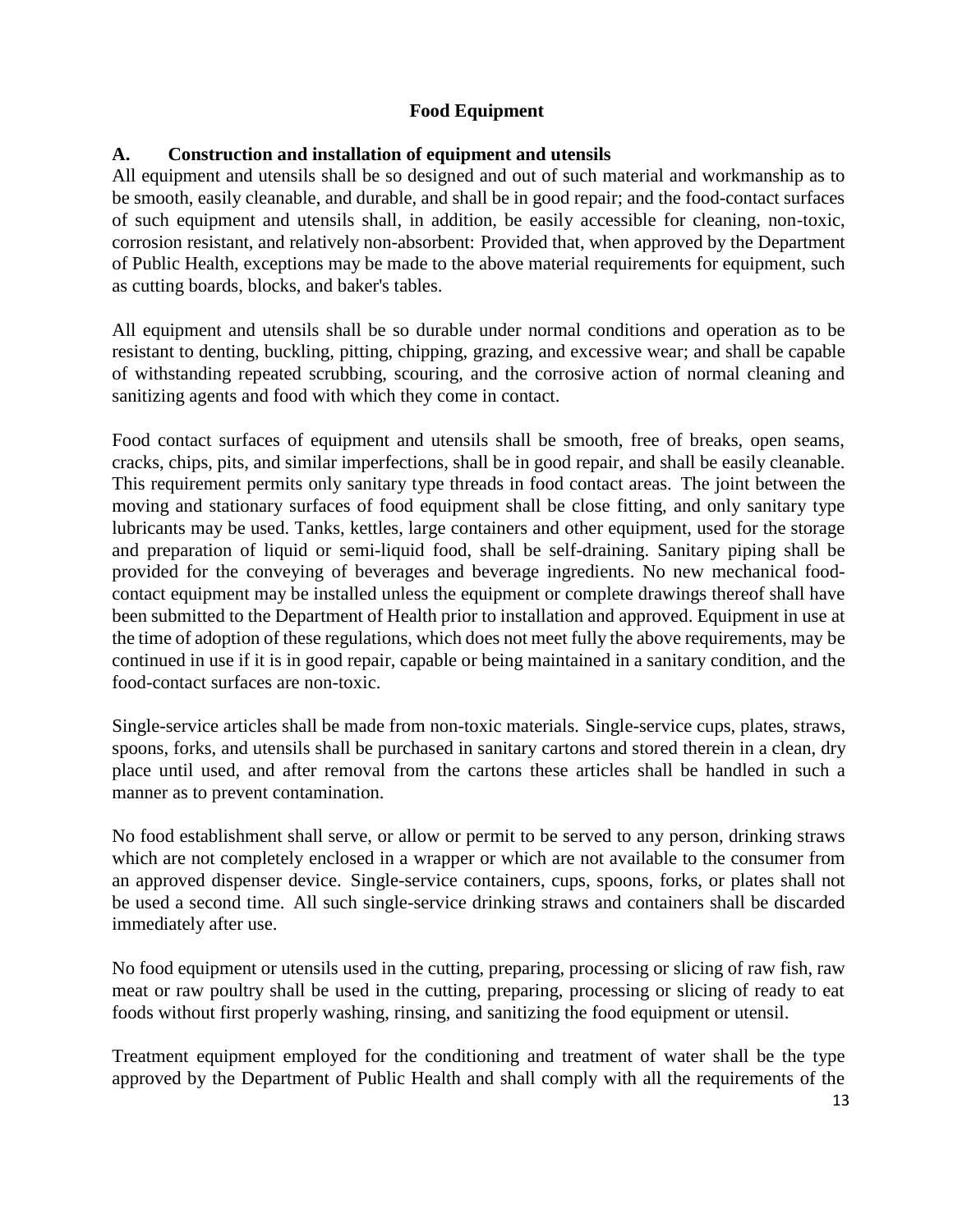## Food Equipment

### A. Construction and installation of equipment and utensils

All equipment and utensils shall be so designed and out of such material and workmanship as to be smooth, easily cleanable, and durable, and shall be in good repair; and the food-contact surfaces of such equipment and utensils shall, in addition, be easily accessible for cleaning, non-toxic, corrosion resistant, and relatively non-absorbent: Provided that, when approved by the Department of Public Health, exceptions may be made to the above material requirements for equipment, such as cutting boards, blocks, and baker's tables.

All equipment and utensils shall be so durable under normal conditions and operation as to be resistant to denting, buckling, pitting, chipping, grazing, and excessive wear; and shall be capable of withstanding repeated scrubbing, scouring, and the corrosive action of normal cleaning and sanitizing agents and food with which they come in contact.

Food contact surfaces of equipment and utensils shall be smooth, free of breaks, open seams, cracks, chips, pits, and similar imperfections, shall be in good repair, and shall be easily cleanable. This requirement permits only sanitary type threads in food contact areas. The joint between the moving and stationary surfaces of food equipment shall be close fitting, and only sanitary type lubricants may be used. Tanks, kettles, large containers and other equipment, used for the storage and preparation of liquid or semi-liquid food, shall be self-draining. Sanitary piping shall be provided for the conveying of beverages and beverage ingredients. No new mechanical food-contact equipment may be installed unless the equipment or complete drawings thereof shall have been submitted to the Department of Health prior to installation and approved. Equipment in use at the time of adoption of these regulations, which does not meet fully the above requirements, may be continued in use if it is in good repair, capable or being maintained in a sanitary condition, and the food-contact surfaces are non-toxic.

Single-service articles shall be made from non-toxic materials. Single-service cups, plates, straws, spoons, forks, and utensils shall be purchased in sanitary cartons and stored therein in a clean, dry place until used, and after removal from the cartons these articles shall be handled in such a manner as to prevent contamination.

No food establishment shall serve, or allow or permit to be served to any person, drinking straws which are not completely enclosed in a wrapper or which are not available to the consumer from an approved dispenser device. Single-service containers, cups, spoons, forks, or plates shall not be used a second time. All such single-service drinking straws and containers shall be discarded immediately after use.

No food equipment or utensils used in the cutting, preparing, processing or slicing of raw fish, raw meat or raw poultry shall be used in the cutting, preparing, processing or slicing of ready to eat foods without first properly washing, rinsing, and sanitizing the food equipment or utensil.

Treatment equipment employed for the conditioning and treatment of water shall be the type approved by the Department of Public Health and shall comply with all the requirements of the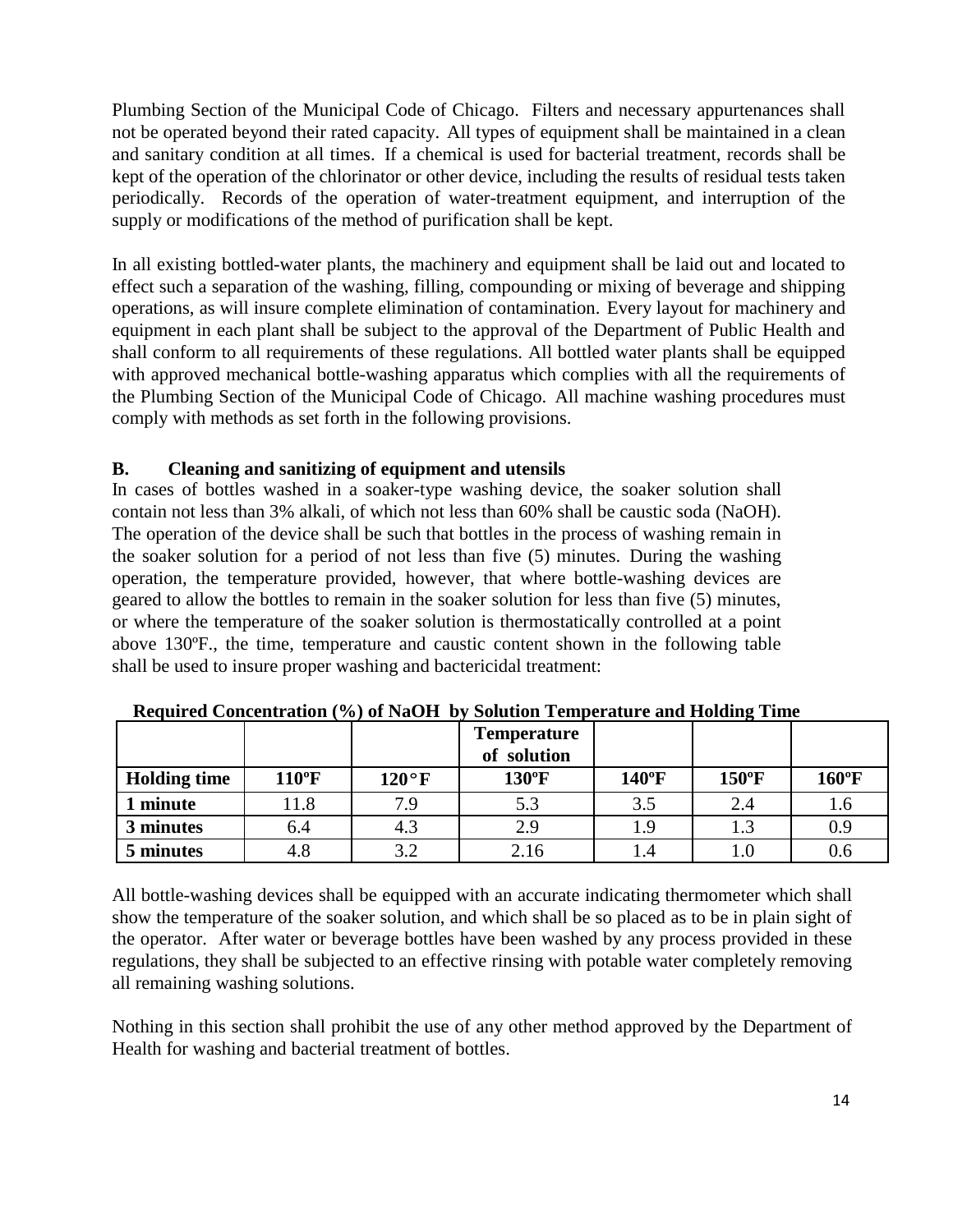Plumbing Section of the Municipal Code of Chicago. Filters and necessary appurtenances shall not be operated beyond their rated capacity. All types of equipment shall be maintained in a clean and sanitary condition at all times. If a chemical is used for bacterial treatment, records shall be kept of the operation of the chlorinator or other device, including the results of residual tests taken periodically. Records of the operation of water-treatment equipment, and interruption of the supply or modifications of the method of purification shall be kept.

In all existing bottled-water plants, the machinery and equipment shall be laid out and located to effect such a separation of the washing, filling, compounding or mixing of beverage and shipping operations, as will insure complete elimination of contamination. Every layout for machinery and equipment in each plant shall be subject to the approval of the Department of Public Health and shall conform to all requirements of these regulations. All bottled water plants shall be equipped with approved mechanical bottle-washing apparatus which complies with all the requirements of the Plumbing Section of the Municipal Code of Chicago. All machine washing procedures must comply with methods as set forth in the following provisions.

**B. Cleaning and sanitizing of equipment and utensils**

In cases of bottles washed in a soaker-type washing device, the soaker solution shall contain not less than 3% alkali, of which not less than 60% shall be caustic soda (NaOH). The operation of the device shall be such that bottles in the process of washing remain in the soaker solution for a period of not less than five (5) minutes. During the washing operation, the temperature provided, however, that where bottle-washing devices are geared to allow the bottles to remain in the soaker solution for less than five (5) minutes, or where the temperature of the soaker solution is thermostatically controlled at a point above 130ºF., the time, temperature and caustic content shown in the following table shall be used to insure proper washing and bactericidal treatment:

**Required Concentration (%) of NaOH by Solution Temperature and Holding Time**

| | | | **Temperature of solution** | | | |
|---|---|---|---|---|---|---|
| **Holding time** | **110ºF** | **120°F** | **130ºF** | **140ºF** | **150ºF** | **160ºF** |
| **1 minute** | 11.8 | 7.9 | 5.3 | 3.5 | 2.4 | 1.6 |
| **3 minutes** | 6.4 | 4.3 | 2.9 | 1.9 | 1.3 | 0.9 |
| **5 minutes** | 4.8 | 3.2 | 2.16 | 1.4 | 1.0 | 0.6 |

All bottle-washing devices shall be equipped with an accurate indicating thermometer which shall show the temperature of the soaker solution, and which shall be so placed as to be in plain sight of the operator. After water or beverage bottles have been washed by any process provided in these regulations, they shall be subjected to an effective rinsing with potable water completely removing all remaining washing solutions.

Nothing in this section shall prohibit the use of any other method approved by the Department of Health for washing and bacterial treatment of bottles.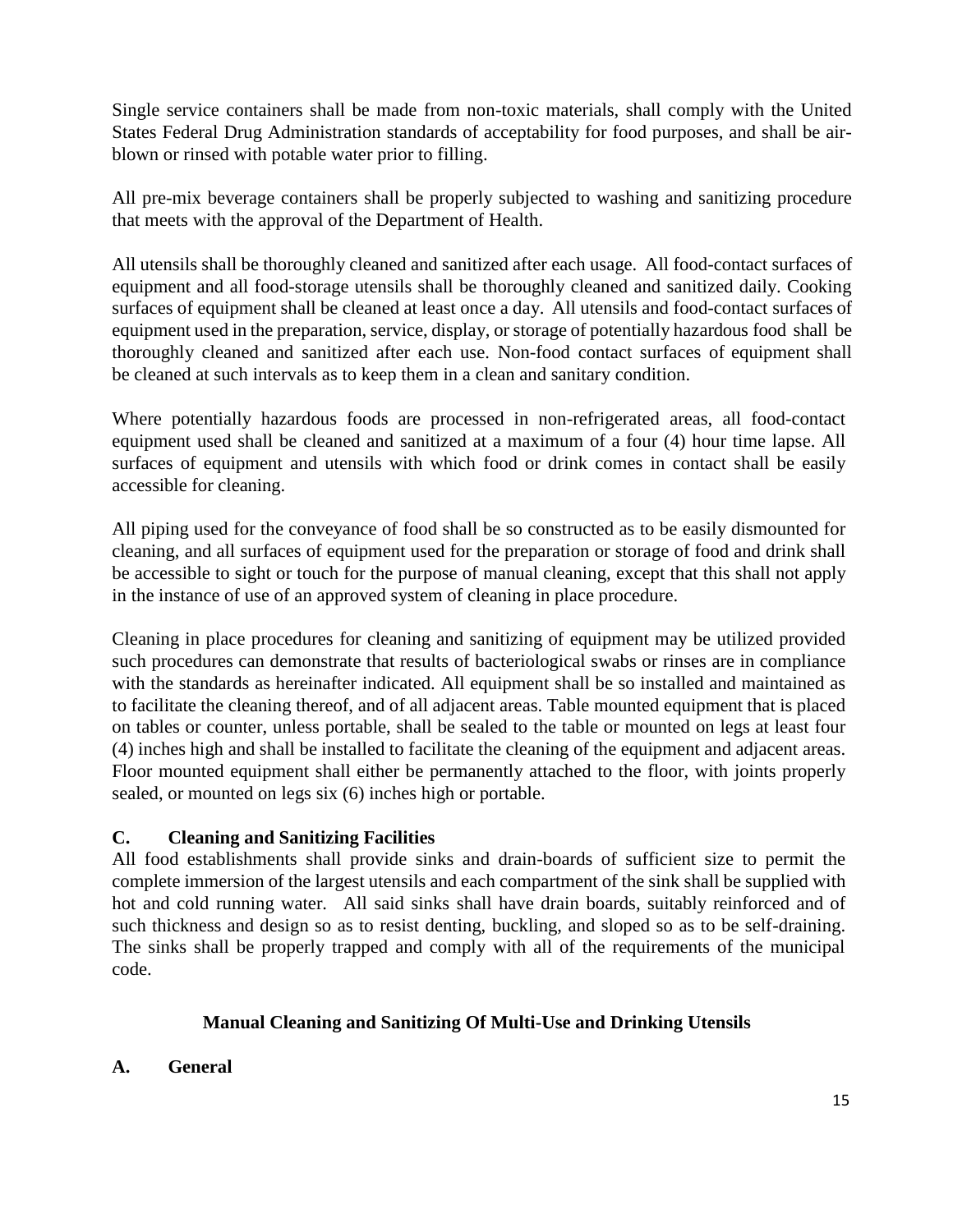Single service containers shall be made from non-toxic materials, shall comply with the United States Federal Drug Administration standards of acceptability for food purposes, and shall be air-blown or rinsed with potable water prior to filling.

All pre-mix beverage containers shall be properly subjected to washing and sanitizing procedure that meets with the approval of the Department of Health.

All utensils shall be thoroughly cleaned and sanitized after each usage. All food-contact surfaces of equipment and all food-storage utensils shall be thoroughly cleaned and sanitized daily. Cooking surfaces of equipment shall be cleaned at least once a day. All utensils and food-contact surfaces of equipment used in the preparation, service, display, or storage of potentially hazardous food shall be thoroughly cleaned and sanitized after each use. Non-food contact surfaces of equipment shall be cleaned at such intervals as to keep them in a clean and sanitary condition.

Where potentially hazardous foods are processed in non-refrigerated areas, all food-contact equipment used shall be cleaned and sanitized at a maximum of a four (4) hour time lapse. All surfaces of equipment and utensils with which food or drink comes in contact shall be easily accessible for cleaning.

All piping used for the conveyance of food shall be so constructed as to be easily dismounted for cleaning, and all surfaces of equipment used for the preparation or storage of food and drink shall be accessible to sight or touch for the purpose of manual cleaning, except that this shall not apply in the instance of use of an approved system of cleaning in place procedure.

Cleaning in place procedures for cleaning and sanitizing of equipment may be utilized provided such procedures can demonstrate that results of bacteriological swabs or rinses are in compliance with the standards as hereinafter indicated. All equipment shall be so installed and maintained as to facilitate the cleaning thereof, and of all adjacent areas. Table mounted equipment that is placed on tables or counter, unless portable, shall be sealed to the table or mounted on legs at least four (4) inches high and shall be installed to facilitate the cleaning of the equipment and adjacent areas. Floor mounted equipment shall either be permanently attached to the floor, with joints properly sealed, or mounted on legs six (6) inches high or portable.

**C. Cleaning and Sanitizing Facilities**

All food establishments shall provide sinks and drain-boards of sufficient size to permit the complete immersion of the largest utensils and each compartment of the sink shall be supplied with hot and cold running water. All said sinks shall have drain boards, suitably reinforced and of such thickness and design so as to resist denting, buckling, and sloped so as to be self-draining. The sinks shall be properly trapped and comply with all of the requirements of the municipal code.

## Manual Cleaning and Sanitizing Of Multi-Use and Drinking Utensils

**A. General**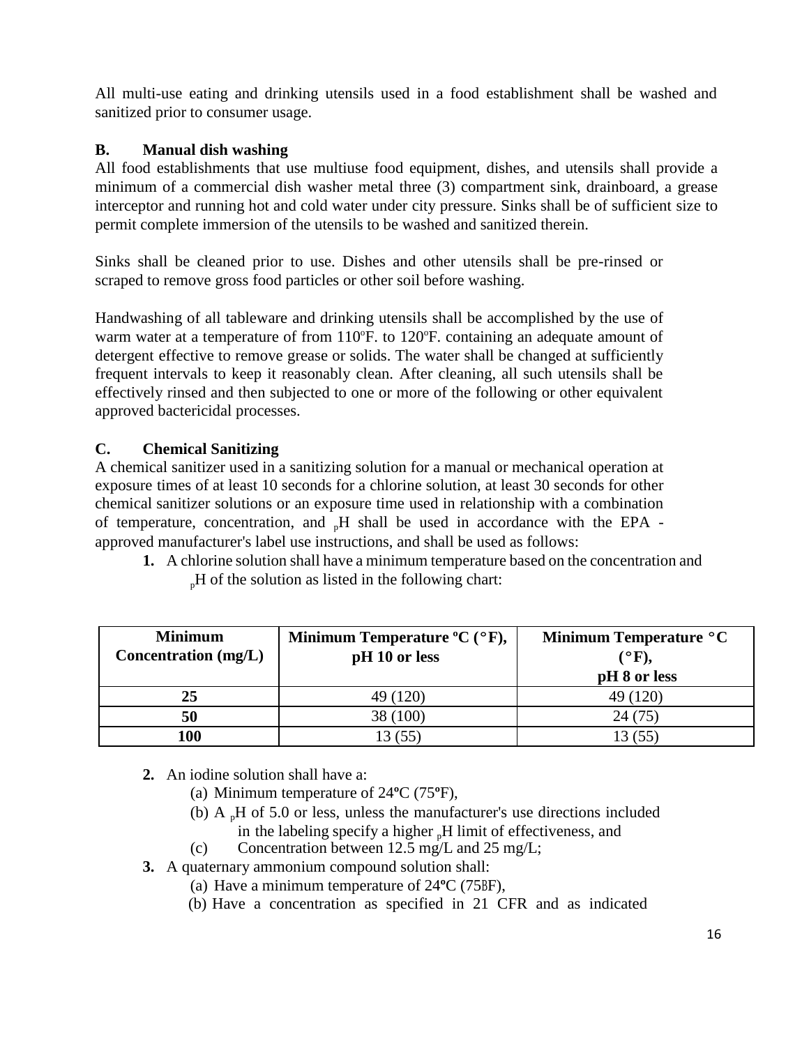All multi-use eating and drinking utensils used in a food establishment shall be washed and sanitized prior to consumer usage.

**B. Manual dish washing**

All food establishments that use multiuse food equipment, dishes, and utensils shall provide a minimum of a commercial dish washer metal three (3) compartment sink, drainboard, a grease interceptor and running hot and cold water under city pressure. Sinks shall be of sufficient size to permit complete immersion of the utensils to be washed and sanitized therein.

Sinks shall be cleaned prior to use. Dishes and other utensils shall be pre-rinsed or scraped to remove gross food particles or other soil before washing.

Handwashing of all tableware and drinking utensils shall be accomplished by the use of warm water at a temperature of from 110ºF. to 120ºF. containing an adequate amount of detergent effective to remove grease or solids. The water shall be changed at sufficiently frequent intervals to keep it reasonably clean. After cleaning, all such utensils shall be effectively rinsed and then subjected to one or more of the following or other equivalent approved bactericidal processes.

**C. Chemical Sanitizing**

A chemical sanitizer used in a sanitizing solution for a manual or mechanical operation at exposure times of at least 10 seconds for a chlorine solution, at least 30 seconds for other chemical sanitizer solutions or an exposure time used in relationship with a combination of temperature, concentration, and $_{p}$H shall be used in accordance with the EPA - approved manufacturer's label use instructions, and shall be used as follows:

1. A chlorine solution shall have a minimum temperature based on the concentration and $_{p}$H of the solution as listed in the following chart:

| Minimum Concentration (mg/L) | Minimum Temperature ºC (°F), pH 10 or less | Minimum Temperature °C (°F), pH 8 or less |
|---|---|---|
| **25** | 49 (120) | 49 (120) |
| **50** | 38 (100) | 24 (75) |
| **100** | 13 (55) | 13 (55) |

2. An iodine solution shall have a:
   (a) Minimum temperature of 24ºC (75ºF),
   (b) A $_{p}$H of 5.0 or less, unless the manufacturer's use directions included in the labeling specify a higher $_{p}$H limit of effectiveness, and
   (c) Concentration between 12.5 mg/L and 25 mg/L;
3. A quaternary ammonium compound solution shall:
   (a) Have a minimum temperature of 24ºC (75ºF),
   (b) Have a concentration as specified in 21 CFR and as indicated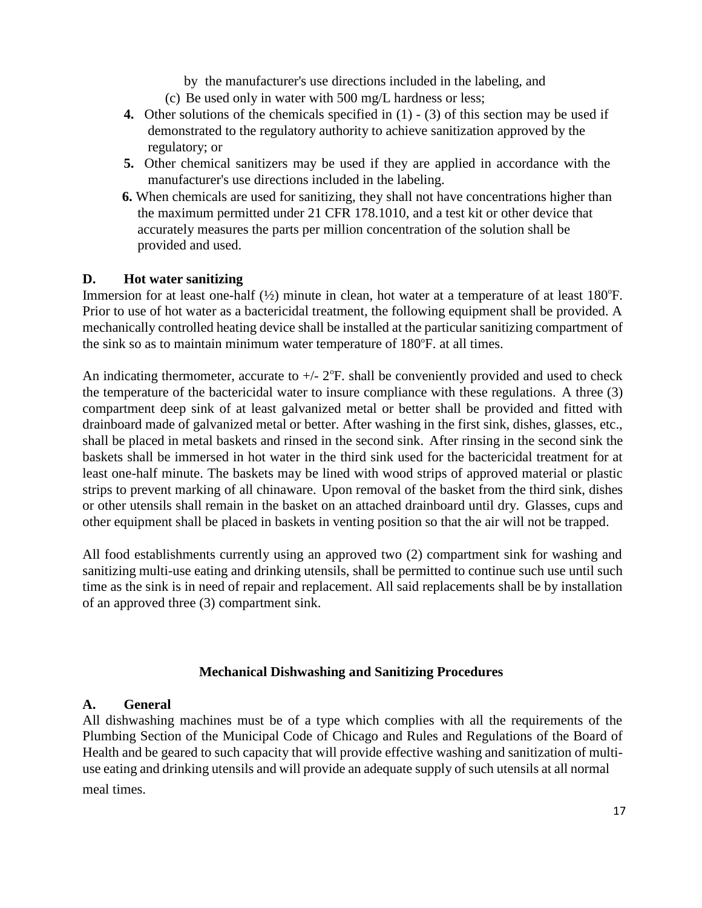by the manufacturer's use directions included in the labeling, and

(c) Be used only in water with 500 mg/L hardness or less;

**4.** Other solutions of the chemicals specified in (1) - (3) of this section may be used if demonstrated to the regulatory authority to achieve sanitization approved by the regulatory; or

**5.** Other chemical sanitizers may be used if they are applied in accordance with the manufacturer's use directions included in the labeling.

**6.** When chemicals are used for sanitizing, they shall not have concentrations higher than the maximum permitted under 21 CFR 178.1010, and a test kit or other device that accurately measures the parts per million concentration of the solution shall be provided and used.

**D. Hot water sanitizing**

Immersion for at least one-half (½) minute in clean, hot water at a temperature of at least 180°F. Prior to use of hot water as a bactericidal treatment, the following equipment shall be provided. A mechanically controlled heating device shall be installed at the particular sanitizing compartment of the sink so as to maintain minimum water temperature of 180°F. at all times.

An indicating thermometer, accurate to +/- 2°F. shall be conveniently provided and used to check the temperature of the bactericidal water to insure compliance with these regulations. A three (3) compartment deep sink of at least galvanized metal or better shall be provided and fitted with drainboard made of galvanized metal or better. After washing in the first sink, dishes, glasses, etc., shall be placed in metal baskets and rinsed in the second sink. After rinsing in the second sink the baskets shall be immersed in hot water in the third sink used for the bactericidal treatment for at least one-half minute. The baskets may be lined with wood strips of approved material or plastic strips to prevent marking of all chinaware. Upon removal of the basket from the third sink, dishes or other utensils shall remain in the basket on an attached drainboard until dry. Glasses, cups and other equipment shall be placed in baskets in venting position so that the air will not be trapped.

All food establishments currently using an approved two (2) compartment sink for washing and sanitizing multi-use eating and drinking utensils, shall be permitted to continue such use until such time as the sink is in need of repair and replacement. All said replacements shall be by installation of an approved three (3) compartment sink.

## Mechanical Dishwashing and Sanitizing Procedures

**A. General**

All dishwashing machines must be of a type which complies with all the requirements of the Plumbing Section of the Municipal Code of Chicago and Rules and Regulations of the Board of Health and be geared to such capacity that will provide effective washing and sanitization of multi-use eating and drinking utensils and will provide an adequate supply of such utensils at all normal meal times.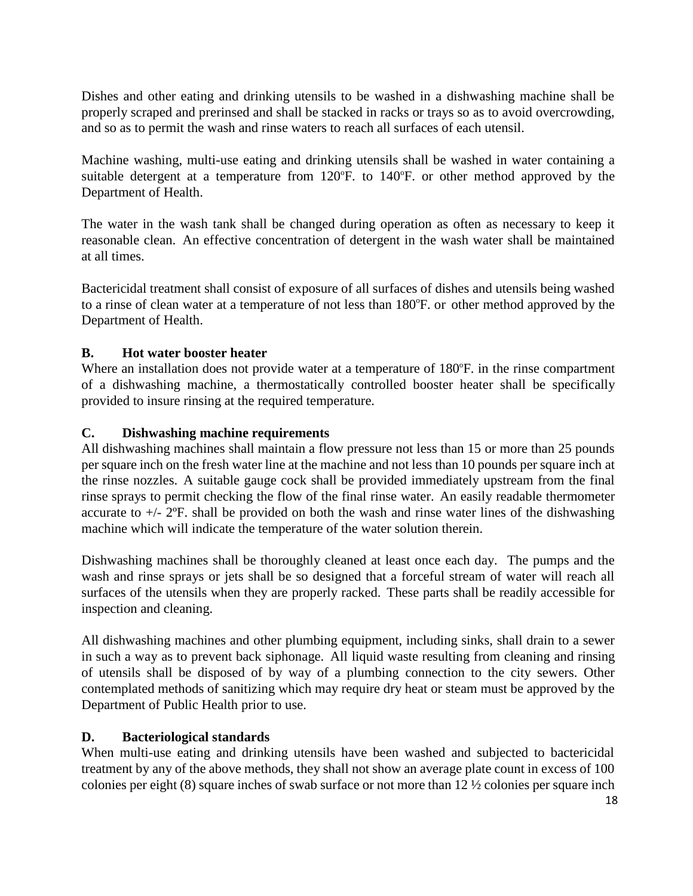Dishes and other eating and drinking utensils to be washed in a dishwashing machine shall be properly scraped and prerinsed and shall be stacked in racks or trays so as to avoid overcrowding, and so as to permit the wash and rinse waters to reach all surfaces of each utensil.

Machine washing, multi-use eating and drinking utensils shall be washed in water containing a suitable detergent at a temperature from 120ºF. to 140ºF. or other method approved by the Department of Health.

The water in the wash tank shall be changed during operation as often as necessary to keep it reasonable clean. An effective concentration of detergent in the wash water shall be maintained at all times.

Bactericidal treatment shall consist of exposure of all surfaces of dishes and utensils being washed to a rinse of clean water at a temperature of not less than 180ºF. or other method approved by the Department of Health.

**B. Hot water booster heater**

Where an installation does not provide water at a temperature of 180ºF. in the rinse compartment of a dishwashing machine, a thermostatically controlled booster heater shall be specifically provided to insure rinsing at the required temperature.

**C. Dishwashing machine requirements**

All dishwashing machines shall maintain a flow pressure not less than 15 or more than 25 pounds per square inch on the fresh water line at the machine and not less than 10 pounds per square inch at the rinse nozzles. A suitable gauge cock shall be provided immediately upstream from the final rinse sprays to permit checking the flow of the final rinse water. An easily readable thermometer accurate to +/- 2ºF. shall be provided on both the wash and rinse water lines of the dishwashing machine which will indicate the temperature of the water solution therein.

Dishwashing machines shall be thoroughly cleaned at least once each day. The pumps and the wash and rinse sprays or jets shall be so designed that a forceful stream of water will reach all surfaces of the utensils when they are properly racked. These parts shall be readily accessible for inspection and cleaning.

All dishwashing machines and other plumbing equipment, including sinks, shall drain to a sewer in such a way as to prevent back siphonage. All liquid waste resulting from cleaning and rinsing of utensils shall be disposed of by way of a plumbing connection to the city sewers. Other contemplated methods of sanitizing which may require dry heat or steam must be approved by the Department of Public Health prior to use.

**D. Bacteriological standards**

When multi-use eating and drinking utensils have been washed and subjected to bactericidal treatment by any of the above methods, they shall not show an average plate count in excess of 100 colonies per eight (8) square inches of swab surface or not more than 12 ½ colonies per square inch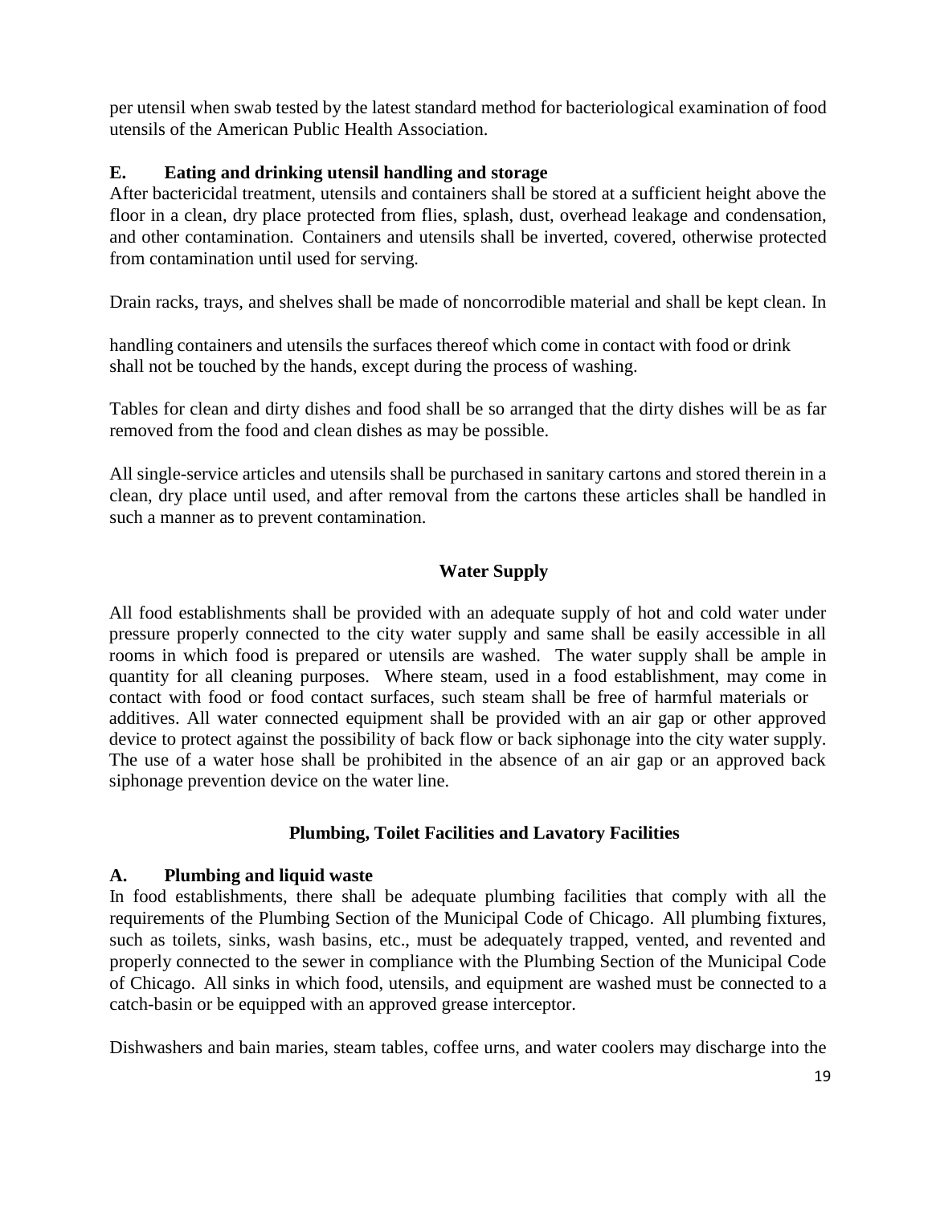per utensil when swab tested by the latest standard method for bacteriological examination of food utensils of the American Public Health Association.

**E. Eating and drinking utensil handling and storage**

After bactericidal treatment, utensils and containers shall be stored at a sufficient height above the floor in a clean, dry place protected from flies, splash, dust, overhead leakage and condensation, and other contamination. Containers and utensils shall be inverted, covered, otherwise protected from contamination until used for serving.

Drain racks, trays, and shelves shall be made of noncorrodible material and shall be kept clean. In handling containers and utensils the surfaces thereof which come in contact with food or drink shall not be touched by the hands, except during the process of washing.

Tables for clean and dirty dishes and food shall be so arranged that the dirty dishes will be as far removed from the food and clean dishes as may be possible.

All single-service articles and utensils shall be purchased in sanitary cartons and stored therein in a clean, dry place until used, and after removal from the cartons these articles shall be handled in such a manner as to prevent contamination.

## Water Supply

All food establishments shall be provided with an adequate supply of hot and cold water under pressure properly connected to the city water supply and same shall be easily accessible in all rooms in which food is prepared or utensils are washed. The water supply shall be ample in quantity for all cleaning purposes. Where steam, used in a food establishment, may come in contact with food or food contact surfaces, such steam shall be free of harmful materials or additives. All water connected equipment shall be provided with an air gap or other approved device to protect against the possibility of back flow or back siphonage into the city water supply. The use of a water hose shall be prohibited in the absence of an air gap or an approved back siphonage prevention device on the water line.

## Plumbing, Toilet Facilities and Lavatory Facilities

**A. Plumbing and liquid waste**

In food establishments, there shall be adequate plumbing facilities that comply with all the requirements of the Plumbing Section of the Municipal Code of Chicago. All plumbing fixtures, such as toilets, sinks, wash basins, etc., must be adequately trapped, vented, and revented and properly connected to the sewer in compliance with the Plumbing Section of the Municipal Code of Chicago. All sinks in which food, utensils, and equipment are washed must be connected to a catch-basin or be equipped with an approved grease interceptor.

Dishwashers and bain maries, steam tables, coffee urns, and water coolers may discharge into the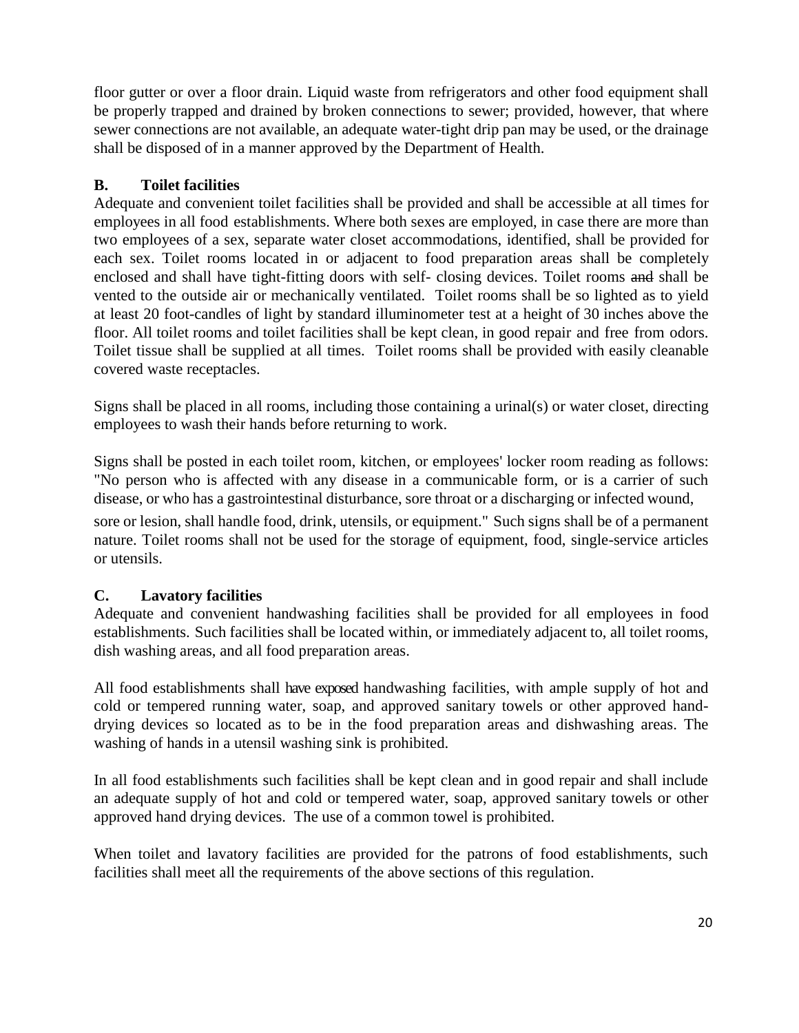floor gutter or over a floor drain. Liquid waste from refrigerators and other food equipment shall be properly trapped and drained by broken connections to sewer; provided, however, that where sewer connections are not available, an adequate water-tight drip pan may be used, or the drainage shall be disposed of in a manner approved by the Department of Health.

**B. Toilet facilities**

Adequate and convenient toilet facilities shall be provided and shall be accessible at all times for employees in all food establishments. Where both sexes are employed, in case there are more than two employees of a sex, separate water closet accommodations, identified, shall be provided for each sex. Toilet rooms located in or adjacent to food preparation areas shall be completely enclosed and shall have tight-fitting doors with self- closing devices. Toilet rooms ~~and~~ shall be vented to the outside air or mechanically ventilated. Toilet rooms shall be so lighted as to yield at least 20 foot-candles of light by standard illuminometer test at a height of 30 inches above the floor. All toilet rooms and toilet facilities shall be kept clean, in good repair and free from odors. Toilet tissue shall be supplied at all times. Toilet rooms shall be provided with easily cleanable covered waste receptacles.

Signs shall be placed in all rooms, including those containing a urinal(s) or water closet, directing employees to wash their hands before returning to work.

Signs shall be posted in each toilet room, kitchen, or employees' locker room reading as follows: "No person who is affected with any disease in a communicable form, or is a carrier of such disease, or who has a gastrointestinal disturbance, sore throat or a discharging or infected wound, sore or lesion, shall handle food, drink, utensils, or equipment." Such signs shall be of a permanent nature. Toilet rooms shall not be used for the storage of equipment, food, single-service articles or utensils.

**C. Lavatory facilities**

Adequate and convenient handwashing facilities shall be provided for all employees in food establishments. Such facilities shall be located within, or immediately adjacent to, all toilet rooms, dish washing areas, and all food preparation areas.

All food establishments shall have exposed handwashing facilities, with ample supply of hot and cold or tempered running water, soap, and approved sanitary towels or other approved hand-drying devices so located as to be in the food preparation areas and dishwashing areas. The washing of hands in a utensil washing sink is prohibited.

In all food establishments such facilities shall be kept clean and in good repair and shall include an adequate supply of hot and cold or tempered water, soap, approved sanitary towels or other approved hand drying devices. The use of a common towel is prohibited.

When toilet and lavatory facilities are provided for the patrons of food establishments, such facilities shall meet all the requirements of the above sections of this regulation.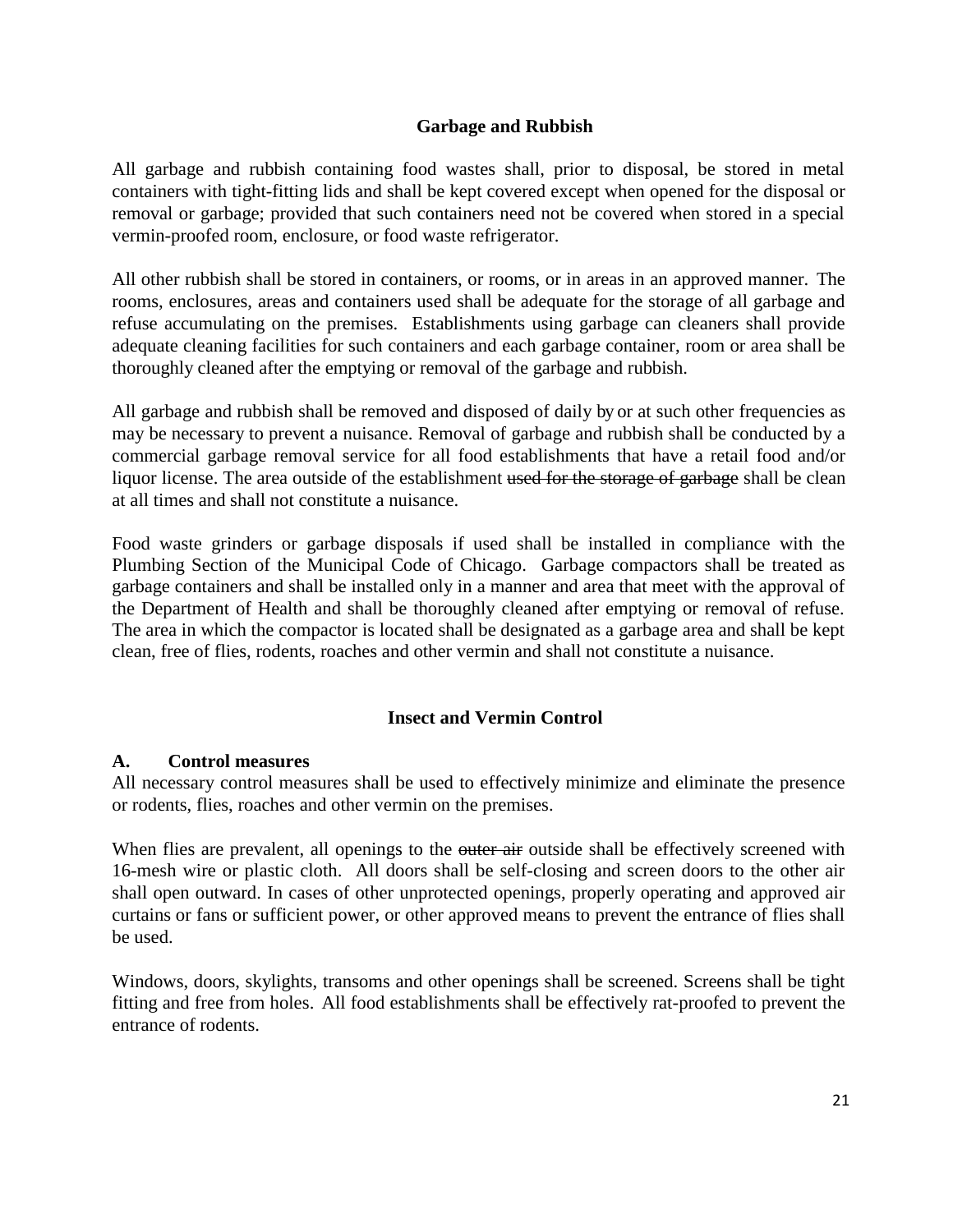## Garbage and Rubbish

All garbage and rubbish containing food wastes shall, prior to disposal, be stored in metal containers with tight-fitting lids and shall be kept covered except when opened for the disposal or removal or garbage; provided that such containers need not be covered when stored in a special vermin-proofed room, enclosure, or food waste refrigerator.

All other rubbish shall be stored in containers, or rooms, or in areas in an approved manner. The rooms, enclosures, areas and containers used shall be adequate for the storage of all garbage and refuse accumulating on the premises. Establishments using garbage can cleaners shall provide adequate cleaning facilities for such containers and each garbage container, room or area shall be thoroughly cleaned after the emptying or removal of the garbage and rubbish.

All garbage and rubbish shall be removed and disposed of daily by or at such other frequencies as may be necessary to prevent a nuisance. Removal of garbage and rubbish shall be conducted by a commercial garbage removal service for all food establishments that have a retail food and/or liquor license. The area outside of the establishment ~~used for the storage of garbage~~ shall be clean at all times and shall not constitute a nuisance.

Food waste grinders or garbage disposals if used shall be installed in compliance with the Plumbing Section of the Municipal Code of Chicago. Garbage compactors shall be treated as garbage containers and shall be installed only in a manner and area that meet with the approval of the Department of Health and shall be thoroughly cleaned after emptying or removal of refuse. The area in which the compactor is located shall be designated as a garbage area and shall be kept clean, free of flies, rodents, roaches and other vermin and shall not constitute a nuisance.

## Insect and Vermin Control

### A. Control measures

All necessary control measures shall be used to effectively minimize and eliminate the presence or rodents, flies, roaches and other vermin on the premises.

When flies are prevalent, all openings to the ~~outer air~~ outside shall be effectively screened with 16-mesh wire or plastic cloth. All doors shall be self-closing and screen doors to the other air shall open outward. In cases of other unprotected openings, properly operating and approved air curtains or fans or sufficient power, or other approved means to prevent the entrance of flies shall be used.

Windows, doors, skylights, transoms and other openings shall be screened. Screens shall be tight fitting and free from holes. All food establishments shall be effectively rat-proofed to prevent the entrance of rodents.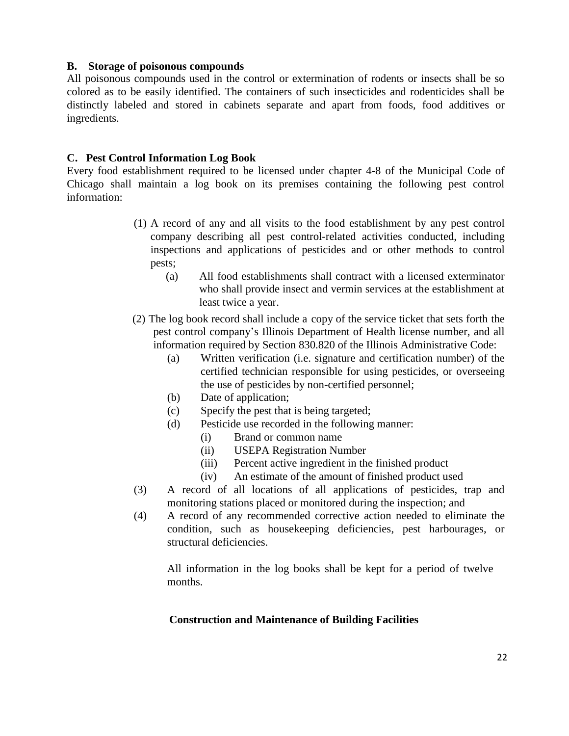### B. Storage of poisonous compounds

All poisonous compounds used in the control or extermination of rodents or insects shall be so colored as to be easily identified. The containers of such insecticides and rodenticides shall be distinctly labeled and stored in cabinets separate and apart from foods, food additives or ingredients.

### C. Pest Control Information Log Book

Every food establishment required to be licensed under chapter 4-8 of the Municipal Code of Chicago shall maintain a log book on its premises containing the following pest control information:

(1) A record of any and all visits to the food establishment by any pest control company describing all pest control-related activities conducted, including inspections and applications of pesticides and or other methods to control pests;

   (a) All food establishments shall contract with a licensed exterminator who shall provide insect and vermin services at the establishment at least twice a year.

(2) The log book record shall include a copy of the service ticket that sets forth the pest control company's Illinois Department of Health license number, and all information required by Section 830.820 of the Illinois Administrative Code:

   (a) Written verification (i.e. signature and certification number) of the certified technician responsible for using pesticides, or overseeing the use of pesticides by non-certified personnel;

   (b) Date of application;

   (c) Specify the pest that is being targeted;

   (d) Pesticide use recorded in the following manner:

      (i) Brand or common name

      (ii) USEPA Registration Number

      (iii) Percent active ingredient in the finished product

      (iv) An estimate of the amount of finished product used

(3) A record of all locations of all applications of pesticides, trap and monitoring stations placed or monitored during the inspection; and

(4) A record of any recommended corrective action needed to eliminate the condition, such as housekeeping deficiencies, pest harbourages, or structural deficiencies.

All information in the log books shall be kept for a period of twelve months.

### Construction and Maintenance of Building Facilities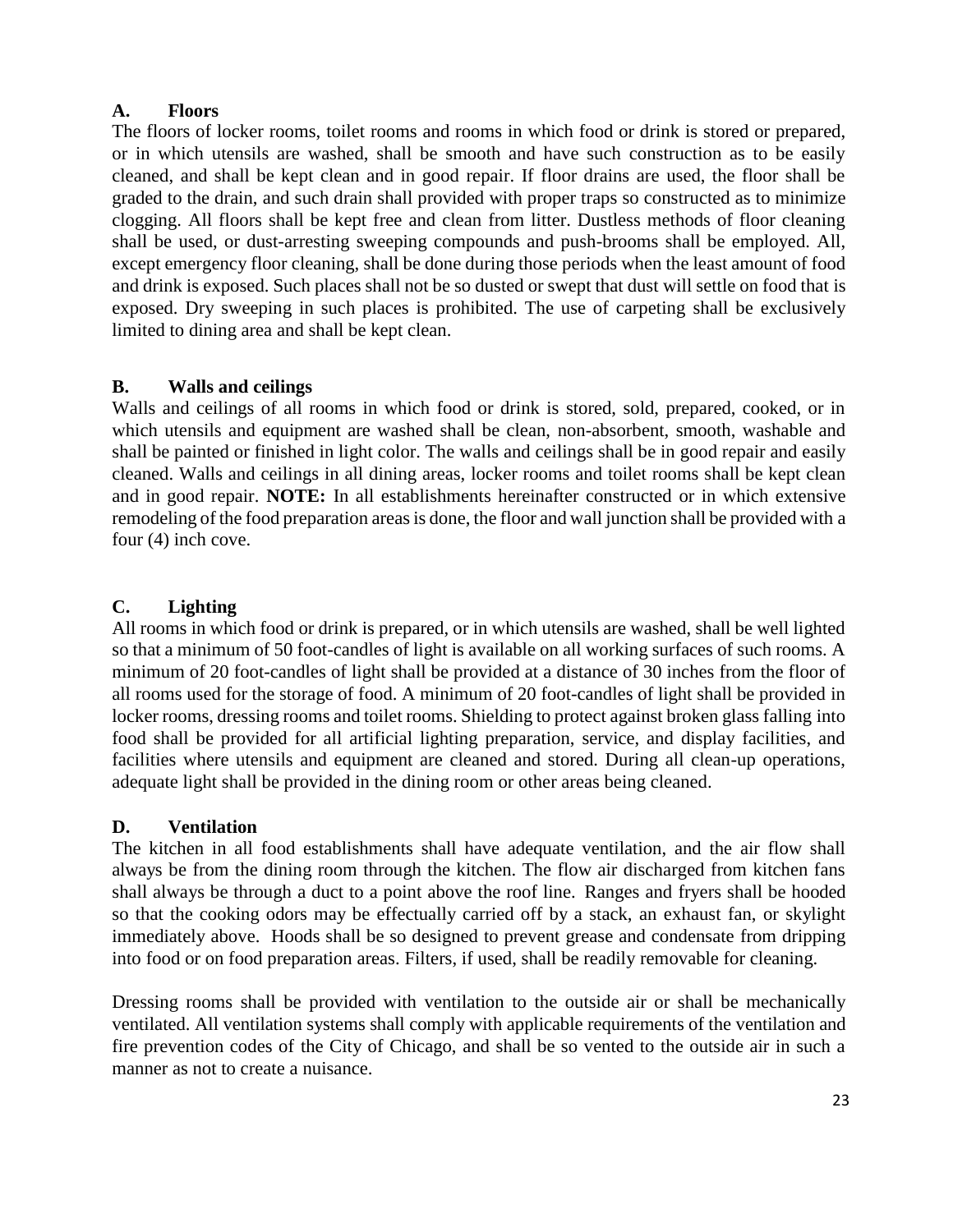### A. Floors

The floors of locker rooms, toilet rooms and rooms in which food or drink is stored or prepared, or in which utensils are washed, shall be smooth and have such construction as to be easily cleaned, and shall be kept clean and in good repair. If floor drains are used, the floor shall be graded to the drain, and such drain shall provided with proper traps so constructed as to minimize clogging. All floors shall be kept free and clean from litter. Dustless methods of floor cleaning shall be used, or dust-arresting sweeping compounds and push-brooms shall be employed. All, except emergency floor cleaning, shall be done during those periods when the least amount of food and drink is exposed. Such places shall not be so dusted or swept that dust will settle on food that is exposed. Dry sweeping in such places is prohibited. The use of carpeting shall be exclusively limited to dining area and shall be kept clean.

### B. Walls and ceilings

Walls and ceilings of all rooms in which food or drink is stored, sold, prepared, cooked, or in which utensils and equipment are washed shall be clean, non-absorbent, smooth, washable and shall be painted or finished in light color. The walls and ceilings shall be in good repair and easily cleaned. Walls and ceilings in all dining areas, locker rooms and toilet rooms shall be kept clean and in good repair. **NOTE:** In all establishments hereinafter constructed or in which extensive remodeling of the food preparation areas is done, the floor and wall junction shall be provided with a four (4) inch cove.

### C. Lighting

All rooms in which food or drink is prepared, or in which utensils are washed, shall be well lighted so that a minimum of 50 foot-candles of light is available on all working surfaces of such rooms. A minimum of 20 foot-candles of light shall be provided at a distance of 30 inches from the floor of all rooms used for the storage of food. A minimum of 20 foot-candles of light shall be provided in locker rooms, dressing rooms and toilet rooms. Shielding to protect against broken glass falling into food shall be provided for all artificial lighting preparation, service, and display facilities, and facilities where utensils and equipment are cleaned and stored. During all clean-up operations, adequate light shall be provided in the dining room or other areas being cleaned.

### D. Ventilation

The kitchen in all food establishments shall have adequate ventilation, and the air flow shall always be from the dining room through the kitchen. The flow air discharged from kitchen fans shall always be through a duct to a point above the roof line. Ranges and fryers shall be hooded so that the cooking odors may be effectually carried off by a stack, an exhaust fan, or skylight immediately above. Hoods shall be so designed to prevent grease and condensate from dripping into food or on food preparation areas. Filters, if used, shall be readily removable for cleaning.

Dressing rooms shall be provided with ventilation to the outside air or shall be mechanically ventilated. All ventilation systems shall comply with applicable requirements of the ventilation and fire prevention codes of the City of Chicago, and shall be so vented to the outside air in such a manner as not to create a nuisance.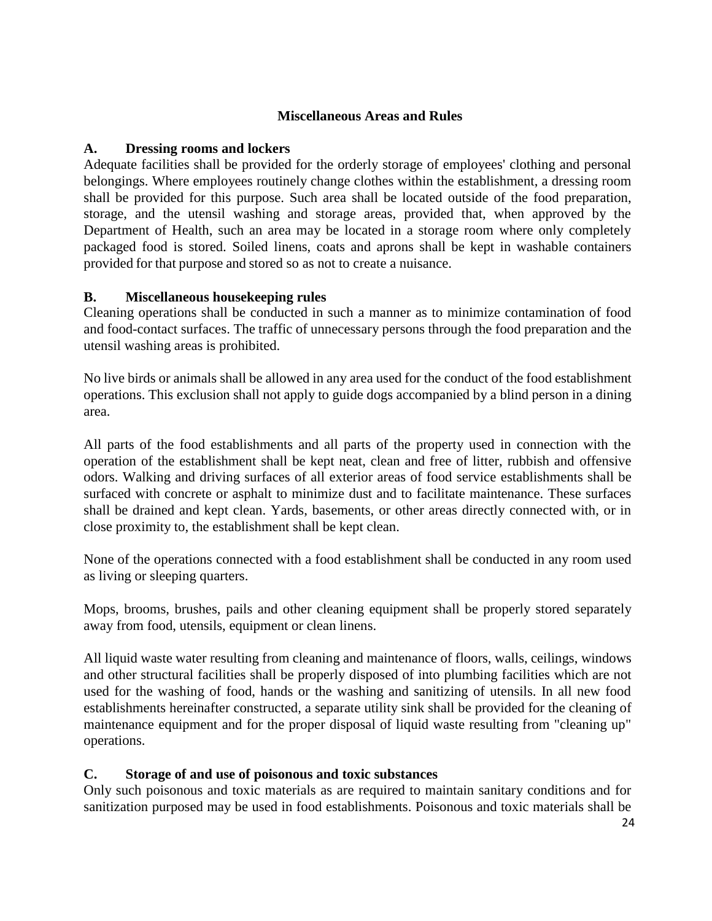## Miscellaneous Areas and Rules

### A. Dressing rooms and lockers

Adequate facilities shall be provided for the orderly storage of employees' clothing and personal belongings. Where employees routinely change clothes within the establishment, a dressing room shall be provided for this purpose. Such area shall be located outside of the food preparation, storage, and the utensil washing and storage areas, provided that, when approved by the Department of Health, such an area may be located in a storage room where only completely packaged food is stored. Soiled linens, coats and aprons shall be kept in washable containers provided for that purpose and stored so as not to create a nuisance.

### B. Miscellaneous housekeeping rules

Cleaning operations shall be conducted in such a manner as to minimize contamination of food and food-contact surfaces. The traffic of unnecessary persons through the food preparation and the utensil washing areas is prohibited.

No live birds or animals shall be allowed in any area used for the conduct of the food establishment operations. This exclusion shall not apply to guide dogs accompanied by a blind person in a dining area.

All parts of the food establishments and all parts of the property used in connection with the operation of the establishment shall be kept neat, clean and free of litter, rubbish and offensive odors. Walking and driving surfaces of all exterior areas of food service establishments shall be surfaced with concrete or asphalt to minimize dust and to facilitate maintenance. These surfaces shall be drained and kept clean. Yards, basements, or other areas directly connected with, or in close proximity to, the establishment shall be kept clean.

None of the operations connected with a food establishment shall be conducted in any room used as living or sleeping quarters.

Mops, brooms, brushes, pails and other cleaning equipment shall be properly stored separately away from food, utensils, equipment or clean linens.

All liquid waste water resulting from cleaning and maintenance of floors, walls, ceilings, windows and other structural facilities shall be properly disposed of into plumbing facilities which are not used for the washing of food, hands or the washing and sanitizing of utensils. In all new food establishments hereinafter constructed, a separate utility sink shall be provided for the cleaning of maintenance equipment and for the proper disposal of liquid waste resulting from "cleaning up" operations.

### C. Storage of and use of poisonous and toxic substances

Only such poisonous and toxic materials as are required to maintain sanitary conditions and for sanitization purposed may be used in food establishments. Poisonous and toxic materials shall be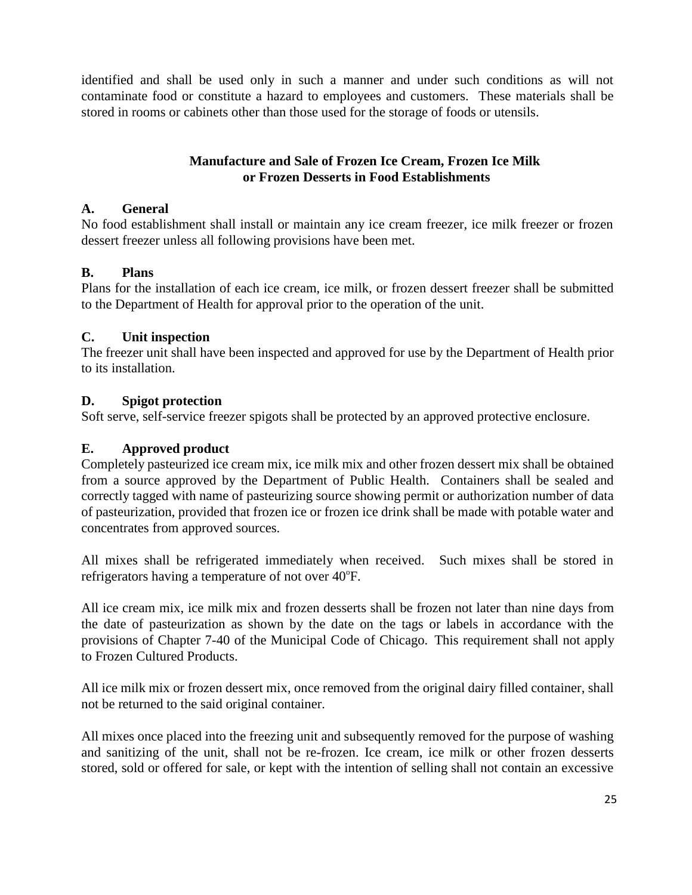identified and shall be used only in such a manner and under such conditions as will not contaminate food or constitute a hazard to employees and customers. These materials shall be stored in rooms or cabinets other than those used for the storage of foods or utensils.

## Manufacture and Sale of Frozen Ice Cream, Frozen Ice Milk or Frozen Desserts in Food Establishments

**A. General**

No food establishment shall install or maintain any ice cream freezer, ice milk freezer or frozen dessert freezer unless all following provisions have been met.

**B. Plans**

Plans for the installation of each ice cream, ice milk, or frozen dessert freezer shall be submitted to the Department of Health for approval prior to the operation of the unit.

**C. Unit inspection**

The freezer unit shall have been inspected and approved for use by the Department of Health prior to its installation.

**D. Spigot protection**

Soft serve, self-service freezer spigots shall be protected by an approved protective enclosure.

**E. Approved product**

Completely pasteurized ice cream mix, ice milk mix and other frozen dessert mix shall be obtained from a source approved by the Department of Public Health. Containers shall be sealed and correctly tagged with name of pasteurizing source showing permit or authorization number of data of pasteurization, provided that frozen ice or frozen ice drink shall be made with potable water and concentrates from approved sources.

All mixes shall be refrigerated immediately when received. Such mixes shall be stored in refrigerators having a temperature of not over 40°F.

All ice cream mix, ice milk mix and frozen desserts shall be frozen not later than nine days from the date of pasteurization as shown by the date on the tags or labels in accordance with the provisions of Chapter 7-40 of the Municipal Code of Chicago. This requirement shall not apply to Frozen Cultured Products.

All ice milk mix or frozen dessert mix, once removed from the original dairy filled container, shall not be returned to the said original container.

All mixes once placed into the freezing unit and subsequently removed for the purpose of washing and sanitizing of the unit, shall not be re-frozen. Ice cream, ice milk or other frozen desserts stored, sold or offered for sale, or kept with the intention of selling shall not contain an excessive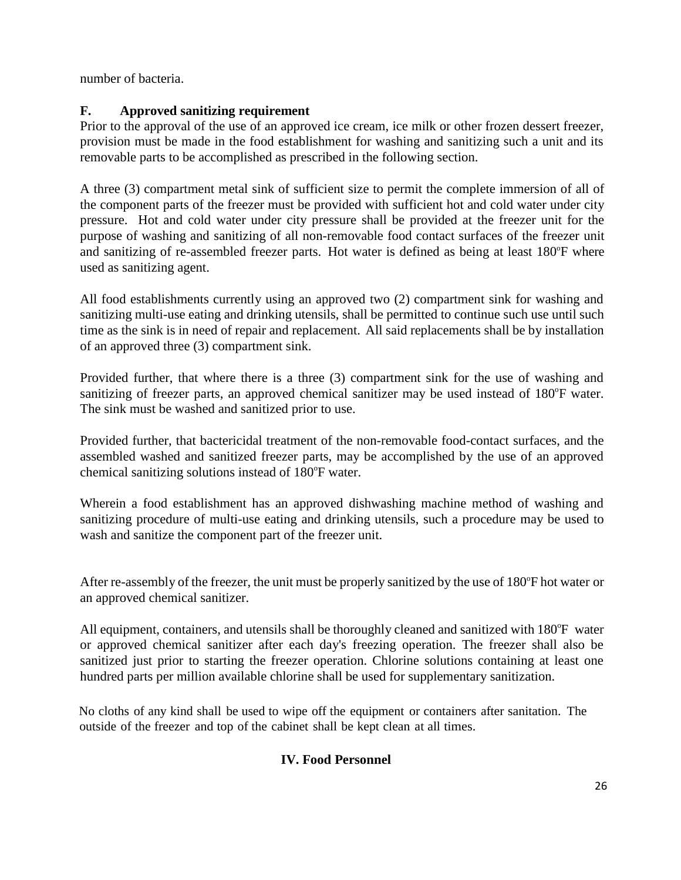number of bacteria.

### F. Approved sanitizing requirement

Prior to the approval of the use of an approved ice cream, ice milk or other frozen dessert freezer, provision must be made in the food establishment for washing and sanitizing such a unit and its removable parts to be accomplished as prescribed in the following section.

A three (3) compartment metal sink of sufficient size to permit the complete immersion of all of the component parts of the freezer must be provided with sufficient hot and cold water under city pressure. Hot and cold water under city pressure shall be provided at the freezer unit for the purpose of washing and sanitizing of all non-removable food contact surfaces of the freezer unit and sanitizing of re-assembled freezer parts. Hot water is defined as being at least 180$^{o}$F where used as sanitizing agent.

All food establishments currently using an approved two (2) compartment sink for washing and sanitizing multi-use eating and drinking utensils, shall be permitted to continue such use until such time as the sink is in need of repair and replacement. All said replacements shall be by installation of an approved three (3) compartment sink.

Provided further, that where there is a three (3) compartment sink for the use of washing and sanitizing of freezer parts, an approved chemical sanitizer may be used instead of 180$^{o}$F water. The sink must be washed and sanitized prior to use.

Provided further, that bactericidal treatment of the non-removable food-contact surfaces, and the assembled washed and sanitized freezer parts, may be accomplished by the use of an approved chemical sanitizing solutions instead of 180$^{o}$F water.

Wherein a food establishment has an approved dishwashing machine method of washing and sanitizing procedure of multi-use eating and drinking utensils, such a procedure may be used to wash and sanitize the component part of the freezer unit.

After re-assembly of the freezer, the unit must be properly sanitized by the use of 180$^{o}$F hot water or an approved chemical sanitizer.

All equipment, containers, and utensils shall be thoroughly cleaned and sanitized with 180$^{o}$F water or approved chemical sanitizer after each day's freezing operation. The freezer shall also be sanitized just prior to starting the freezer operation. Chlorine solutions containing at least one hundred parts per million available chlorine shall be used for supplementary sanitization.

No cloths of any kind shall be used to wipe off the equipment or containers after sanitation. The outside of the freezer and top of the cabinet shall be kept clean at all times.

## IV. Food Personnel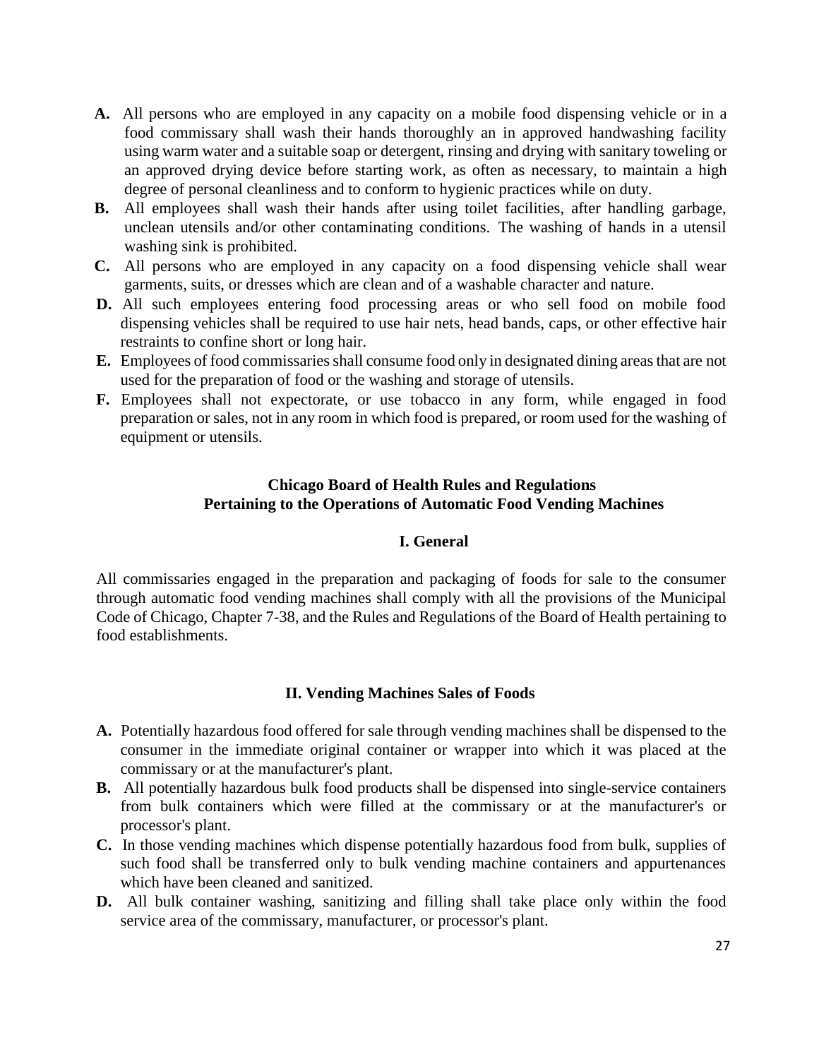**A.** All persons who are employed in any capacity on a mobile food dispensing vehicle or in a food commissary shall wash their hands thoroughly an in approved handwashing facility using warm water and a suitable soap or detergent, rinsing and drying with sanitary toweling or an approved drying device before starting work, as often as necessary, to maintain a high degree of personal cleanliness and to conform to hygienic practices while on duty.

**B.** All employees shall wash their hands after using toilet facilities, after handling garbage, unclean utensils and/or other contaminating conditions. The washing of hands in a utensil washing sink is prohibited.

**C.** All persons who are employed in any capacity on a food dispensing vehicle shall wear garments, suits, or dresses which are clean and of a washable character and nature.

**D.** All such employees entering food processing areas or who sell food on mobile food dispensing vehicles shall be required to use hair nets, head bands, caps, or other effective hair restraints to confine short or long hair.

**E.** Employees of food commissaries shall consume food only in designated dining areas that are not used for the preparation of food or the washing and storage of utensils.

**F.** Employees shall not expectorate, or use tobacco in any form, while engaged in food preparation or sales, not in any room in which food is prepared, or room used for the washing of equipment or utensils.

## Chicago Board of Health Rules and Regulations Pertaining to the Operations of Automatic Food Vending Machines

### I. General

All commissaries engaged in the preparation and packaging of foods for sale to the consumer through automatic food vending machines shall comply with all the provisions of the Municipal Code of Chicago, Chapter 7-38, and the Rules and Regulations of the Board of Health pertaining to food establishments.

### II. Vending Machines Sales of Foods

**A.** Potentially hazardous food offered for sale through vending machines shall be dispensed to the consumer in the immediate original container or wrapper into which it was placed at the commissary or at the manufacturer's plant.

**B.** All potentially hazardous bulk food products shall be dispensed into single-service containers from bulk containers which were filled at the commissary or at the manufacturer's or processor's plant.

**C.** In those vending machines which dispense potentially hazardous food from bulk, supplies of such food shall be transferred only to bulk vending machine containers and appurtenances which have been cleaned and sanitized.

**D.** All bulk container washing, sanitizing and filling shall take place only within the food service area of the commissary, manufacturer, or processor's plant.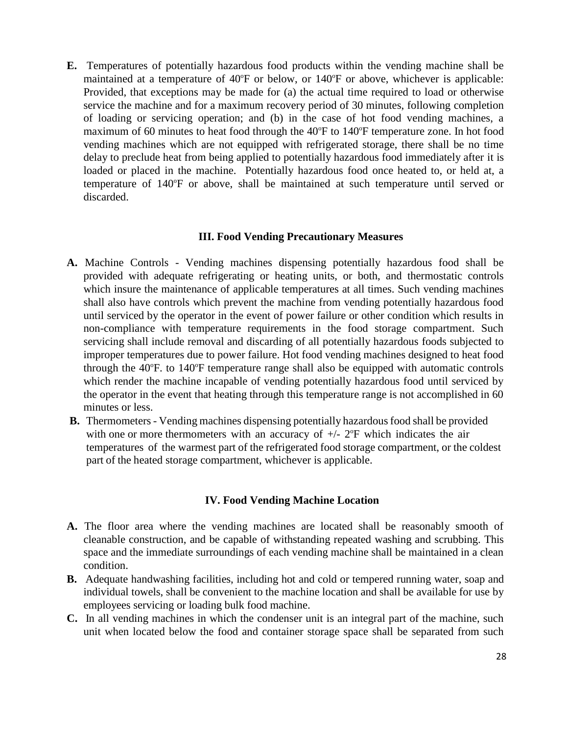**E.** Temperatures of potentially hazardous food products within the vending machine shall be maintained at a temperature of 40ºF or below, or 140ºF or above, whichever is applicable: Provided, that exceptions may be made for (a) the actual time required to load or otherwise service the machine and for a maximum recovery period of 30 minutes, following completion of loading or servicing operation; and (b) in the case of hot food vending machines, a maximum of 60 minutes to heat food through the 40ºF to 140ºF temperature zone. In hot food vending machines which are not equipped with refrigerated storage, there shall be no time delay to preclude heat from being applied to potentially hazardous food immediately after it is loaded or placed in the machine. Potentially hazardous food once heated to, or held at, a temperature of 140ºF or above, shall be maintained at such temperature until served or discarded.

### III. Food Vending Precautionary Measures

**A.** Machine Controls - Vending machines dispensing potentially hazardous food shall be provided with adequate refrigerating or heating units, or both, and thermostatic controls which insure the maintenance of applicable temperatures at all times. Such vending machines shall also have controls which prevent the machine from vending potentially hazardous food until serviced by the operator in the event of power failure or other condition which results in non-compliance with temperature requirements in the food storage compartment. Such servicing shall include removal and discarding of all potentially hazardous foods subjected to improper temperatures due to power failure. Hot food vending machines designed to heat food through the 40ºF. to 140ºF temperature range shall also be equipped with automatic controls which render the machine incapable of vending potentially hazardous food until serviced by the operator in the event that heating through this temperature range is not accomplished in 60 minutes or less.

**B.** Thermometers - Vending machines dispensing potentially hazardous food shall be provided with one or more thermometers with an accuracy of +/- 2ºF which indicates the air temperatures of the warmest part of the refrigerated food storage compartment, or the coldest part of the heated storage compartment, whichever is applicable.

### IV. Food Vending Machine Location

**A.** The floor area where the vending machines are located shall be reasonably smooth of cleanable construction, and be capable of withstanding repeated washing and scrubbing. This space and the immediate surroundings of each vending machine shall be maintained in a clean condition.

**B.** Adequate handwashing facilities, including hot and cold or tempered running water, soap and individual towels, shall be convenient to the machine location and shall be available for use by employees servicing or loading bulk food machine.

**C.** In all vending machines in which the condenser unit is an integral part of the machine, such unit when located below the food and container storage space shall be separated from such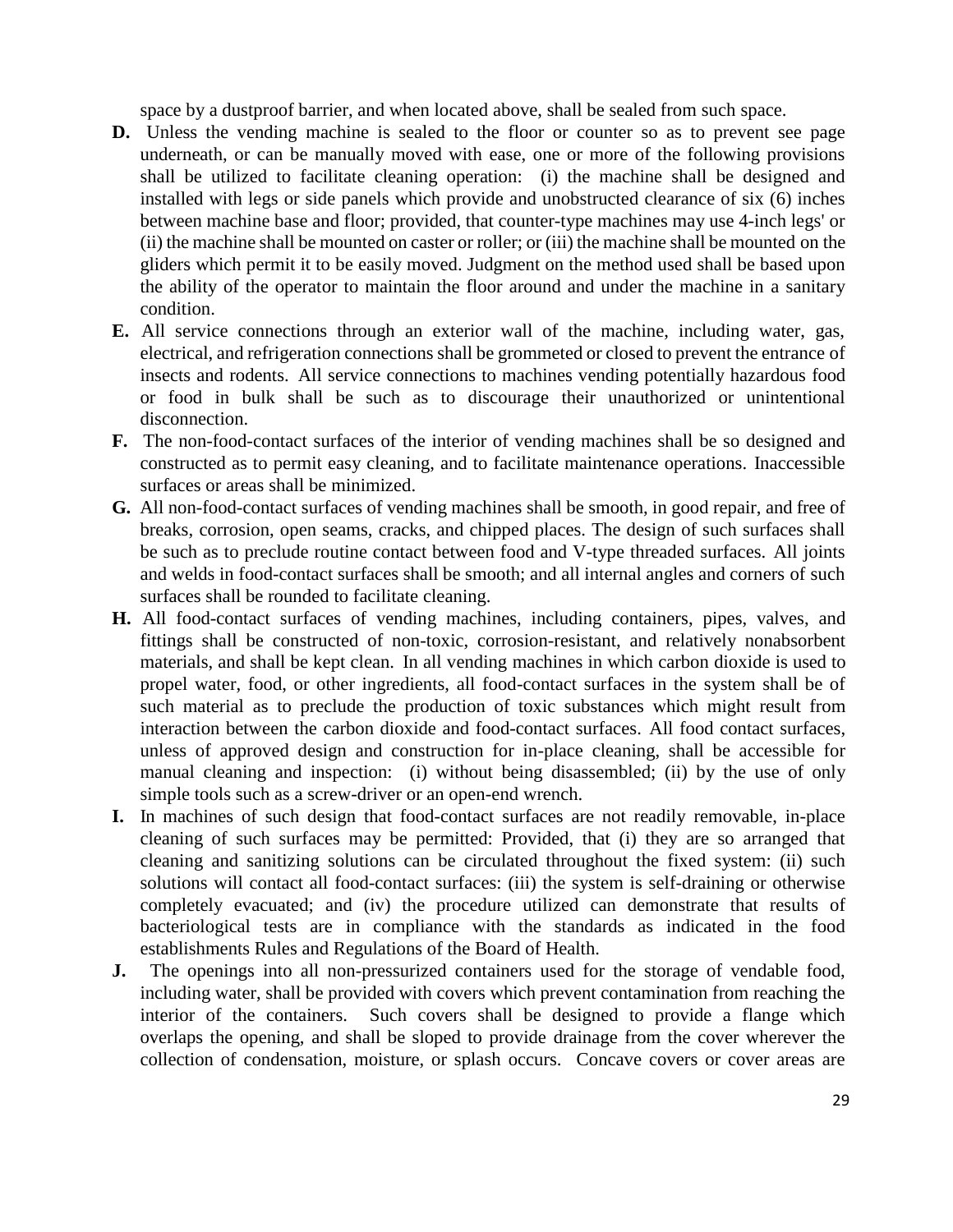space by a dustproof barrier, and when located above, shall be sealed from such space.

**D.** Unless the vending machine is sealed to the floor or counter so as to prevent see page underneath, or can be manually moved with ease, one or more of the following provisions shall be utilized to facilitate cleaning operation: (i) the machine shall be designed and installed with legs or side panels which provide and unobstructed clearance of six (6) inches between machine base and floor; provided, that counter-type machines may use 4-inch legs' or (ii) the machine shall be mounted on caster or roller; or (iii) the machine shall be mounted on the gliders which permit it to be easily moved. Judgment on the method used shall be based upon the ability of the operator to maintain the floor around and under the machine in a sanitary condition.

**E.** All service connections through an exterior wall of the machine, including water, gas, electrical, and refrigeration connections shall be grommeted or closed to prevent the entrance of insects and rodents. All service connections to machines vending potentially hazardous food or food in bulk shall be such as to discourage their unauthorized or unintentional disconnection.

**F.** The non-food-contact surfaces of the interior of vending machines shall be so designed and constructed as to permit easy cleaning, and to facilitate maintenance operations. Inaccessible surfaces or areas shall be minimized.

**G.** All non-food-contact surfaces of vending machines shall be smooth, in good repair, and free of breaks, corrosion, open seams, cracks, and chipped places. The design of such surfaces shall be such as to preclude routine contact between food and V-type threaded surfaces. All joints and welds in food-contact surfaces shall be smooth; and all internal angles and corners of such surfaces shall be rounded to facilitate cleaning.

**H.** All food-contact surfaces of vending machines, including containers, pipes, valves, and fittings shall be constructed of non-toxic, corrosion-resistant, and relatively nonabsorbent materials, and shall be kept clean. In all vending machines in which carbon dioxide is used to propel water, food, or other ingredients, all food-contact surfaces in the system shall be of such material as to preclude the production of toxic substances which might result from interaction between the carbon dioxide and food-contact surfaces. All food contact surfaces, unless of approved design and construction for in-place cleaning, shall be accessible for manual cleaning and inspection: (i) without being disassembled; (ii) by the use of only simple tools such as a screw-driver or an open-end wrench.

**I.** In machines of such design that food-contact surfaces are not readily removable, in-place cleaning of such surfaces may be permitted: Provided, that (i) they are so arranged that cleaning and sanitizing solutions can be circulated throughout the fixed system: (ii) such solutions will contact all food-contact surfaces: (iii) the system is self-draining or otherwise completely evacuated; and (iv) the procedure utilized can demonstrate that results of bacteriological tests are in compliance with the standards as indicated in the food establishments Rules and Regulations of the Board of Health.

**J.** The openings into all non-pressurized containers used for the storage of vendable food, including water, shall be provided with covers which prevent contamination from reaching the interior of the containers. Such covers shall be designed to provide a flange which overlaps the opening, and shall be sloped to provide drainage from the cover wherever the collection of condensation, moisture, or splash occurs. Concave covers or cover areas are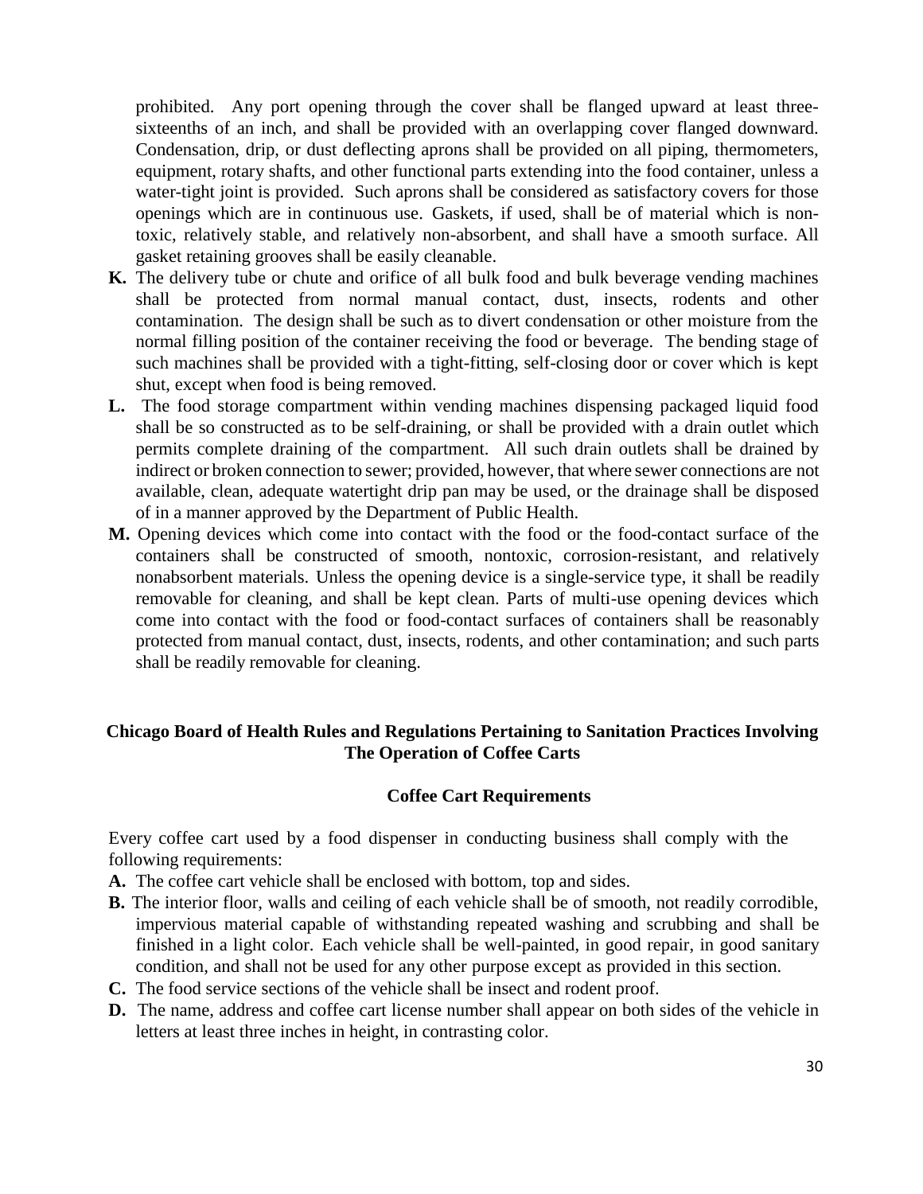prohibited. Any port opening through the cover shall be flanged upward at least three-sixteenths of an inch, and shall be provided with an overlapping cover flanged downward. Condensation, drip, or dust deflecting aprons shall be provided on all piping, thermometers, equipment, rotary shafts, and other functional parts extending into the food container, unless a water-tight joint is provided. Such aprons shall be considered as satisfactory covers for those openings which are in continuous use. Gaskets, if used, shall be of material which is non-toxic, relatively stable, and relatively non-absorbent, and shall have a smooth surface. All gasket retaining grooves shall be easily cleanable.

**K.** The delivery tube or chute and orifice of all bulk food and bulk beverage vending machines shall be protected from normal manual contact, dust, insects, rodents and other contamination. The design shall be such as to divert condensation or other moisture from the normal filling position of the container receiving the food or beverage. The bending stage of such machines shall be provided with a tight-fitting, self-closing door or cover which is kept shut, except when food is being removed.

**L.** The food storage compartment within vending machines dispensing packaged liquid food shall be so constructed as to be self-draining, or shall be provided with a drain outlet which permits complete draining of the compartment. All such drain outlets shall be drained by indirect or broken connection to sewer; provided, however, that where sewer connections are not available, clean, adequate watertight drip pan may be used, or the drainage shall be disposed of in a manner approved by the Department of Public Health.

**M.** Opening devices which come into contact with the food or the food-contact surface of the containers shall be constructed of smooth, nontoxic, corrosion-resistant, and relatively nonabsorbent materials. Unless the opening device is a single-service type, it shall be readily removable for cleaning, and shall be kept clean. Parts of multi-use opening devices which come into contact with the food or food-contact surfaces of containers shall be reasonably protected from manual contact, dust, insects, rodents, and other contamination; and such parts shall be readily removable for cleaning.

## Chicago Board of Health Rules and Regulations Pertaining to Sanitation Practices Involving The Operation of Coffee Carts

### Coffee Cart Requirements

Every coffee cart used by a food dispenser in conducting business shall comply with the following requirements:

**A.** The coffee cart vehicle shall be enclosed with bottom, top and sides.

**B.** The interior floor, walls and ceiling of each vehicle shall be of smooth, not readily corrodible, impervious material capable of withstanding repeated washing and scrubbing and shall be finished in a light color. Each vehicle shall be well-painted, in good repair, in good sanitary condition, and shall not be used for any other purpose except as provided in this section.

**C.** The food service sections of the vehicle shall be insect and rodent proof.

**D.** The name, address and coffee cart license number shall appear on both sides of the vehicle in letters at least three inches in height, in contrasting color.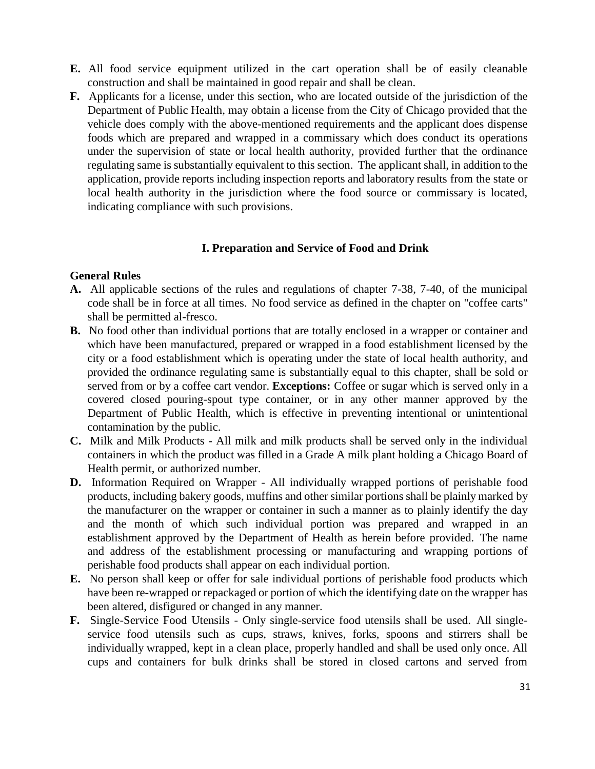**E.** All food service equipment utilized in the cart operation shall be of easily cleanable construction and shall be maintained in good repair and shall be clean.

**F.** Applicants for a license, under this section, who are located outside of the jurisdiction of the Department of Public Health, may obtain a license from the City of Chicago provided that the vehicle does comply with the above-mentioned requirements and the applicant does dispense foods which are prepared and wrapped in a commissary which does conduct its operations under the supervision of state or local health authority, provided further that the ordinance regulating same is substantially equivalent to this section. The applicant shall, in addition to the application, provide reports including inspection reports and laboratory results from the state or local health authority in the jurisdiction where the food source or commissary is located, indicating compliance with such provisions.

## I. Preparation and Service of Food and Drink

**General Rules**

**A.** All applicable sections of the rules and regulations of chapter 7-38, 7-40, of the municipal code shall be in force at all times. No food service as defined in the chapter on "coffee carts" shall be permitted al-fresco.

**B.** No food other than individual portions that are totally enclosed in a wrapper or container and which have been manufactured, prepared or wrapped in a food establishment licensed by the city or a food establishment which is operating under the state of local health authority, and provided the ordinance regulating same is substantially equal to this chapter, shall be sold or served from or by a coffee cart vendor. **Exceptions:** Coffee or sugar which is served only in a covered closed pouring-spout type container, or in any other manner approved by the Department of Public Health, which is effective in preventing intentional or unintentional contamination by the public.

**C.** Milk and Milk Products - All milk and milk products shall be served only in the individual containers in which the product was filled in a Grade A milk plant holding a Chicago Board of Health permit, or authorized number.

**D.** Information Required on Wrapper - All individually wrapped portions of perishable food products, including bakery goods, muffins and other similar portions shall be plainly marked by the manufacturer on the wrapper or container in such a manner as to plainly identify the day and the month of which such individual portion was prepared and wrapped in an establishment approved by the Department of Health as herein before provided. The name and address of the establishment processing or manufacturing and wrapping portions of perishable food products shall appear on each individual portion.

**E.** No person shall keep or offer for sale individual portions of perishable food products which have been re-wrapped or repackaged or portion of which the identifying date on the wrapper has been altered, disfigured or changed in any manner.

**F.** Single-Service Food Utensils - Only single-service food utensils shall be used. All single-service food utensils such as cups, straws, knives, forks, spoons and stirrers shall be individually wrapped, kept in a clean place, properly handled and shall be used only once. All cups and containers for bulk drinks shall be stored in closed cartons and served from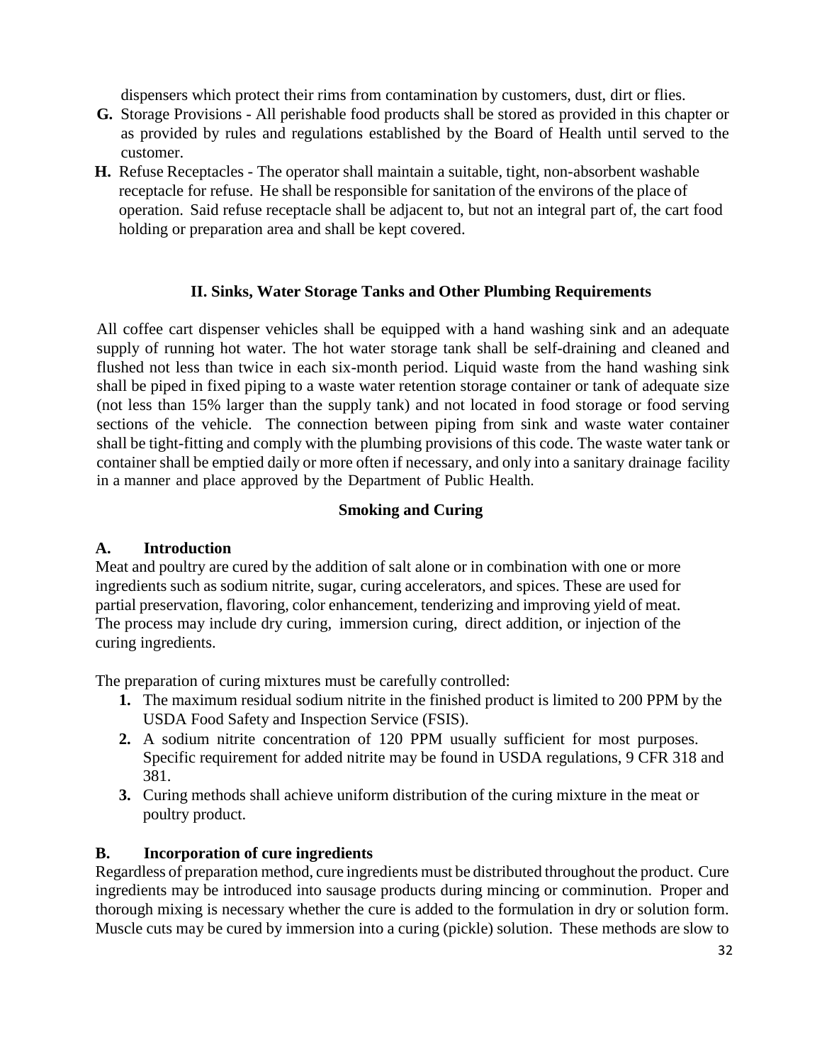dispensers which protect their rims from contamination by customers, dust, dirt or flies.

**G.** Storage Provisions - All perishable food products shall be stored as provided in this chapter or as provided by rules and regulations established by the Board of Health until served to the customer.

**H.** Refuse Receptacles - The operator shall maintain a suitable, tight, non-absorbent washable receptacle for refuse. He shall be responsible for sanitation of the environs of the place of operation. Said refuse receptacle shall be adjacent to, but not an integral part of, the cart food holding or preparation area and shall be kept covered.

## II. Sinks, Water Storage Tanks and Other Plumbing Requirements

All coffee cart dispenser vehicles shall be equipped with a hand washing sink and an adequate supply of running hot water. The hot water storage tank shall be self-draining and cleaned and flushed not less than twice in each six-month period. Liquid waste from the hand washing sink shall be piped in fixed piping to a waste water retention storage container or tank of adequate size (not less than 15% larger than the supply tank) and not located in food storage or food serving sections of the vehicle. The connection between piping from sink and waste water container shall be tight-fitting and comply with the plumbing provisions of this code. The waste water tank or container shall be emptied daily or more often if necessary, and only into a sanitary drainage facility in a manner and place approved by the Department of Public Health.

## Smoking and Curing

### A. Introduction

Meat and poultry are cured by the addition of salt alone or in combination with one or more ingredients such as sodium nitrite, sugar, curing accelerators, and spices. These are used for partial preservation, flavoring, color enhancement, tenderizing and improving yield of meat. The process may include dry curing, immersion curing, direct addition, or injection of the curing ingredients.

The preparation of curing mixtures must be carefully controlled:

1. The maximum residual sodium nitrite in the finished product is limited to 200 PPM by the USDA Food Safety and Inspection Service (FSIS).
2. A sodium nitrite concentration of 120 PPM usually sufficient for most purposes. Specific requirement for added nitrite may be found in USDA regulations, 9 CFR 318 and 381.
3. Curing methods shall achieve uniform distribution of the curing mixture in the meat or poultry product.

### B. Incorporation of cure ingredients

Regardless of preparation method, cure ingredients must be distributed throughout the product. Cure ingredients may be introduced into sausage products during mincing or comminution. Proper and thorough mixing is necessary whether the cure is added to the formulation in dry or solution form. Muscle cuts may be cured by immersion into a curing (pickle) solution. These methods are slow to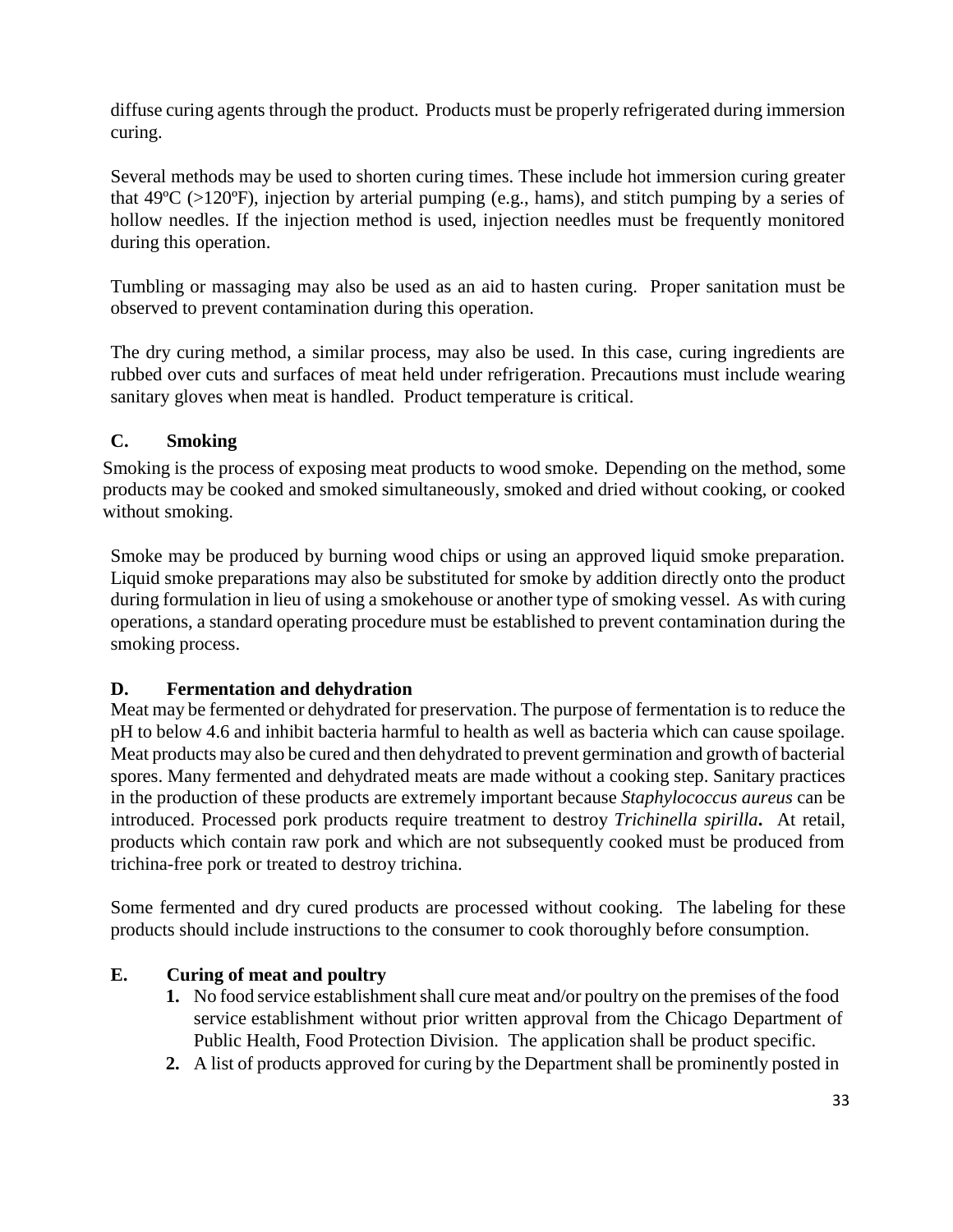diffuse curing agents through the product. Products must be properly refrigerated during immersion curing.

Several methods may be used to shorten curing times. These include hot immersion curing greater that 49ºC (>120ºF), injection by arterial pumping (e.g., hams), and stitch pumping by a series of hollow needles. If the injection method is used, injection needles must be frequently monitored during this operation.

Tumbling or massaging may also be used as an aid to hasten curing. Proper sanitation must be observed to prevent contamination during this operation.

The dry curing method, a similar process, may also be used. In this case, curing ingredients are rubbed over cuts and surfaces of meat held under refrigeration. Precautions must include wearing sanitary gloves when meat is handled. Product temperature is critical.

**C. Smoking**

Smoking is the process of exposing meat products to wood smoke. Depending on the method, some products may be cooked and smoked simultaneously, smoked and dried without cooking, or cooked without smoking.

Smoke may be produced by burning wood chips or using an approved liquid smoke preparation. Liquid smoke preparations may also be substituted for smoke by addition directly onto the product during formulation in lieu of using a smokehouse or another type of smoking vessel. As with curing operations, a standard operating procedure must be established to prevent contamination during the smoking process.

**D. Fermentation and dehydration**

Meat may be fermented or dehydrated for preservation. The purpose of fermentation is to reduce the pH to below 4.6 and inhibit bacteria harmful to health as well as bacteria which can cause spoilage. Meat products may also be cured and then dehydrated to prevent germination and growth of bacterial spores. Many fermented and dehydrated meats are made without a cooking step. Sanitary practices in the production of these products are extremely important because *Staphylococcus aureus* can be introduced. Processed pork products require treatment to destroy *Trichinella spirilla***.** At retail, products which contain raw pork and which are not subsequently cooked must be produced from trichina-free pork or treated to destroy trichina.

Some fermented and dry cured products are processed without cooking. The labeling for these products should include instructions to the consumer to cook thoroughly before consumption.

**E. Curing of meat and poultry**

1. No food service establishment shall cure meat and/or poultry on the premises of the food service establishment without prior written approval from the Chicago Department of Public Health, Food Protection Division. The application shall be product specific.
2. A list of products approved for curing by the Department shall be prominently posted in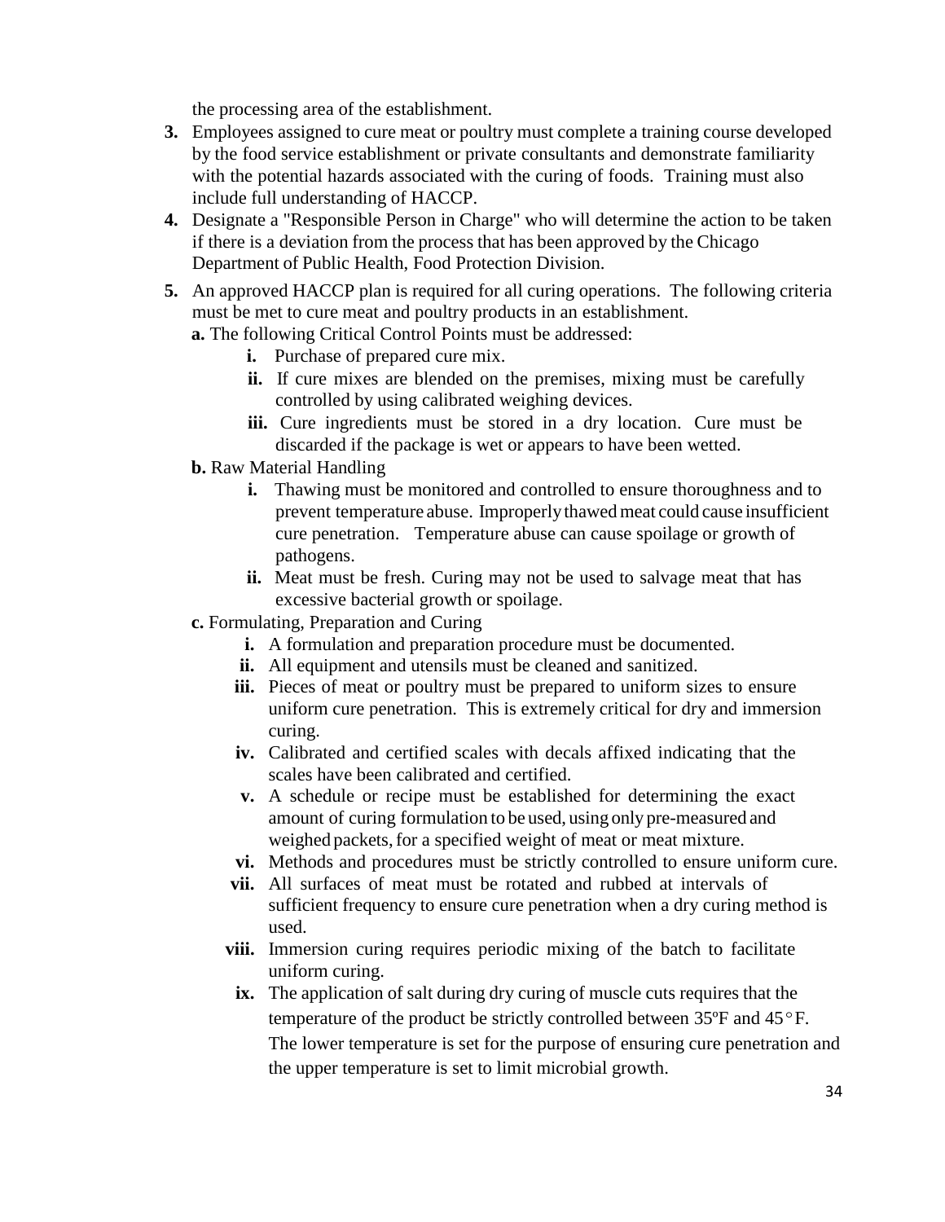the processing area of the establishment.

3. **3.** Employees assigned to cure meat or poultry must complete a training course developed by the food service establishment or private consultants and demonstrate familiarity with the potential hazards associated with the curing of foods. Training must also include full understanding of HACCP.
4. **4.** Designate a "Responsible Person in Charge" who will determine the action to be taken if there is a deviation from the process that has been approved by the Chicago Department of Public Health, Food Protection Division.
5. **5.** An approved HACCP plan is required for all curing operations. The following criteria must be met to cure meat and poultry products in an establishment.

   **a.** The following Critical Control Points must be addressed:

   - **i.** Purchase of prepared cure mix.
   - **ii.** If cure mixes are blended on the premises, mixing must be carefully controlled by using calibrated weighing devices.
   - **iii.** Cure ingredients must be stored in a dry location. Cure must be discarded if the package is wet or appears to have been wetted.

   **b.** Raw Material Handling

   - **i.** Thawing must be monitored and controlled to ensure thoroughness and to prevent temperature abuse. Improperly thawed meat could cause insufficient cure penetration. Temperature abuse can cause spoilage or growth of pathogens.
   - **ii.** Meat must be fresh. Curing may not be used to salvage meat that has excessive bacterial growth or spoilage.

   **c.** Formulating, Preparation and Curing

   - **i.** A formulation and preparation procedure must be documented.
   - **ii.** All equipment and utensils must be cleaned and sanitized.
   - **iii.** Pieces of meat or poultry must be prepared to uniform sizes to ensure uniform cure penetration. This is extremely critical for dry and immersion curing.
   - **iv.** Calibrated and certified scales with decals affixed indicating that the scales have been calibrated and certified.
   - **v.** A schedule or recipe must be established for determining the exact amount of curing formulation to be used, using only pre-measured and weighed packets, for a specified weight of meat or meat mixture.
   - **vi.** Methods and procedures must be strictly controlled to ensure uniform cure.
   - **vii.** All surfaces of meat must be rotated and rubbed at intervals of sufficient frequency to ensure cure penetration when a dry curing method is used.
   - **viii.** Immersion curing requires periodic mixing of the batch to facilitate uniform curing.
   - **ix.** The application of salt during dry curing of muscle cuts requires that the temperature of the product be strictly controlled between 35ºF and 45°F. The lower temperature is set for the purpose of ensuring cure penetration and the upper temperature is set to limit microbial growth.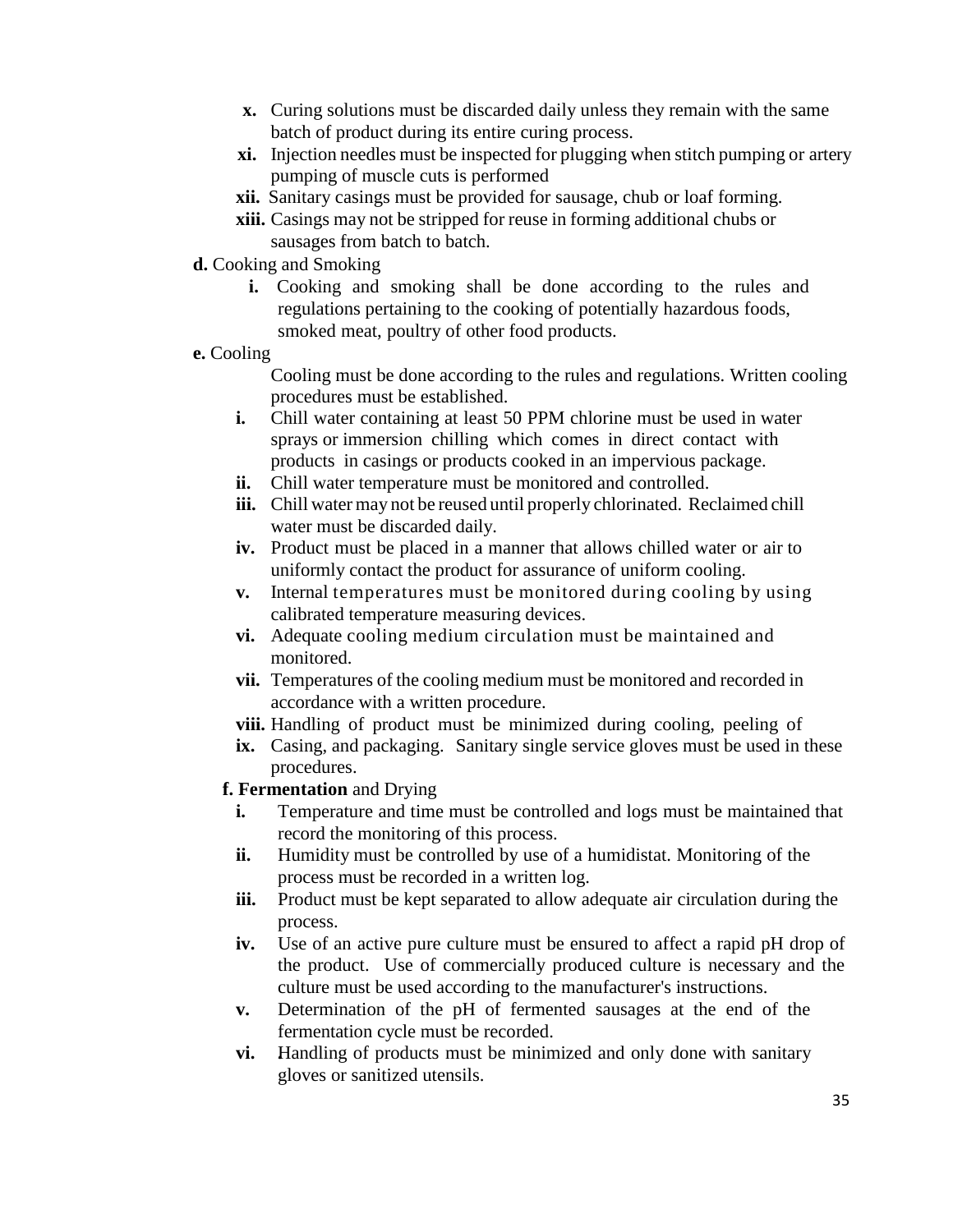- **x.** Curing solutions must be discarded daily unless they remain with the same batch of product during its entire curing process.
- **xi.** Injection needles must be inspected for plugging when stitch pumping or artery pumping of muscle cuts is performed
- **xii.** Sanitary casings must be provided for sausage, chub or loaf forming.
- **xiii.** Casings may not be stripped for reuse in forming additional chubs or sausages from batch to batch.

**d.** Cooking and Smoking

- **i.** Cooking and smoking shall be done according to the rules and regulations pertaining to the cooking of potentially hazardous foods, smoked meat, poultry of other food products.

**e.** Cooling

Cooling must be done according to the rules and regulations. Written cooling procedures must be established.

- **i.** Chill water containing at least 50 PPM chlorine must be used in water sprays or immersion chilling which comes in direct contact with products in casings or products cooked in an impervious package.
- **ii.** Chill water temperature must be monitored and controlled.
- **iii.** Chill water may not be reused until properly chlorinated. Reclaimed chill water must be discarded daily.
- **iv.** Product must be placed in a manner that allows chilled water or air to uniformly contact the product for assurance of uniform cooling.
- **v.** Internal temperatures must be monitored during cooling by using calibrated temperature measuring devices.
- **vi.** Adequate cooling medium circulation must be maintained and monitored.
- **vii.** Temperatures of the cooling medium must be monitored and recorded in accordance with a written procedure.
- **viii.** Handling of product must be minimized during cooling, peeling of
- **ix.** Casing, and packaging. Sanitary single service gloves must be used in these procedures.

**f. Fermentation** and Drying

- **i.** Temperature and time must be controlled and logs must be maintained that record the monitoring of this process.
- **ii.** Humidity must be controlled by use of a humidistat. Monitoring of the process must be recorded in a written log.
- **iii.** Product must be kept separated to allow adequate air circulation during the process.
- **iv.** Use of an active pure culture must be ensured to affect a rapid pH drop of the product. Use of commercially produced culture is necessary and the culture must be used according to the manufacturer's instructions.
- **v.** Determination of the pH of fermented sausages at the end of the fermentation cycle must be recorded.
- **vi.** Handling of products must be minimized and only done with sanitary gloves or sanitized utensils.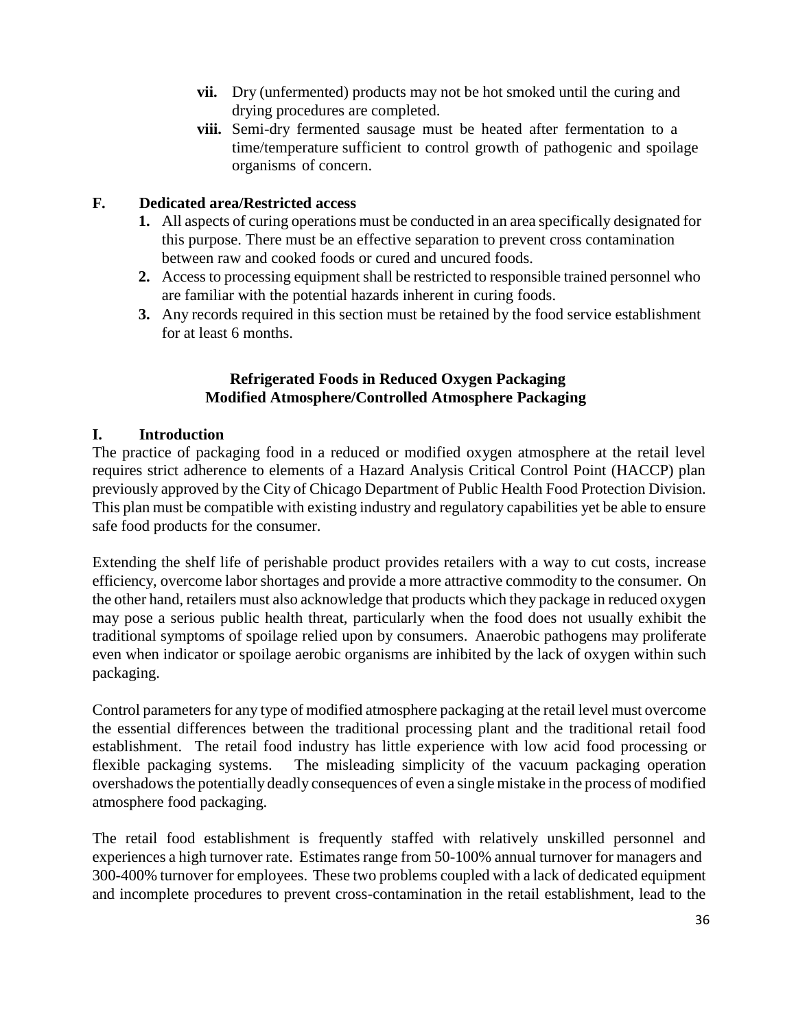- **vii.** Dry (unfermented) products may not be hot smoked until the curing and drying procedures are completed.
- **viii.** Semi-dry fermented sausage must be heated after fermentation to a time/temperature sufficient to control growth of pathogenic and spoilage organisms of concern.

**F. Dedicated area/Restricted access**

1. All aspects of curing operations must be conducted in an area specifically designated for this purpose. There must be an effective separation to prevent cross contamination between raw and cooked foods or cured and uncured foods.
2. Access to processing equipment shall be restricted to responsible trained personnel who are familiar with the potential hazards inherent in curing foods.
3. Any records required in this section must be retained by the food service establishment for at least 6 months.

## Refrigerated Foods in Reduced Oxygen Packaging Modified Atmosphere/Controlled Atmosphere Packaging

**I. Introduction**

The practice of packaging food in a reduced or modified oxygen atmosphere at the retail level requires strict adherence to elements of a Hazard Analysis Critical Control Point (HACCP) plan previously approved by the City of Chicago Department of Public Health Food Protection Division. This plan must be compatible with existing industry and regulatory capabilities yet be able to ensure safe food products for the consumer.

Extending the shelf life of perishable product provides retailers with a way to cut costs, increase efficiency, overcome labor shortages and provide a more attractive commodity to the consumer. On the other hand, retailers must also acknowledge that products which they package in reduced oxygen may pose a serious public health threat, particularly when the food does not usually exhibit the traditional symptoms of spoilage relied upon by consumers. Anaerobic pathogens may proliferate even when indicator or spoilage aerobic organisms are inhibited by the lack of oxygen within such packaging.

Control parameters for any type of modified atmosphere packaging at the retail level must overcome the essential differences between the traditional processing plant and the traditional retail food establishment. The retail food industry has little experience with low acid food processing or flexible packaging systems. The misleading simplicity of the vacuum packaging operation overshadows the potentially deadly consequences of even a single mistake in the process of modified atmosphere food packaging.

The retail food establishment is frequently staffed with relatively unskilled personnel and experiences a high turnover rate. Estimates range from 50-100% annual turnover for managers and 300-400% turnover for employees. These two problems coupled with a lack of dedicated equipment and incomplete procedures to prevent cross-contamination in the retail establishment, lead to the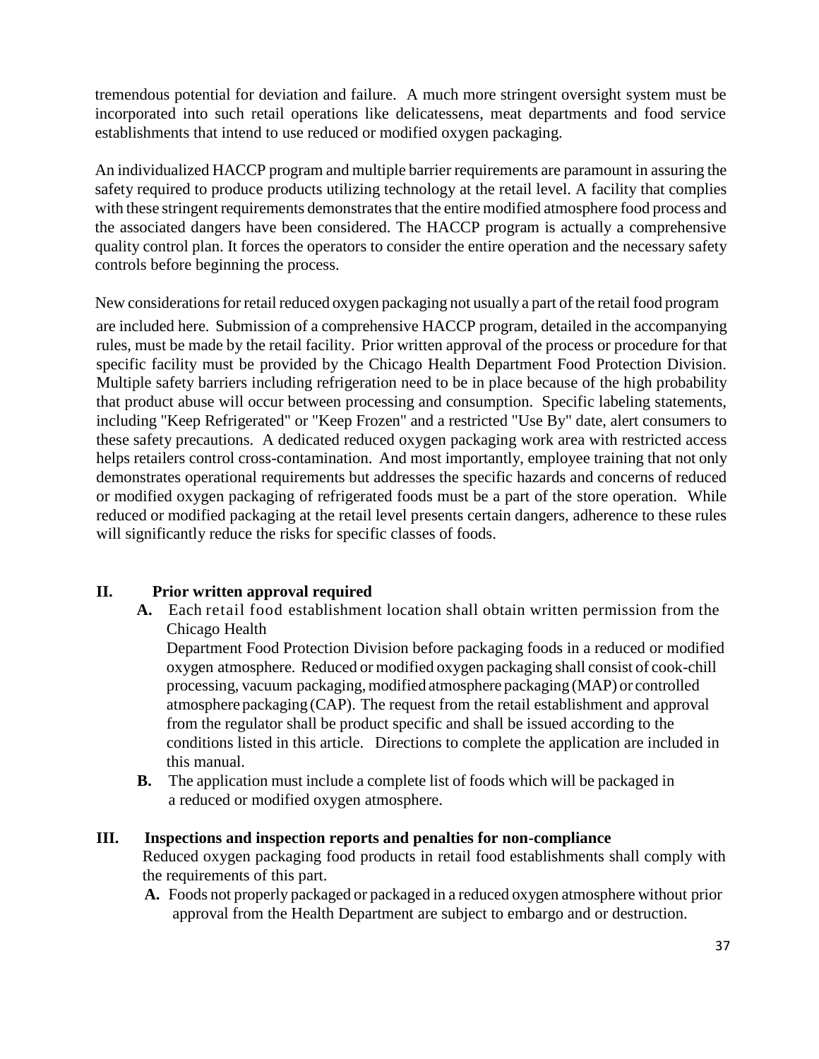tremendous potential for deviation and failure. A much more stringent oversight system must be incorporated into such retail operations like delicatessens, meat departments and food service establishments that intend to use reduced or modified oxygen packaging.

An individualized HACCP program and multiple barrier requirements are paramount in assuring the safety required to produce products utilizing technology at the retail level. A facility that complies with these stringent requirements demonstrates that the entire modified atmosphere food process and the associated dangers have been considered. The HACCP program is actually a comprehensive quality control plan. It forces the operators to consider the entire operation and the necessary safety controls before beginning the process.

New considerations for retail reduced oxygen packaging not usually a part of the retail food program are included here. Submission of a comprehensive HACCP program, detailed in the accompanying rules, must be made by the retail facility. Prior written approval of the process or procedure for that specific facility must be provided by the Chicago Health Department Food Protection Division. Multiple safety barriers including refrigeration need to be in place because of the high probability that product abuse will occur between processing and consumption. Specific labeling statements, including "Keep Refrigerated" or "Keep Frozen" and a restricted "Use By" date, alert consumers to these safety precautions. A dedicated reduced oxygen packaging work area with restricted access helps retailers control cross-contamination. And most importantly, employee training that not only demonstrates operational requirements but addresses the specific hazards and concerns of reduced or modified oxygen packaging of refrigerated foods must be a part of the store operation. While reduced or modified packaging at the retail level presents certain dangers, adherence to these rules will significantly reduce the risks for specific classes of foods.

## II. Prior written approval required

**A.** Each retail food establishment location shall obtain written permission from the Chicago Health Department Food Protection Division before packaging foods in a reduced or modified oxygen atmosphere. Reduced or modified oxygen packaging shall consist of cook-chill processing, vacuum packaging, modified atmosphere packaging (MAP) or controlled atmosphere packaging (CAP). The request from the retail establishment and approval from the regulator shall be product specific and shall be issued according to the conditions listed in this article. Directions to complete the application are included in this manual.

**B.** The application must include a complete list of foods which will be packaged in a reduced or modified oxygen atmosphere.

## III. Inspections and inspection reports and penalties for non-compliance

Reduced oxygen packaging food products in retail food establishments shall comply with the requirements of this part.

**A.** Foods not properly packaged or packaged in a reduced oxygen atmosphere without prior approval from the Health Department are subject to embargo and or destruction.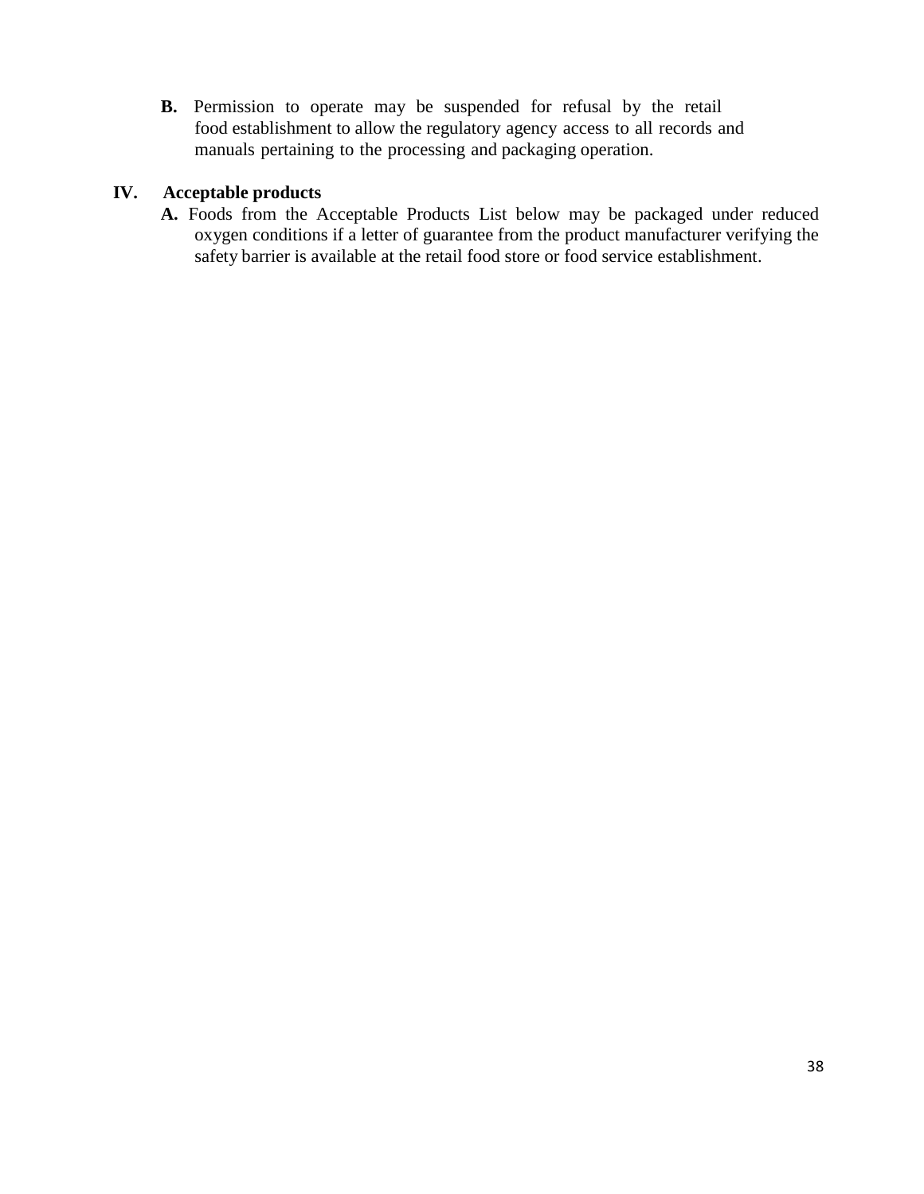**B.** Permission to operate may be suspended for refusal by the retail food establishment to allow the regulatory agency access to all records and manuals pertaining to the processing and packaging operation.

## IV. Acceptable products

**A.** Foods from the Acceptable Products List below may be packaged under reduced oxygen conditions if a letter of guarantee from the product manufacturer verifying the safety barrier is available at the retail food store or food service establishment.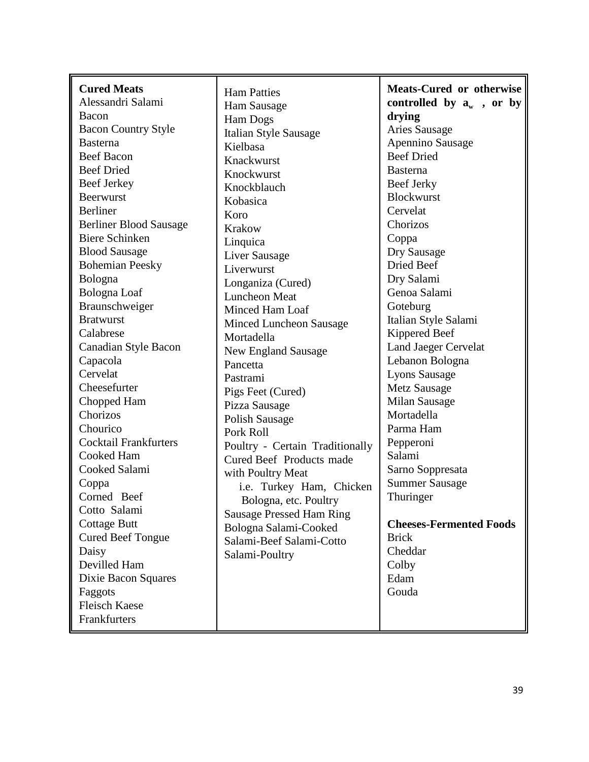**Cured Meats**

Alessandri Salami
Bacon
Bacon Country Style
Basterna
Beef Bacon
Beef Dried
Beef Jerkey
Beerwurst
Berliner
Berliner Blood Sausage
Biere Schinken
Blood Sausage
Bohemian Peesky
Bologna
Bologna Loaf
Braunschweiger
Bratwurst
Calabrese
Canadian Style Bacon
Capacola
Cervelat
Cheesefurter
Chopped Ham
Chorizos
Chourico
Cocktail Frankfurters
Cooked Ham
Cooked Salami
Coppa
Corned Beef
Cotto Salami
Cottage Butt
Cured Beef Tongue
Daisy
Devilled Ham
Dixie Bacon Squares
Faggots
Fleisch Kaese
Frankfurters
Ham Patties
Ham Sausage
Ham Dogs
Italian Style Sausage
Kielbasa
Knackwurst
Knockwurst
Knockblauch
Kobasica
Koro
Krakow
Linquica
Liver Sausage
Liverwurst
Longaniza (Cured)
Luncheon Meat
Minced Ham Loaf
Minced Luncheon Sausage
Mortadella
New England Sausage
Pancetta
Pastrami
Pigs Feet (Cured)
Pizza Sausage
Polish Sausage
Pork Roll
Poultry - Certain Traditionally Cured Beef Products made with Poultry Meat
  i.e. Turkey Ham, Chicken Bologna, etc. Poultry
Sausage Pressed Ham Ring
Bologna Salami-Cooked
Salami-Beef Salami-Cotto
Salami-Poultry

**Meats-Cured or otherwise controlled by $a_w$, or by drying**

Aries Sausage
Apennino Sausage
Beef Dried
Basterna
Beef Jerky
Blockwurst
Cervelat
Chorizos
Coppa
Dry Sausage
Dried Beef
Dry Salami
Genoa Salami
Goteburg
Italian Style Salami
Kippered Beef
Land Jaeger Cervelat
Lebanon Bologna
Lyons Sausage
Metz Sausage
Milan Sausage
Mortadella
Parma Ham
Pepperoni
Salami
Sarno Soppresata
Summer Sausage
Thuringer

**Cheeses-Fermented Foods**

Brick
Cheddar
Colby
Edam
Gouda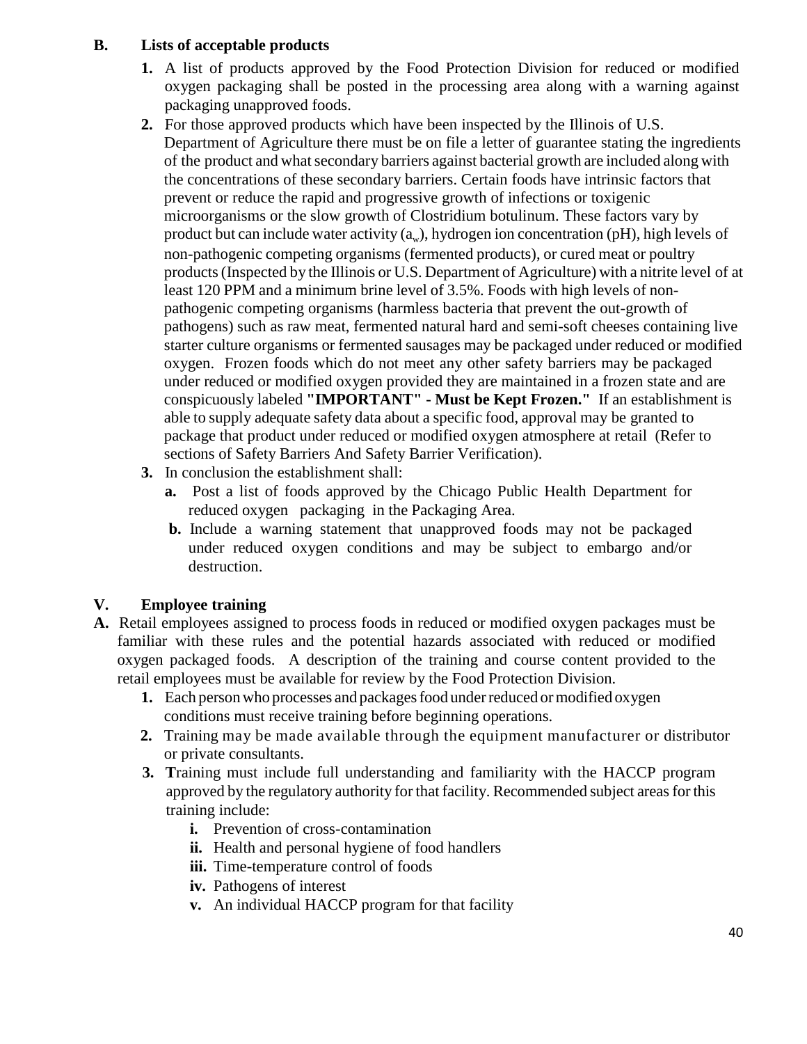### B. Lists of acceptable products

1. A list of products approved by the Food Protection Division for reduced or modified oxygen packaging shall be posted in the processing area along with a warning against packaging unapproved foods.
2. For those approved products which have been inspected by the Illinois of U.S. Department of Agriculture there must be on file a letter of guarantee stating the ingredients of the product and what secondary barriers against bacterial growth are included along with the concentrations of these secondary barriers. Certain foods have intrinsic factors that prevent or reduce the rapid and progressive growth of infections or toxigenic microorganisms or the slow growth of Clostridium botulinum. These factors vary by product but can include water activity ($a_w$), hydrogen ion concentration (pH), high levels of non-pathogenic competing organisms (fermented products), or cured meat or poultry products (Inspected by the Illinois or U.S. Department of Agriculture) with a nitrite level of at least 120 PPM and a minimum brine level of 3.5%. Foods with high levels of non-pathogenic competing organisms (harmless bacteria that prevent the out-growth of pathogens) such as raw meat, fermented natural hard and semi-soft cheeses containing live starter culture organisms or fermented sausages may be packaged under reduced or modified oxygen. Frozen foods which do not meet any other safety barriers may be packaged under reduced or modified oxygen provided they are maintained in a frozen state and are conspicuously labeled **"IMPORTANT" - Must be Kept Frozen."** If an establishment is able to supply adequate safety data about a specific food, approval may be granted to package that product under reduced or modified oxygen atmosphere at retail (Refer to sections of Safety Barriers And Safety Barrier Verification).
3. In conclusion the establishment shall:
   - **a.** Post a list of foods approved by the Chicago Public Health Department for reduced oxygen packaging in the Packaging Area.
   - **b.** Include a warning statement that unapproved foods may not be packaged under reduced oxygen conditions and may be subject to embargo and/or destruction.

## V. Employee training

**A.** Retail employees assigned to process foods in reduced or modified oxygen packages must be familiar with these rules and the potential hazards associated with reduced or modified oxygen packaged foods. A description of the training and course content provided to the retail employees must be available for review by the Food Protection Division.

1. Each person who processes and packages food under reduced or modified oxygen conditions must receive training before beginning operations.
2. Training may be made available through the equipment manufacturer or distributor or private consultants.
3. Training must include full understanding and familiarity with the HACCP program approved by the regulatory authority for that facility. Recommended subject areas for this training include:
   - **i.** Prevention of cross-contamination
   - **ii.** Health and personal hygiene of food handlers
   - **iii.** Time-temperature control of foods
   - **iv.** Pathogens of interest
   - **v.** An individual HACCP program for that facility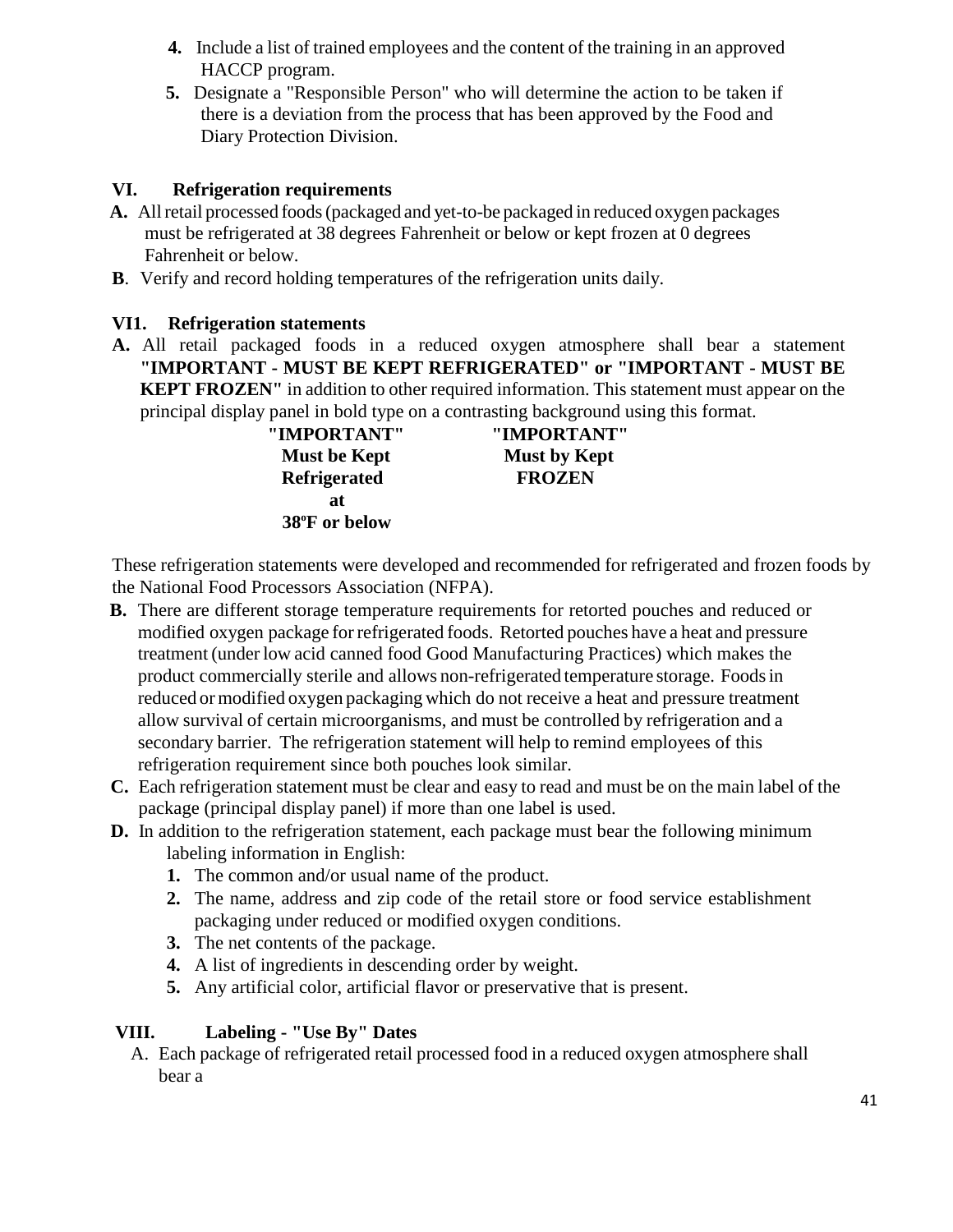4. Include a list of trained employees and the content of the training in an approved HACCP program.
5. Designate a "Responsible Person" who will determine the action to be taken if there is a deviation from the process that has been approved by the Food and Diary Protection Division.

## VI. Refrigeration requirements

**A.** All retail processed foods (packaged and yet-to-be packaged in reduced oxygen packages must be refrigerated at 38 degrees Fahrenheit or below or kept frozen at 0 degrees Fahrenheit or below.

**B**. Verify and record holding temperatures of the refrigeration units daily.

## VI1. Refrigeration statements

**A.** All retail packaged foods in a reduced oxygen atmosphere shall bear a statement **"IMPORTANT - MUST BE KEPT REFRIGERATED" or "IMPORTANT - MUST BE KEPT FROZEN"** in addition to other required information. This statement must appear on the principal display panel in bold type on a contrasting background using this format.

**"IMPORTANT"**
**Must be Kept**
**Refrigerated**
**at**
**38ºF or below**

**"IMPORTANT"**
**Must by Kept**
**FROZEN**

These refrigeration statements were developed and recommended for refrigerated and frozen foods by the National Food Processors Association (NFPA).

**B.** There are different storage temperature requirements for retorted pouches and reduced or modified oxygen package for refrigerated foods. Retorted pouches have a heat and pressure treatment (under low acid canned food Good Manufacturing Practices) which makes the product commercially sterile and allows non-refrigerated temperature storage. Foods in reduced or modified oxygen packaging which do not receive a heat and pressure treatment allow survival of certain microorganisms, and must be controlled by refrigeration and a secondary barrier. The refrigeration statement will help to remind employees of this refrigeration requirement since both pouches look similar.

**C.** Each refrigeration statement must be clear and easy to read and must be on the main label of the package (principal display panel) if more than one label is used.

**D.** In addition to the refrigeration statement, each package must bear the following minimum labeling information in English:

1. The common and/or usual name of the product.
2. The name, address and zip code of the retail store or food service establishment packaging under reduced or modified oxygen conditions.
3. The net contents of the package.
4. A list of ingredients in descending order by weight.
5. Any artificial color, artificial flavor or preservative that is present.

## VIII. Labeling - "Use By" Dates

A. Each package of refrigerated retail processed food in a reduced oxygen atmosphere shall bear a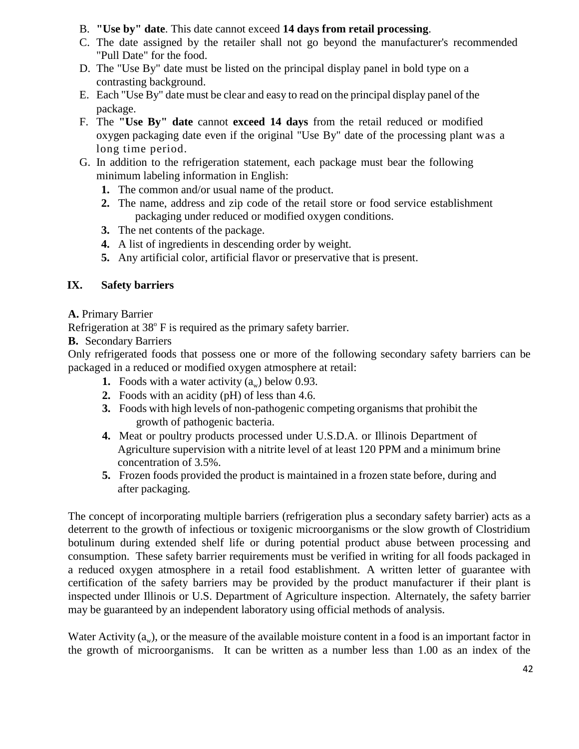B. **"Use by" date**. This date cannot exceed **14 days from retail processing**.
C. The date assigned by the retailer shall not go beyond the manufacturer's recommended "Pull Date" for the food.
D. The "Use By" date must be listed on the principal display panel in bold type on a contrasting background.
E. Each "Use By" date must be clear and easy to read on the principal display panel of the package.
F. The **"Use By" date** cannot **exceed 14 days** from the retail reduced or modified oxygen packaging date even if the original "Use By" date of the processing plant was a long time period.
G. In addition to the refrigeration statement, each package must bear the following minimum labeling information in English:
   1. The common and/or usual name of the product.
   2. The name, address and zip code of the retail store or food service establishment packaging under reduced or modified oxygen conditions.
   3. The net contents of the package.
   4. A list of ingredients in descending order by weight.
   5. Any artificial color, artificial flavor or preservative that is present.

## IX. Safety barriers

**A.** Primary Barrier

Refrigeration at 38° F is required as the primary safety barrier.

**B.** Secondary Barriers

Only refrigerated foods that possess one or more of the following secondary safety barriers can be packaged in a reduced or modified oxygen atmosphere at retail:

1. Foods with a water activity ($a_w$) below 0.93.
2. Foods with an acidity (pH) of less than 4.6.
3. Foods with high levels of non-pathogenic competing organisms that prohibit the growth of pathogenic bacteria.
4. Meat or poultry products processed under U.S.D.A. or Illinois Department of Agriculture supervision with a nitrite level of at least 120 PPM and a minimum brine concentration of 3.5%.
5. Frozen foods provided the product is maintained in a frozen state before, during and after packaging.

The concept of incorporating multiple barriers (refrigeration plus a secondary safety barrier) acts as a deterrent to the growth of infectious or toxigenic microorganisms or the slow growth of Clostridium botulinum during extended shelf life or during potential product abuse between processing and consumption. These safety barrier requirements must be verified in writing for all foods packaged in a reduced oxygen atmosphere in a retail food establishment. A written letter of guarantee with certification of the safety barriers may be provided by the product manufacturer if their plant is inspected under Illinois or U.S. Department of Agriculture inspection. Alternately, the safety barrier may be guaranteed by an independent laboratory using official methods of analysis.

Water Activity ($a_w$), or the measure of the available moisture content in a food is an important factor in the growth of microorganisms. It can be written as a number less than 1.00 as an index of the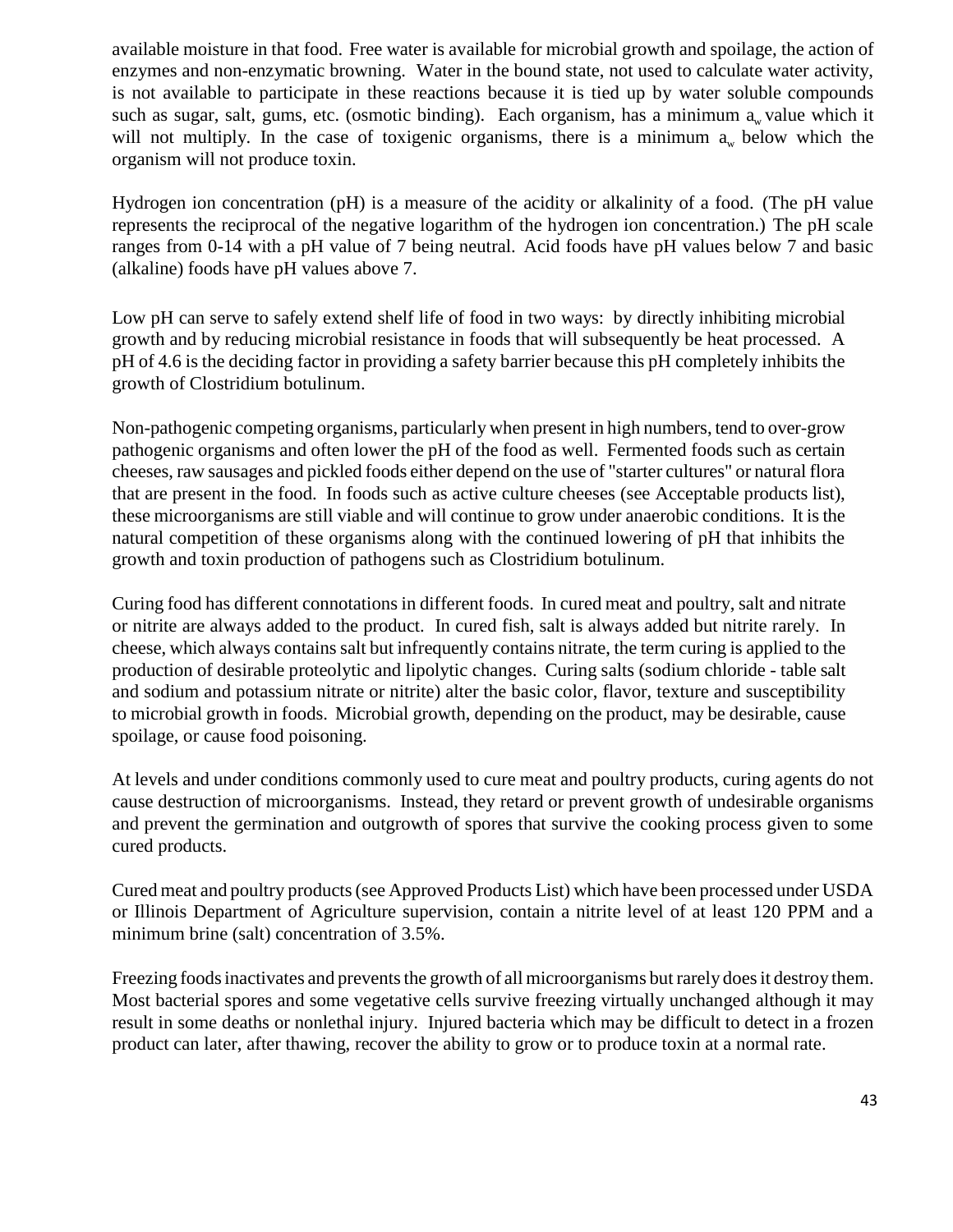available moisture in that food. Free water is available for microbial growth and spoilage, the action of enzymes and non-enzymatic browning. Water in the bound state, not used to calculate water activity, is not available to participate in these reactions because it is tied up by water soluble compounds such as sugar, salt, gums, etc. (osmotic binding). Each organism, has a minimum $a_w$ value which it will not multiply. In the case of toxigenic organisms, there is a minimum $a_w$ below which the organism will not produce toxin.

Hydrogen ion concentration (pH) is a measure of the acidity or alkalinity of a food. (The pH value represents the reciprocal of the negative logarithm of the hydrogen ion concentration.) The pH scale ranges from 0-14 with a pH value of 7 being neutral. Acid foods have pH values below 7 and basic (alkaline) foods have pH values above 7.

Low pH can serve to safely extend shelf life of food in two ways: by directly inhibiting microbial growth and by reducing microbial resistance in foods that will subsequently be heat processed. A pH of 4.6 is the deciding factor in providing a safety barrier because this pH completely inhibits the growth of Clostridium botulinum.

Non-pathogenic competing organisms, particularly when present in high numbers, tend to over-grow pathogenic organisms and often lower the pH of the food as well. Fermented foods such as certain cheeses, raw sausages and pickled foods either depend on the use of "starter cultures" or natural flora that are present in the food. In foods such as active culture cheeses (see Acceptable products list), these microorganisms are still viable and will continue to grow under anaerobic conditions. It is the natural competition of these organisms along with the continued lowering of pH that inhibits the growth and toxin production of pathogens such as Clostridium botulinum.

Curing food has different connotations in different foods. In cured meat and poultry, salt and nitrate or nitrite are always added to the product. In cured fish, salt is always added but nitrite rarely. In cheese, which always contains salt but infrequently contains nitrate, the term curing is applied to the production of desirable proteolytic and lipolytic changes. Curing salts (sodium chloride - table salt and sodium and potassium nitrate or nitrite) alter the basic color, flavor, texture and susceptibility to microbial growth in foods. Microbial growth, depending on the product, may be desirable, cause spoilage, or cause food poisoning.

At levels and under conditions commonly used to cure meat and poultry products, curing agents do not cause destruction of microorganisms. Instead, they retard or prevent growth of undesirable organisms and prevent the germination and outgrowth of spores that survive the cooking process given to some cured products.

Cured meat and poultry products (see Approved Products List) which have been processed under USDA or Illinois Department of Agriculture supervision, contain a nitrite level of at least 120 PPM and a minimum brine (salt) concentration of 3.5%.

Freezing foods inactivates and prevents the growth of all microorganisms but rarely does it destroy them. Most bacterial spores and some vegetative cells survive freezing virtually unchanged although it may result in some deaths or nonlethal injury. Injured bacteria which may be difficult to detect in a frozen product can later, after thawing, recover the ability to grow or to produce toxin at a normal rate.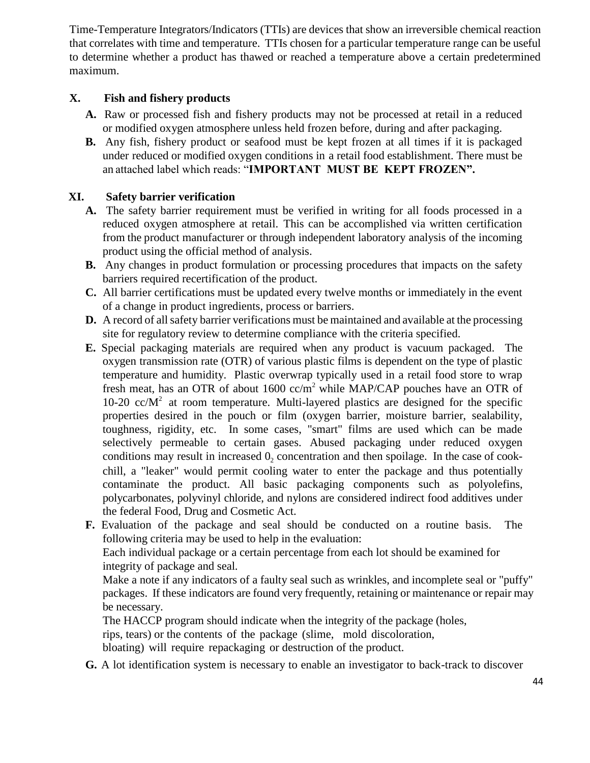Time-Temperature Integrators/Indicators (TTIs) are devices that show an irreversible chemical reaction that correlates with time and temperature. TTIs chosen for a particular temperature range can be useful to determine whether a product has thawed or reached a temperature above a certain predetermined maximum.

## X. Fish and fishery products

**A.** Raw or processed fish and fishery products may not be processed at retail in a reduced or modified oxygen atmosphere unless held frozen before, during and after packaging.

**B.** Any fish, fishery product or seafood must be kept frozen at all times if it is packaged under reduced or modified oxygen conditions in a retail food establishment. There must be an attached label which reads: "**IMPORTANT MUST BE KEPT FROZEN".**

## XI. Safety barrier verification

**A.** The safety barrier requirement must be verified in writing for all foods processed in a reduced oxygen atmosphere at retail. This can be accomplished via written certification from the product manufacturer or through independent laboratory analysis of the incoming product using the official method of analysis.

**B.** Any changes in product formulation or processing procedures that impacts on the safety barriers required recertification of the product.

**C.** All barrier certifications must be updated every twelve months or immediately in the event of a change in product ingredients, process or barriers.

**D.** A record of all safety barrier verifications must be maintained and available at the processing site for regulatory review to determine compliance with the criteria specified.

**E.** Special packaging materials are required when any product is vacuum packaged. The oxygen transmission rate (OTR) of various plastic films is dependent on the type of plastic temperature and humidity. Plastic overwrap typically used in a retail food store to wrap fresh meat, has an OTR of about 1600 $cc/m^2$ while MAP/CAP pouches have an OTR of 10-20 $cc/M^2$ at room temperature. Multi-layered plastics are designed for the specific properties desired in the pouch or film (oxygen barrier, moisture barrier, sealability, toughness, rigidity, etc. In some cases, "smart" films are used which can be made selectively permeable to certain gases. Abused packaging under reduced oxygen conditions may result in increased $0_2$ concentration and then spoilage. In the case of cook-chill, a "leaker" would permit cooling water to enter the package and thus potentially contaminate the product. All basic packaging components such as polyolefins, polycarbonates, polyvinyl chloride, and nylons are considered indirect food additives under the federal Food, Drug and Cosmetic Act.

**F.** Evaluation of the package and seal should be conducted on a routine basis. The following criteria may be used to help in the evaluation:

Each individual package or a certain percentage from each lot should be examined for integrity of package and seal.

Make a note if any indicators of a faulty seal such as wrinkles, and incomplete seal or "puffy" packages. If these indicators are found very frequently, retaining or maintenance or repair may be necessary.

The HACCP program should indicate when the integrity of the package (holes, rips, tears) or the contents of the package (slime, mold discoloration, bloating) will require repackaging or destruction of the product.

**G.** A lot identification system is necessary to enable an investigator to back-track to discover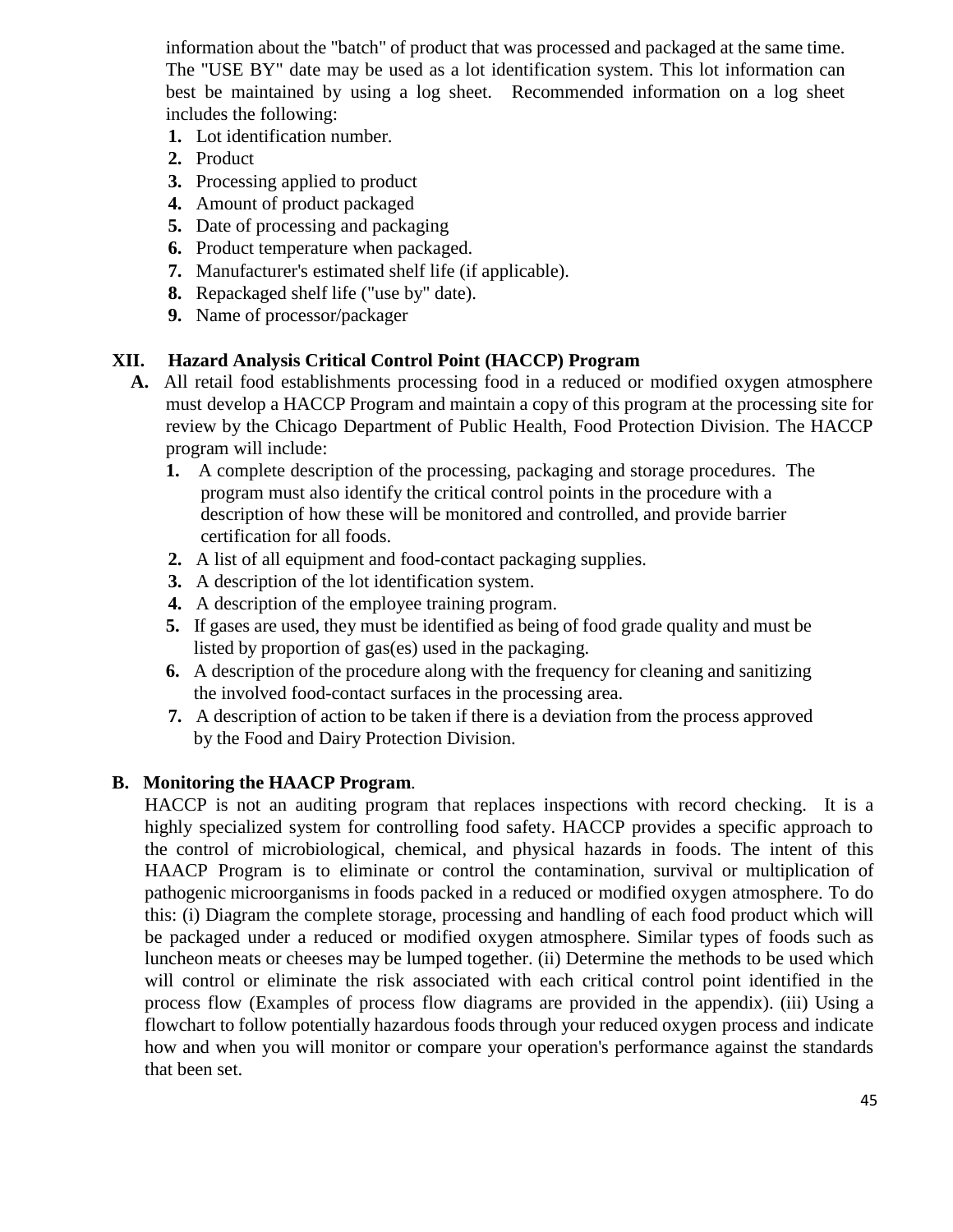information about the "batch" of product that was processed and packaged at the same time. The "USE BY" date may be used as a lot identification system. This lot information can best be maintained by using a log sheet. Recommended information on a log sheet includes the following:

1. Lot identification number.
2. Product
3. Processing applied to product
4. Amount of product packaged
5. Date of processing and packaging
6. Product temperature when packaged.
7. Manufacturer's estimated shelf life (if applicable).
8. Repackaged shelf life ("use by" date).
9. Name of processor/packager

## XII. Hazard Analysis Critical Control Point (HACCP) Program

**A.** All retail food establishments processing food in a reduced or modified oxygen atmosphere must develop a HACCP Program and maintain a copy of this program at the processing site for review by the Chicago Department of Public Health, Food Protection Division. The HACCP program will include:

1. A complete description of the processing, packaging and storage procedures. The program must also identify the critical control points in the procedure with a description of how these will be monitored and controlled, and provide barrier certification for all foods.
2. A list of all equipment and food-contact packaging supplies.
3. A description of the lot identification system.
4. A description of the employee training program.
5. If gases are used, they must be identified as being of food grade quality and must be listed by proportion of gas(es) used in the packaging.
6. A description of the procedure along with the frequency for cleaning and sanitizing the involved food-contact surfaces in the processing area.
7. A description of action to be taken if there is a deviation from the process approved by the Food and Dairy Protection Division.

**B. Monitoring the HAACP Program**.

HACCP is not an auditing program that replaces inspections with record checking. It is a highly specialized system for controlling food safety. HACCP provides a specific approach to the control of microbiological, chemical, and physical hazards in foods. The intent of this HAACP Program is to eliminate or control the contamination, survival or multiplication of pathogenic microorganisms in foods packed in a reduced or modified oxygen atmosphere. To do this: (i) Diagram the complete storage, processing and handling of each food product which will be packaged under a reduced or modified oxygen atmosphere. Similar types of foods such as luncheon meats or cheeses may be lumped together. (ii) Determine the methods to be used which will control or eliminate the risk associated with each critical control point identified in the process flow (Examples of process flow diagrams are provided in the appendix). (iii) Using a flowchart to follow potentially hazardous foods through your reduced oxygen process and indicate how and when you will monitor or compare your operation's performance against the standards that been set.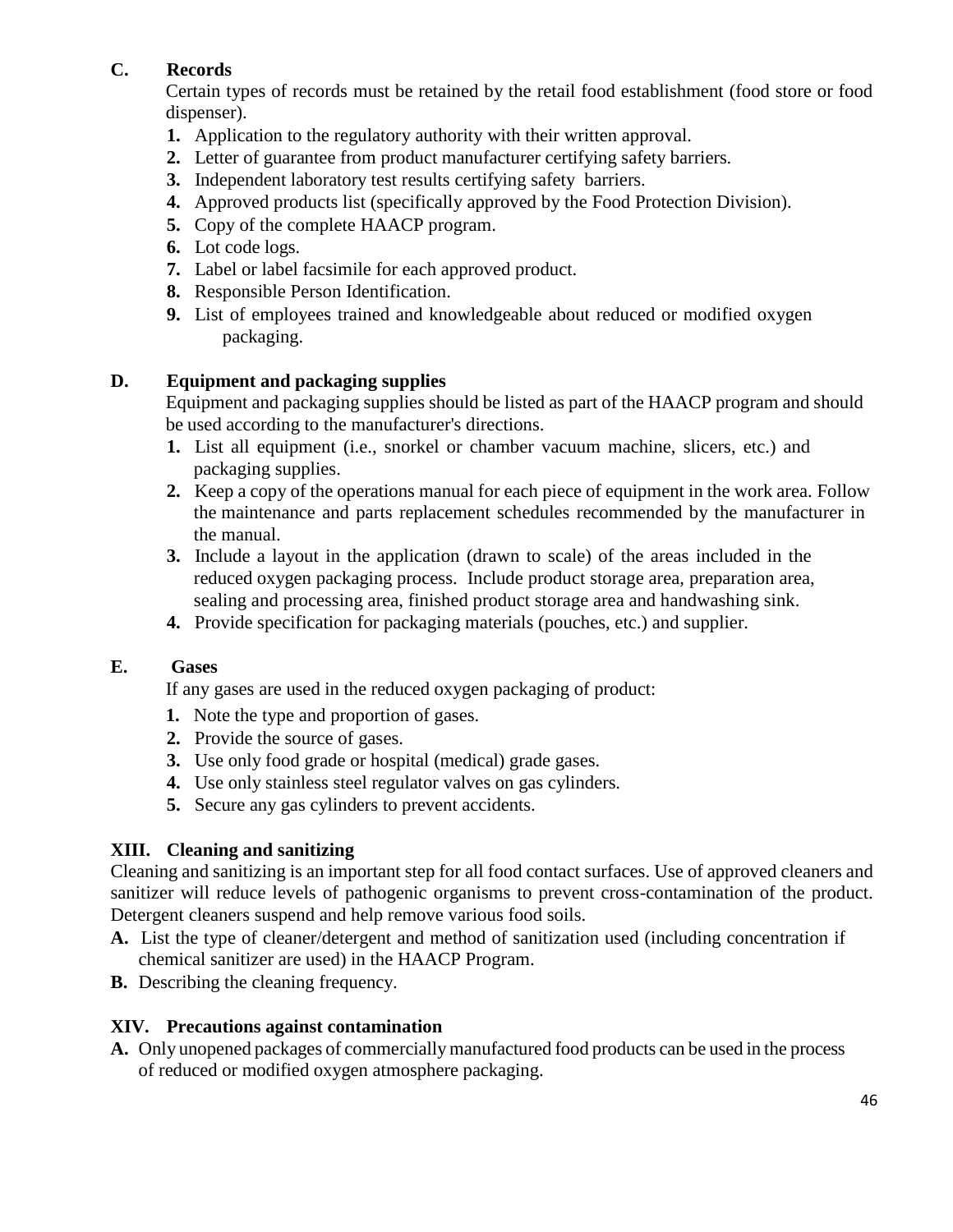### C. Records

Certain types of records must be retained by the retail food establishment (food store or food dispenser).

1. Application to the regulatory authority with their written approval.
2. Letter of guarantee from product manufacturer certifying safety barriers.
3. Independent laboratory test results certifying safety barriers.
4. Approved products list (specifically approved by the Food Protection Division).
5. Copy of the complete HAACP program.
6. Lot code logs.
7. Label or label facsimile for each approved product.
8. Responsible Person Identification.
9. List of employees trained and knowledgeable about reduced or modified oxygen packaging.

### D. Equipment and packaging supplies

Equipment and packaging supplies should be listed as part of the HAACP program and should be used according to the manufacturer's directions.

1. List all equipment (i.e., snorkel or chamber vacuum machine, slicers, etc.) and packaging supplies.
2. Keep a copy of the operations manual for each piece of equipment in the work area. Follow the maintenance and parts replacement schedules recommended by the manufacturer in the manual.
3. Include a layout in the application (drawn to scale) of the areas included in the reduced oxygen packaging process. Include product storage area, preparation area, sealing and processing area, finished product storage area and handwashing sink.
4. Provide specification for packaging materials (pouches, etc.) and supplier.

### E. Gases

If any gases are used in the reduced oxygen packaging of product:

1. Note the type and proportion of gases.
2. Provide the source of gases.
3. Use only food grade or hospital (medical) grade gases.
4. Use only stainless steel regulator valves on gas cylinders.
5. Secure any gas cylinders to prevent accidents.

## XIII. Cleaning and sanitizing

Cleaning and sanitizing is an important step for all food contact surfaces. Use of approved cleaners and sanitizer will reduce levels of pathogenic organisms to prevent cross-contamination of the product. Detergent cleaners suspend and help remove various food soils.

**A.** List the type of cleaner/detergent and method of sanitization used (including concentration if chemical sanitizer are used) in the HAACP Program.

**B.** Describing the cleaning frequency.

## XIV. Precautions against contamination

**A.** Only unopened packages of commercially manufactured food products can be used in the process of reduced or modified oxygen atmosphere packaging.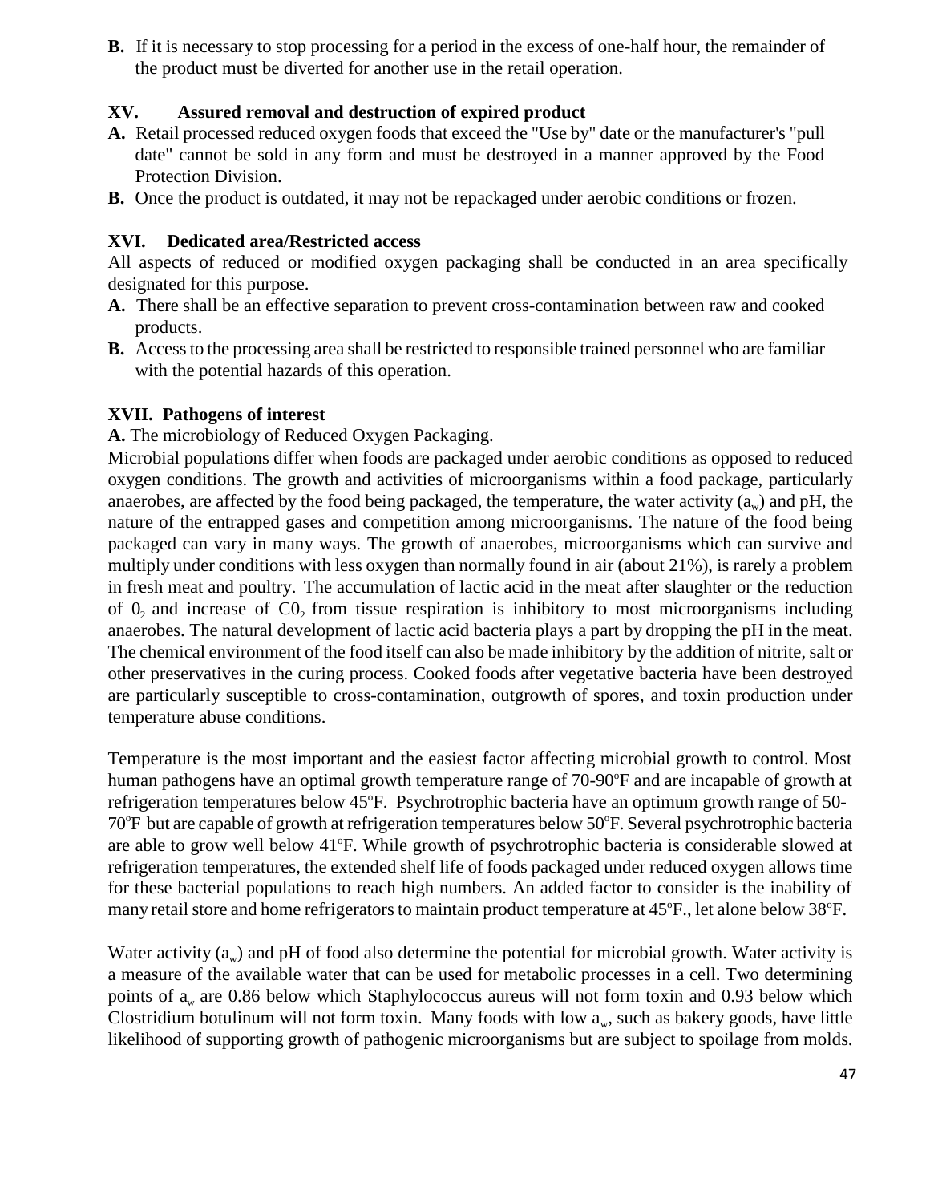**B.** If it is necessary to stop processing for a period in the excess of one-half hour, the remainder of the product must be diverted for another use in the retail operation.

### XV. Assured removal and destruction of expired product

**A.** Retail processed reduced oxygen foods that exceed the "Use by" date or the manufacturer's "pull date" cannot be sold in any form and must be destroyed in a manner approved by the Food Protection Division.

**B.** Once the product is outdated, it may not be repackaged under aerobic conditions or frozen.

### XVI. Dedicated area/Restricted access

All aspects of reduced or modified oxygen packaging shall be conducted in an area specifically designated for this purpose.

**A.** There shall be an effective separation to prevent cross-contamination between raw and cooked products.

**B.** Access to the processing area shall be restricted to responsible trained personnel who are familiar with the potential hazards of this operation.

### XVII. Pathogens of interest

**A.** The microbiology of Reduced Oxygen Packaging.

Microbial populations differ when foods are packaged under aerobic conditions as opposed to reduced oxygen conditions. The growth and activities of microorganisms within a food package, particularly anaerobes, are affected by the food being packaged, the temperature, the water activity ($a_w$) and pH, the nature of the entrapped gases and competition among microorganisms. The nature of the food being packaged can vary in many ways. The growth of anaerobes, microorganisms which can survive and multiply under conditions with less oxygen than normally found in air (about 21%), is rarely a problem in fresh meat and poultry. The accumulation of lactic acid in the meat after slaughter or the reduction of $0_2$ and increase of $C0_2$ from tissue respiration is inhibitory to most microorganisms including anaerobes. The natural development of lactic acid bacteria plays a part by dropping the pH in the meat. The chemical environment of the food itself can also be made inhibitory by the addition of nitrite, salt or other preservatives in the curing process. Cooked foods after vegetative bacteria have been destroyed are particularly susceptible to cross-contamination, outgrowth of spores, and toxin production under temperature abuse conditions.

Temperature is the most important and the easiest factor affecting microbial growth to control. Most human pathogens have an optimal growth temperature range of 70-90ºF and are incapable of growth at refrigeration temperatures below 45ºF. Psychrotrophic bacteria have an optimum growth range of 50-70ºF but are capable of growth at refrigeration temperatures below 50ºF. Several psychrotrophic bacteria are able to grow well below 41ºF. While growth of psychrotrophic bacteria is considerable slowed at refrigeration temperatures, the extended shelf life of foods packaged under reduced oxygen allows time for these bacterial populations to reach high numbers. An added factor to consider is the inability of many retail store and home refrigerators to maintain product temperature at 45ºF., let alone below 38ºF.

Water activity ($a_w$) and pH of food also determine the potential for microbial growth. Water activity is a measure of the available water that can be used for metabolic processes in a cell. Two determining points of $a_w$ are 0.86 below which Staphylococcus aureus will not form toxin and 0.93 below which Clostridium botulinum will not form toxin. Many foods with low $a_w$, such as bakery goods, have little likelihood of supporting growth of pathogenic microorganisms but are subject to spoilage from molds.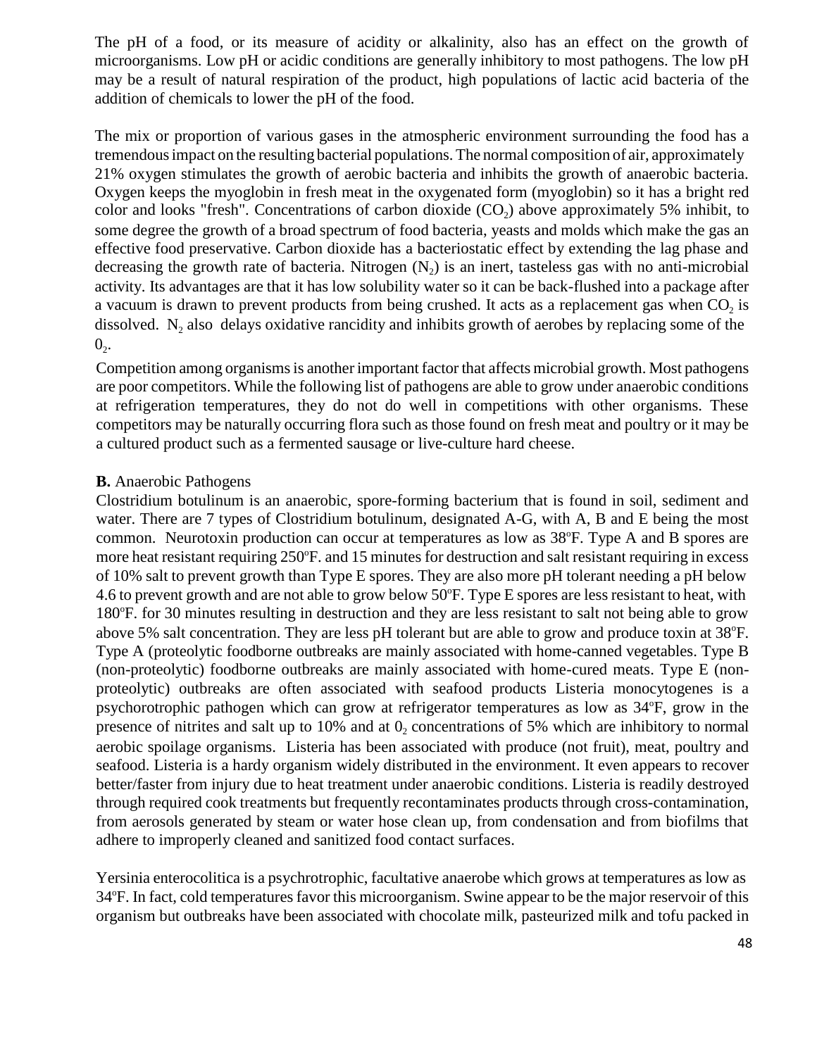The pH of a food, or its measure of acidity or alkalinity, also has an effect on the growth of microorganisms. Low pH or acidic conditions are generally inhibitory to most pathogens. The low pH may be a result of natural respiration of the product, high populations of lactic acid bacteria of the addition of chemicals to lower the pH of the food.

The mix or proportion of various gases in the atmospheric environment surrounding the food has a tremendous impact on the resulting bacterial populations. The normal composition of air, approximately 21% oxygen stimulates the growth of aerobic bacteria and inhibits the growth of anaerobic bacteria. Oxygen keeps the myoglobin in fresh meat in the oxygenated form (myoglobin) so it has a bright red color and looks "fresh". Concentrations of carbon dioxide ($CO_2$) above approximately 5% inhibit, to some degree the growth of a broad spectrum of food bacteria, yeasts and molds which make the gas an effective food preservative. Carbon dioxide has a bacteriostatic effect by extending the lag phase and decreasing the growth rate of bacteria. Nitrogen ($N_2$) is an inert, tasteless gas with no anti-microbial activity. Its advantages are that it has low solubility water so it can be back-flushed into a package after a vacuum is drawn to prevent products from being crushed. It acts as a replacement gas when $CO_2$ is dissolved. $N_2$ also delays oxidative rancidity and inhibits growth of aerobes by replacing some of the $0_2$.

Competition among organisms is another important factor that affects microbial growth. Most pathogens are poor competitors. While the following list of pathogens are able to grow under anaerobic conditions at refrigeration temperatures, they do not do well in competitions with other organisms. These competitors may be naturally occurring flora such as those found on fresh meat and poultry or it may be a cultured product such as a fermented sausage or live-culture hard cheese.

**B.** Anaerobic Pathogens

Clostridium botulinum is an anaerobic, spore-forming bacterium that is found in soil, sediment and water. There are 7 types of Clostridium botulinum, designated A-G, with A, B and E being the most common. Neurotoxin production can occur at temperatures as low as 38ºF. Type A and B spores are more heat resistant requiring 250ºF. and 15 minutes for destruction and salt resistant requiring in excess of 10% salt to prevent growth than Type E spores. They are also more pH tolerant needing a pH below 4.6 to prevent growth and are not able to grow below 50ºF. Type E spores are less resistant to heat, with 180ºF. for 30 minutes resulting in destruction and they are less resistant to salt not being able to grow above 5% salt concentration. They are less pH tolerant but are able to grow and produce toxin at 38ºF. Type A (proteolytic foodborne outbreaks are mainly associated with home-canned vegetables. Type B (non-proteolytic) foodborne outbreaks are mainly associated with home-cured meats. Type E (non-proteolytic) outbreaks are often associated with seafood products Listeria monocytogenes is a psychorotrophic pathogen which can grow at refrigerator temperatures as low as 34ºF, grow in the presence of nitrites and salt up to 10% and at $0_2$ concentrations of 5% which are inhibitory to normal aerobic spoilage organisms. Listeria has been associated with produce (not fruit), meat, poultry and seafood. Listeria is a hardy organism widely distributed in the environment. It even appears to recover better/faster from injury due to heat treatment under anaerobic conditions. Listeria is readily destroyed through required cook treatments but frequently recontaminates products through cross-contamination, from aerosols generated by steam or water hose clean up, from condensation and from biofilms that adhere to improperly cleaned and sanitized food contact surfaces.

Yersinia enterocolitica is a psychrotrophic, facultative anaerobe which grows at temperatures as low as 34ºF. In fact, cold temperatures favor this microorganism. Swine appear to be the major reservoir of this organism but outbreaks have been associated with chocolate milk, pasteurized milk and tofu packed in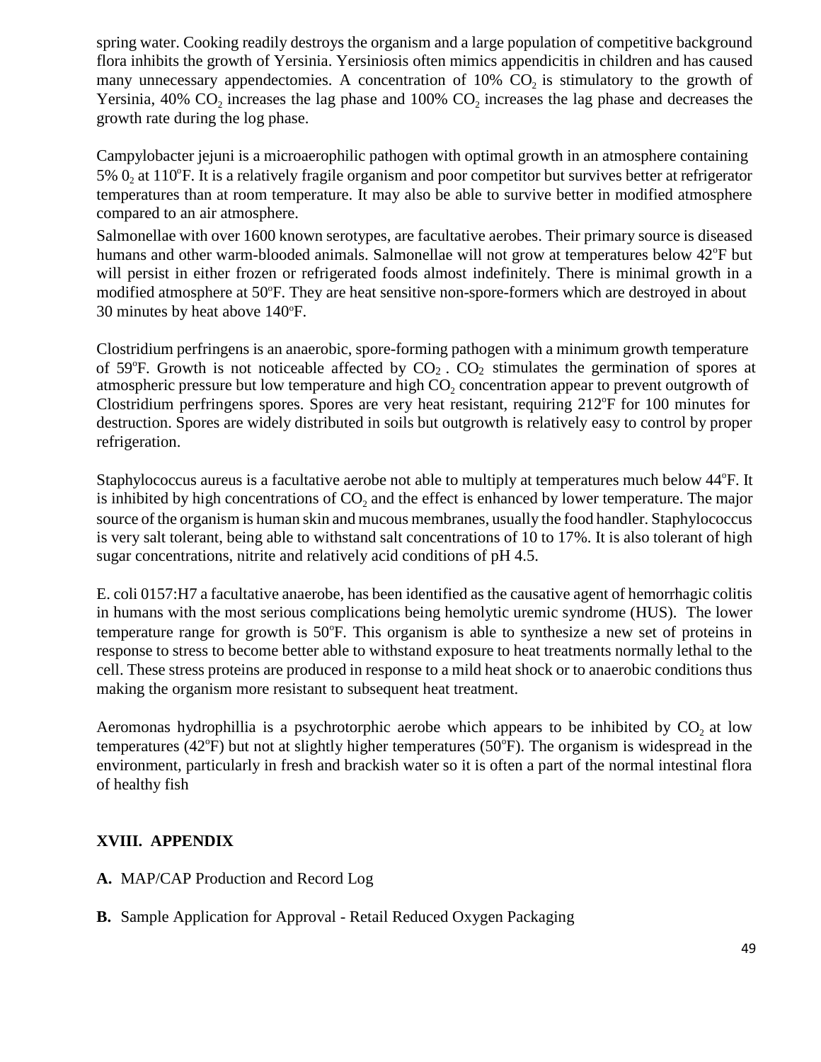spring water. Cooking readily destroys the organism and a large population of competitive background flora inhibits the growth of Yersinia. Yersiniosis often mimics appendicitis in children and has caused many unnecessary appendectomies. A concentration of 10% $CO_2$ is stimulatory to the growth of Yersinia, 40% $CO_2$ increases the lag phase and 100% $CO_2$ increases the lag phase and decreases the growth rate during the log phase.

Campylobacter jejuni is a microaerophilic pathogen with optimal growth in an atmosphere containing 5% $0_2$ at 110°F. It is a relatively fragile organism and poor competitor but survives better at refrigerator temperatures than at room temperature. It may also be able to survive better in modified atmosphere compared to an air atmosphere.

Salmonellae with over 1600 known serotypes, are facultative aerobes. Their primary source is diseased humans and other warm-blooded animals. Salmonellae will not grow at temperatures below 42°F but will persist in either frozen or refrigerated foods almost indefinitely. There is minimal growth in a modified atmosphere at 50°F. They are heat sensitive non-spore-formers which are destroyed in about 30 minutes by heat above 140°F.

Clostridium perfringens is an anaerobic, spore-forming pathogen with a minimum growth temperature of 59°F. Growth is not noticeable affected by $CO_2$ . $CO_2$ stimulates the germination of spores at atmospheric pressure but low temperature and high $CO_2$ concentration appear to prevent outgrowth of Clostridium perfringens spores. Spores are very heat resistant, requiring 212°F for 100 minutes for destruction. Spores are widely distributed in soils but outgrowth is relatively easy to control by proper refrigeration.

Staphylococcus aureus is a facultative aerobe not able to multiply at temperatures much below 44°F. It is inhibited by high concentrations of $CO_2$ and the effect is enhanced by lower temperature. The major source of the organism is human skin and mucous membranes, usually the food handler. Staphylococcus is very salt tolerant, being able to withstand salt concentrations of 10 to 17%. It is also tolerant of high sugar concentrations, nitrite and relatively acid conditions of pH 4.5.

E. coli 0157:H7 a facultative anaerobe, has been identified as the causative agent of hemorrhagic colitis in humans with the most serious complications being hemolytic uremic syndrome (HUS). The lower temperature range for growth is 50°F. This organism is able to synthesize a new set of proteins in response to stress to become better able to withstand exposure to heat treatments normally lethal to the cell. These stress proteins are produced in response to a mild heat shock or to anaerobic conditions thus making the organism more resistant to subsequent heat treatment.

Aeromonas hydrophillia is a psychrotorphic aerobe which appears to be inhibited by $CO_2$ at low temperatures (42°F) but not at slightly higher temperatures (50°F). The organism is widespread in the environment, particularly in fresh and brackish water so it is often a part of the normal intestinal flora of healthy fish

## XVIII. APPENDIX

**A.** MAP/CAP Production and Record Log

**B.** Sample Application for Approval - Retail Reduced Oxygen Packaging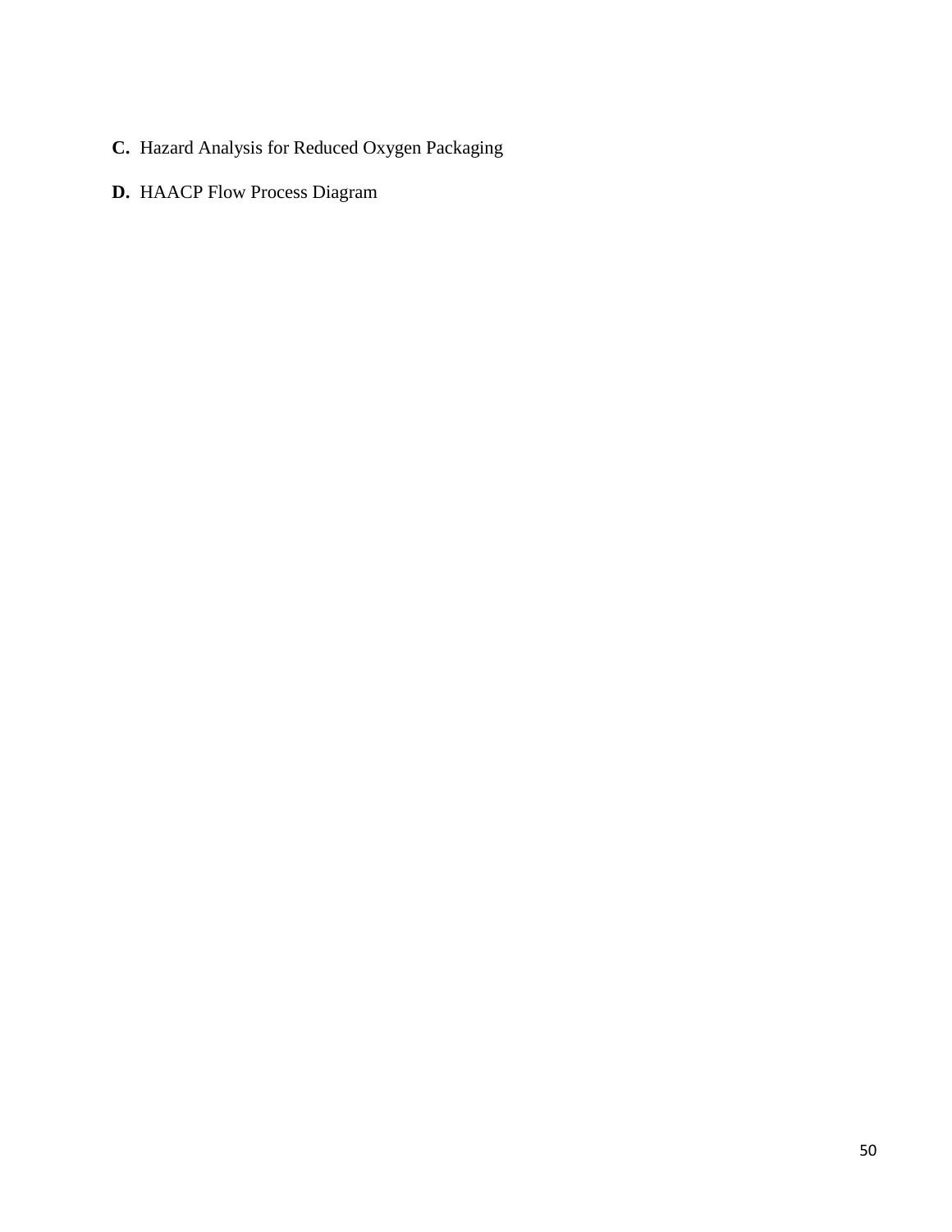**C.** Hazard Analysis for Reduced Oxygen Packaging

**D.** HAACP Flow Process Diagram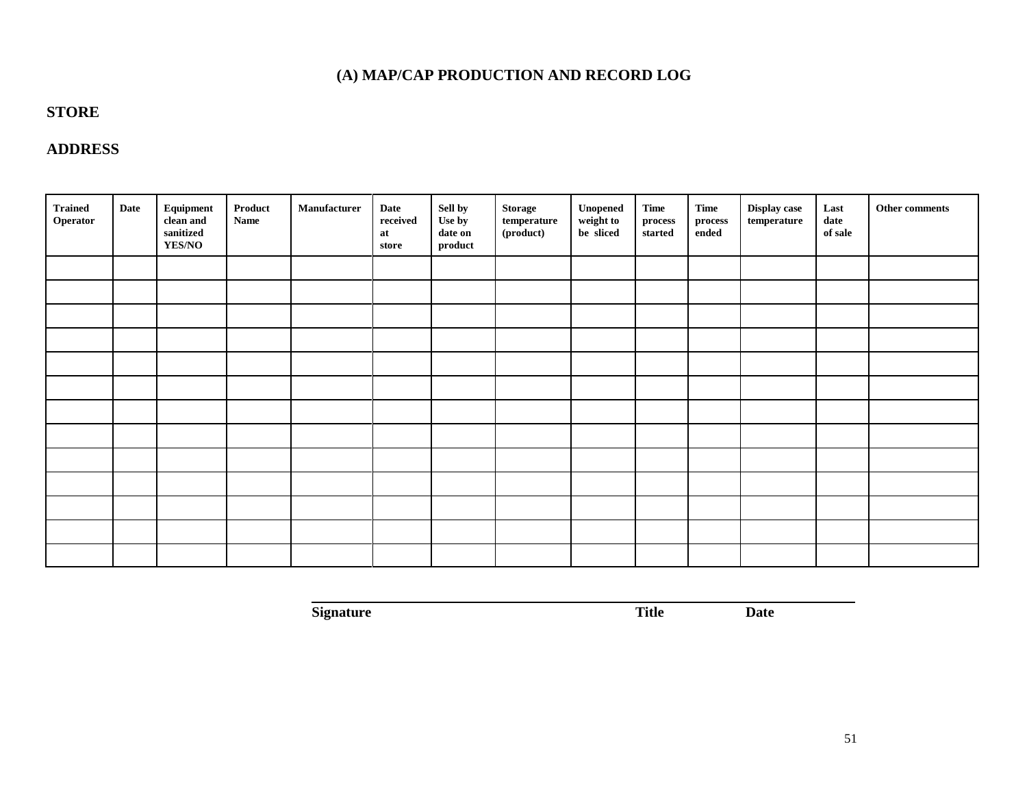## (A) MAP/CAP PRODUCTION AND RECORD LOG

**STORE**

**ADDRESS**

| Trained Operator | Date | Equipment clean and sanitized YES/NO | Product Name | Manufacturer | Date received at store | Sell by Use by date on product | Storage temperature (product) | Unopened weight to be sliced | Time process started | Time process ended | Display case temperature | Last date of sale | Other comments |
|---|---|---|---|---|---|---|---|---|---|---|---|---|---|
| | | | | | | | | | | | | | |
| | | | | | | | | | | | | | |
| | | | | | | | | | | | | | |
| | | | | | | | | | | | | | |
| | | | | | | | | | | | | | |
| | | | | | | | | | | | | | |
| | | | | | | | | | | | | | |
| | | | | | | | | | | | | | |
| | | | | | | | | | | | | | |
| | | | | | | | | | | | | | |
| | | | | | | | | | | | | | |
| | | | | | | | | | | | | | |
| | | | | | | | | | | | | | |

**Signature** **Title** **Date**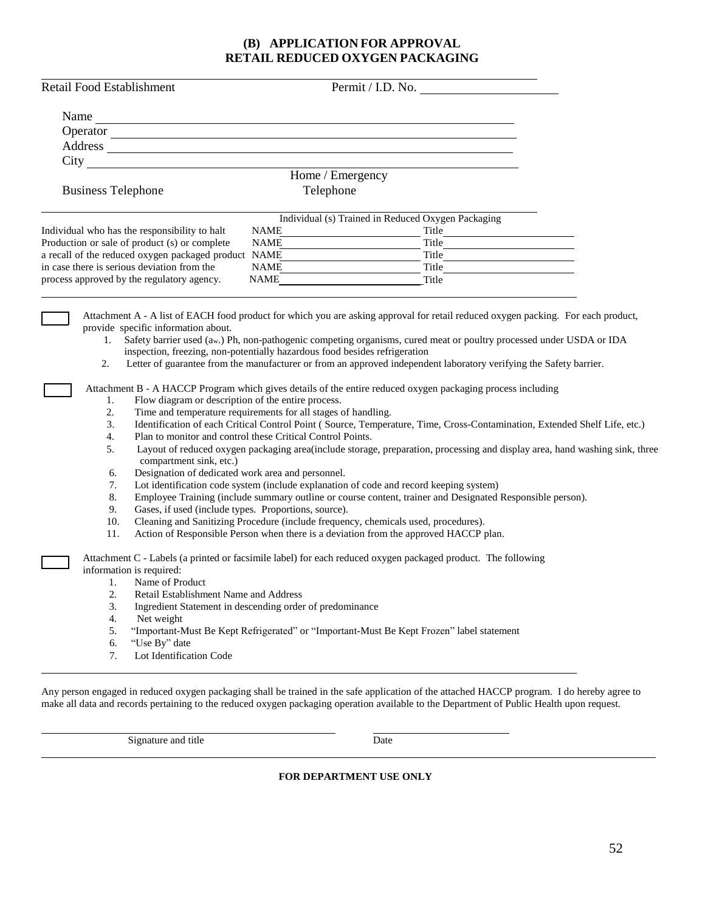# (B) APPLICATION FOR APPROVAL
# RETAIL REDUCED OXYGEN PACKAGING

Retail Food Establishment | Permit / I.D. No. ______________

Name ______________________________

Operator ______________________________

Address ______________________________

City ______________________________

Business Telephone | Home / Emergency Telephone

| Individual who has the responsibility to halt Production or sale of product (s) or complete a recall of the reduced oxygen packaged product in case there is serious deviation from the process approved by the regulatory agency. | Individual (s) Trained in Reduced Oxygen Packaging | |
|---|---|---|
| | NAME | Title |
| | NAME | Title |
| | NAME | Title |
| | NAME | Title |
| | NAME | Title |

☐ Attachment A - A list of EACH food product for which you are asking approval for retail reduced oxygen packing. For each product, provide specific information about.

1. Safety barrier used ($a_w$.) Ph, non-pathogenic competing organisms, cured meat or poultry processed under USDA or IDA inspection, freezing, non-potentially hazardous food besides refrigeration
2. Letter of guarantee from the manufacturer or from an approved independent laboratory verifying the Safety barrier.

☐ Attachment B - A HACCP Program which gives details of the entire reduced oxygen packaging process including

1. Flow diagram or description of the entire process.
2. Time and temperature requirements for all stages of handling.
3. Identification of each Critical Control Point ( Source, Temperature, Time, Cross-Contamination, Extended Shelf Life, etc.)
4. Plan to monitor and control these Critical Control Points.
5. Layout of reduced oxygen packaging area(include storage, preparation, processing and display area, hand washing sink, three compartment sink, etc.)
6. Designation of dedicated work area and personnel.
7. Lot identification code system (include explanation of code and record keeping system)
8. Employee Training (include summary outline or course content, trainer and Designated Responsible person).
9. Gases, if used (include types. Proportions, source).
10. Cleaning and Sanitizing Procedure (include frequency, chemicals used, procedures).
11. Action of Responsible Person when there is a deviation from the approved HACCP plan.

☐ Attachment C - Labels (a printed or facsimile label) for each reduced oxygen packaged product. The following information is required:

1. Name of Product
2. Retail Establishment Name and Address
3. Ingredient Statement in descending order of predominance
4. Net weight
5. "Important-Must Be Kept Refrigerated" or "Important-Must Be Kept Frozen" label statement
6. "Use By" date
7. Lot Identification Code

Any person engaged in reduced oxygen packaging shall be trained in the safe application of the attached HACCP program. I do hereby agree to make all data and records pertaining to the reduced oxygen packaging operation available to the Department of Public Health upon request.

______________________________ Signature and title | ______________ Date

**FOR DEPARTMENT USE ONLY**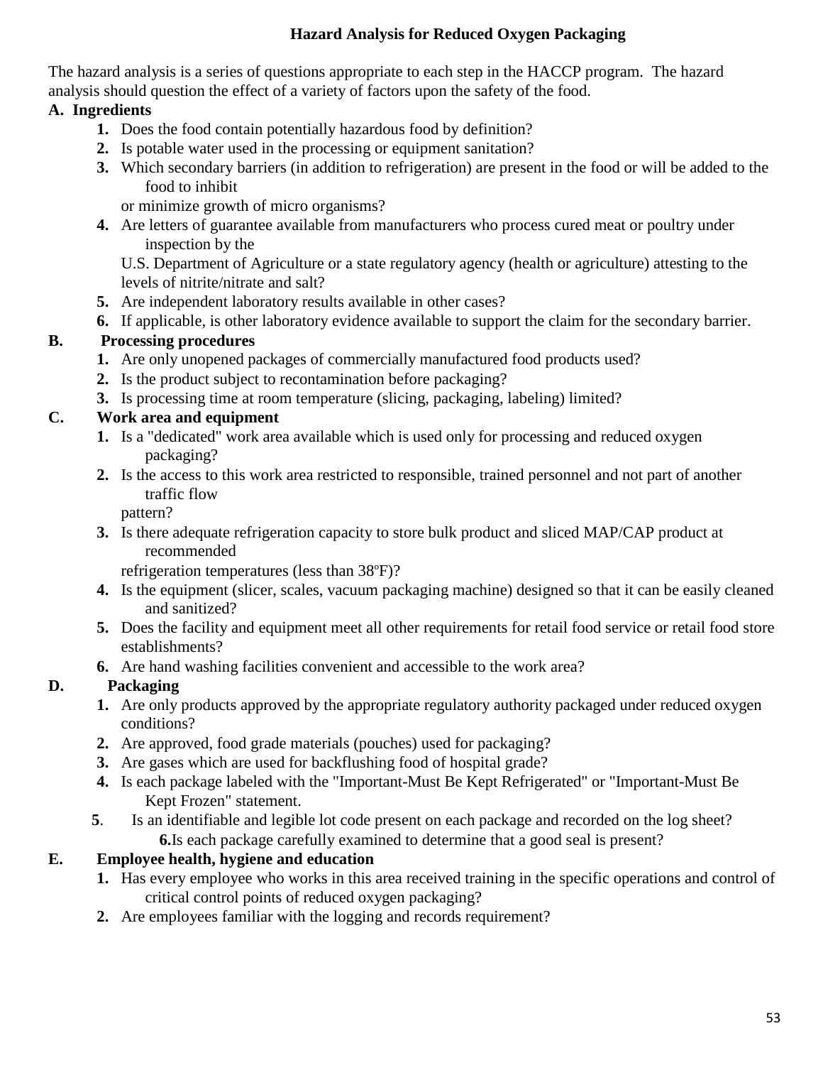# Hazard Analysis for Reduced Oxygen Packaging

The hazard analysis is a series of questions appropriate to each step in the HACCP program. The hazard analysis should question the effect of a variety of factors upon the safety of the food.

**A. Ingredients**

1. Does the food contain potentially hazardous food by definition?
2. Is potable water used in the processing or equipment sanitation?
3. Which secondary barriers (in addition to refrigeration) are present in the food or will be added to the food to inhibit or minimize growth of micro organisms?
4. Are letters of guarantee available from manufacturers who process cured meat or poultry under inspection by the U.S. Department of Agriculture or a state regulatory agency (health or agriculture) attesting to the levels of nitrite/nitrate and salt?
5. Are independent laboratory results available in other cases?
6. If applicable, is other laboratory evidence available to support the claim for the secondary barrier.

**B. Processing procedures**

1. Are only unopened packages of commercially manufactured food products used?
2. Is the product subject to recontamination before packaging?
3. Is processing time at room temperature (slicing, packaging, labeling) limited?

**C. Work area and equipment**

1. Is a "dedicated" work area available which is used only for processing and reduced oxygen packaging?
2. Is the access to this work area restricted to responsible, trained personnel and not part of another traffic flow pattern?
3. Is there adequate refrigeration capacity to store bulk product and sliced MAP/CAP product at recommended refrigeration temperatures (less than 38ºF)?
4. Is the equipment (slicer, scales, vacuum packaging machine) designed so that it can be easily cleaned and sanitized?
5. Does the facility and equipment meet all other requirements for retail food service or retail food store establishments?
6. Are hand washing facilities convenient and accessible to the work area?

**D. Packaging**

1. Are only products approved by the appropriate regulatory authority packaged under reduced oxygen conditions?
2. Are approved, food grade materials (pouches) used for packaging?
3. Are gases which are used for backflushing food of hospital grade?
4. Is each package labeled with the "Important-Must Be Kept Refrigerated" or "Important-Must Be Kept Frozen" statement.
5. Is an identifiable and legible lot code present on each package and recorded on the log sheet?
6. Is each package carefully examined to determine that a good seal is present?

**E. Employee health, hygiene and education**

1. Has every employee who works in this area received training in the specific operations and control of critical control points of reduced oxygen packaging?
2. Are employees familiar with the logging and records requirement?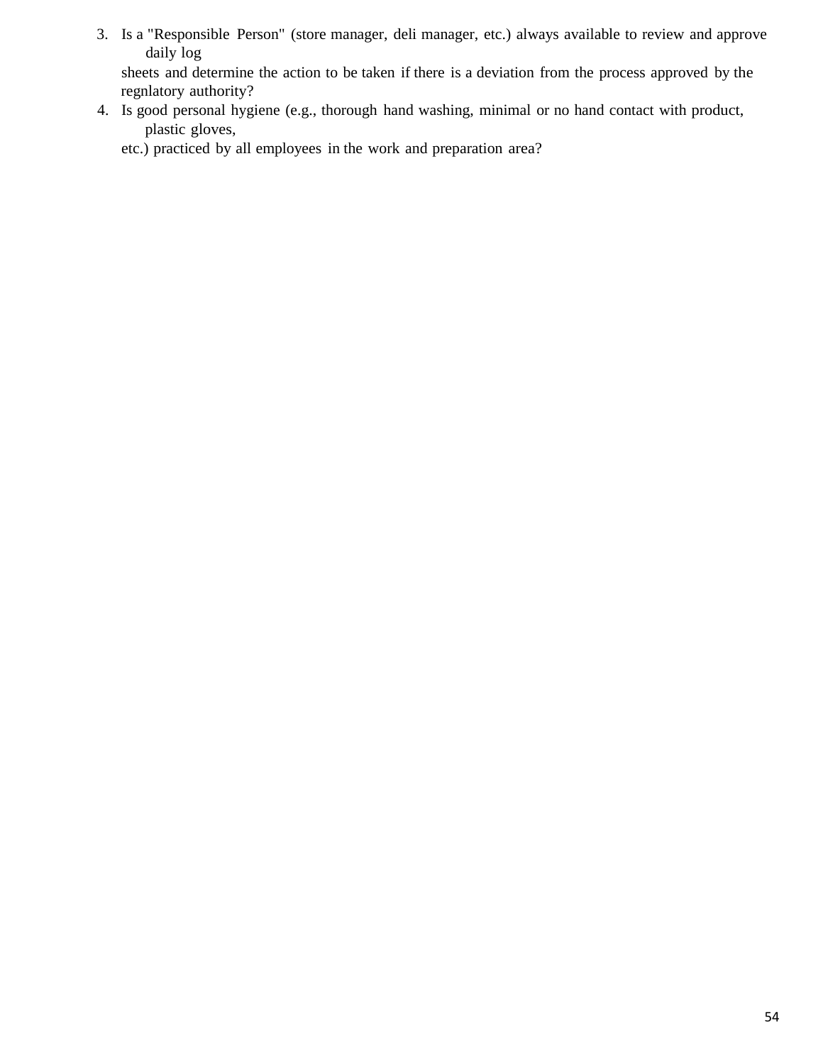3. Is a "Responsible Person" (store manager, deli manager, etc.) always available to review and approve daily log sheets and determine the action to be taken if there is a deviation from the process approved by the regnlatory authority?
4. Is good personal hygiene (e.g., thorough hand washing, minimal or no hand contact with product, plastic gloves, etc.) practiced by all employees in the work and preparation area?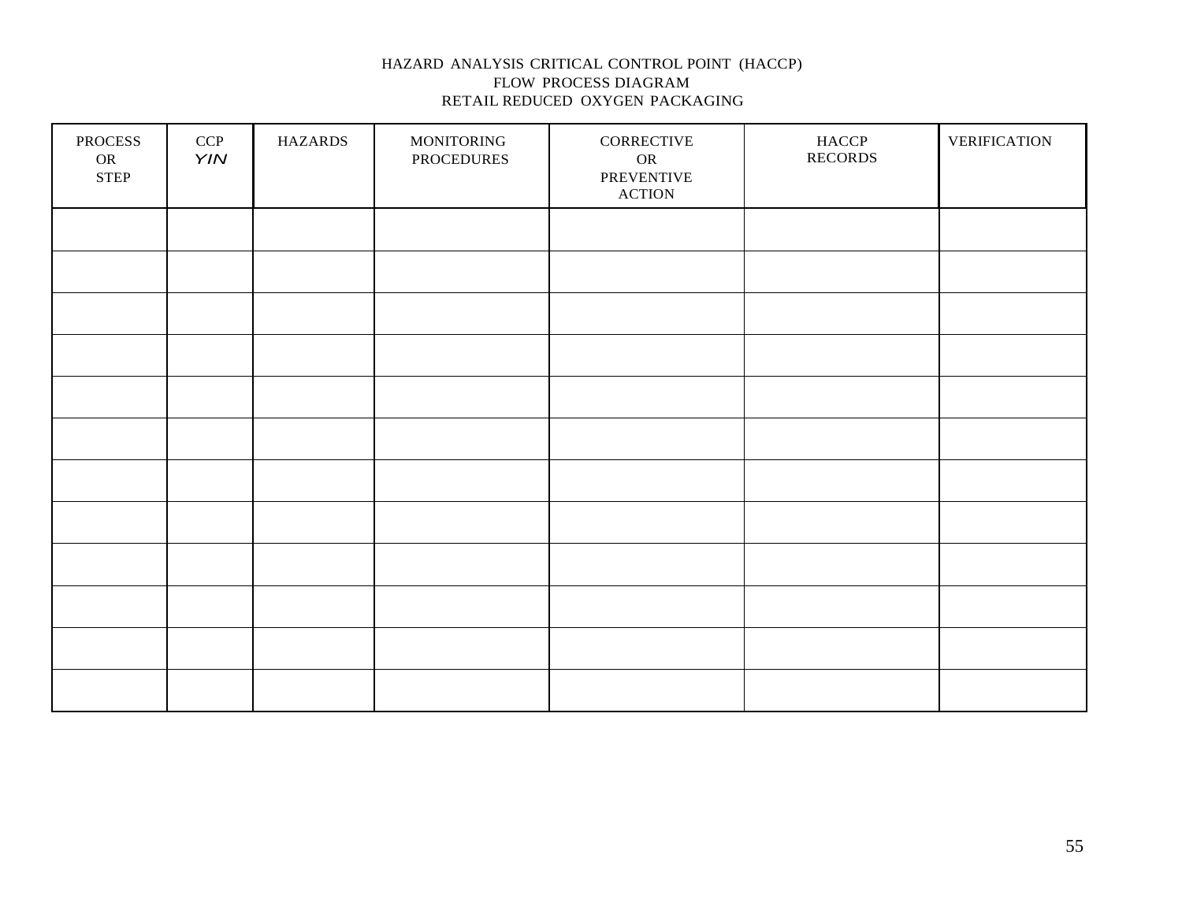# HAZARD ANALYSIS CRITICAL CONTROL POINT (HACCP)
## FLOW PROCESS DIAGRAM
## RETAIL REDUCED OXYGEN PACKAGING

| PROCESS OR STEP | CCP YIN | HAZARDS | MONITORING PROCEDURES | CORRECTIVE OR PREVENTIVE ACTION | HACCP RECORDS | VERIFICATION |
|---|---|---|---|---|---|---|
| | | | | | | |
| | | | | | | |
| | | | | | | |
| | | | | | | |
| | | | | | | |
| | | | | | | |
| | | | | | | |
| | | | | | | |
| | | | | | | |
| | | | | | | |
| | | | | | | |
| | | | | | | |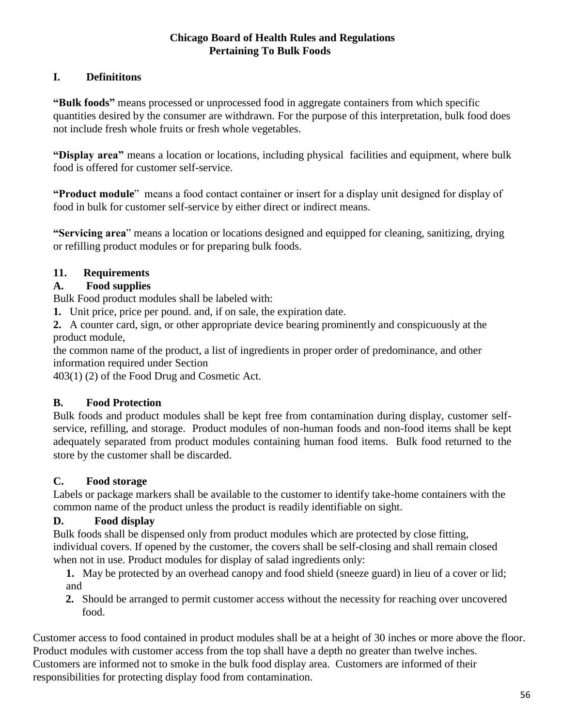**Chicago Board of Health Rules and Regulations**
**Pertaining To Bulk Foods**

## I. Definititons

**"Bulk foods"** means processed or unprocessed food in aggregate containers from which specific quantities desired by the consumer are withdrawn. For the purpose of this interpretation, bulk food does not include fresh whole fruits or fresh whole vegetables.

**"Display area"** means a location or locations, including physical facilities and equipment, where bulk food is offered for customer self-service.

**"Product module"** means a food contact container or insert for a display unit designed for display of food in bulk for customer self-service by either direct or indirect means.

**"Servicing area"** means a location or locations designed and equipped for cleaning, sanitizing, drying or refilling product modules or for preparing bulk foods.

## 11. Requirements

### A. Food supplies

Bulk Food product modules shall be labeled with:

**1.** Unit price, price per pound. and, if on sale, the expiration date.

**2.** A counter card, sign, or other appropriate device bearing prominently and conspicuously at the product module,
the common name of the product, a list of ingredients in proper order of predominance, and other information required under Section
403(1) (2) of the Food Drug and Cosmetic Act.

### B. Food Protection

Bulk foods and product modules shall be kept free from contamination during display, customer self-service, refilling, and storage. Product modules of non-human foods and non-food items shall be kept adequately separated from product modules containing human food items. Bulk food returned to the store by the customer shall be discarded.

### C. Food storage

Labels or package markers shall be available to the customer to identify take-home containers with the common name of the product unless the product is readily identifiable on sight.

### D. Food display

Bulk foods shall be dispensed only from product modules which are protected by close fitting, individual covers. If opened by the customer, the covers shall be self-closing and shall remain closed when not in use. Product modules for display of salad ingredients only:

**1.** May be protected by an overhead canopy and food shield (sneeze guard) in lieu of a cover or lid; and

**2.** Should be arranged to permit customer access without the necessity for reaching over uncovered food.

Customer access to food contained in product modules shall be at a height of 30 inches or more above the floor. Product modules with customer access from the top shall have a depth no greater than twelve inches. Customers are informed not to smoke in the bulk food display area. Customers are informed of their responsibilities for protecting display food from contamination.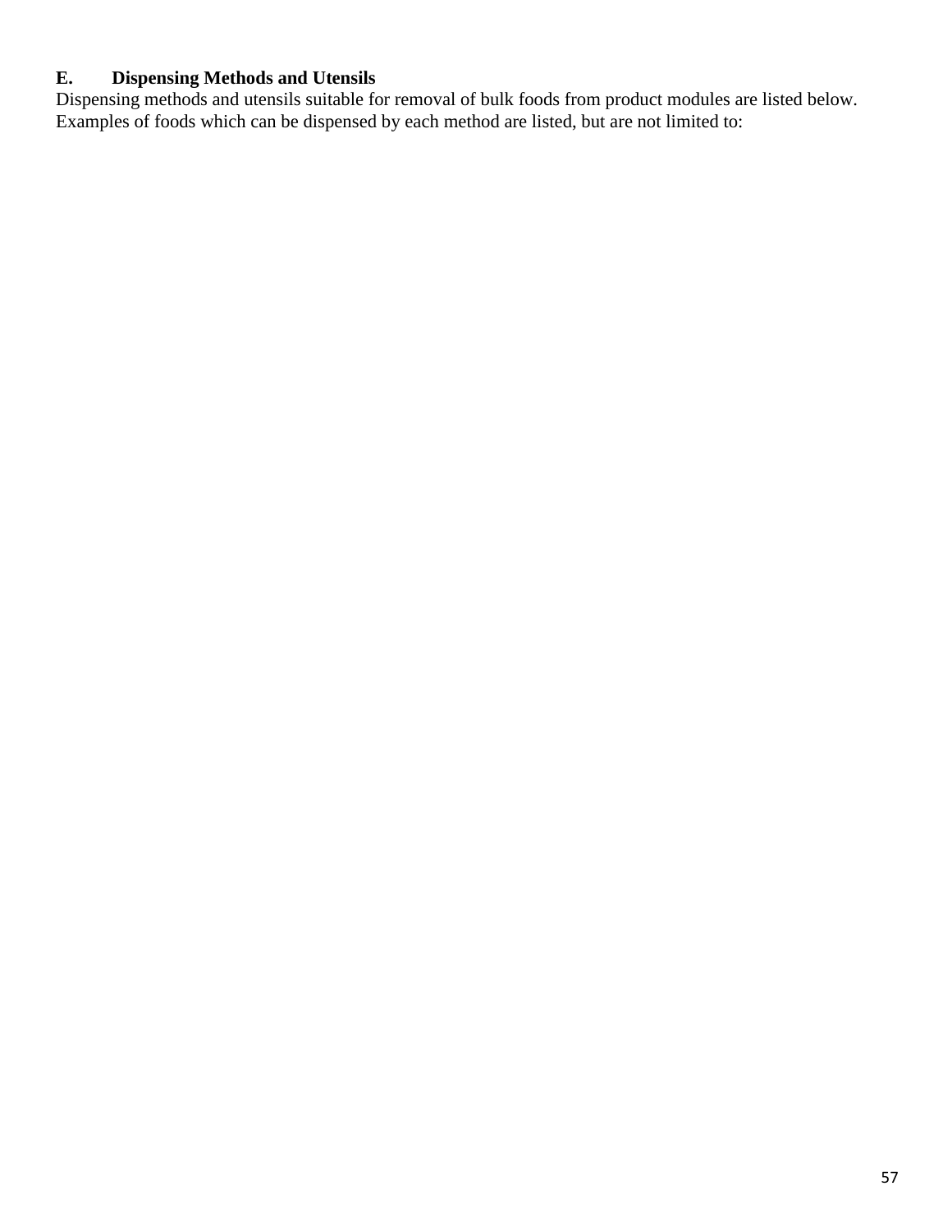### E. Dispensing Methods and Utensils

Dispensing methods and utensils suitable for removal of bulk foods from product modules are listed below. Examples of foods which can be dispensed by each method are listed, but are not limited to: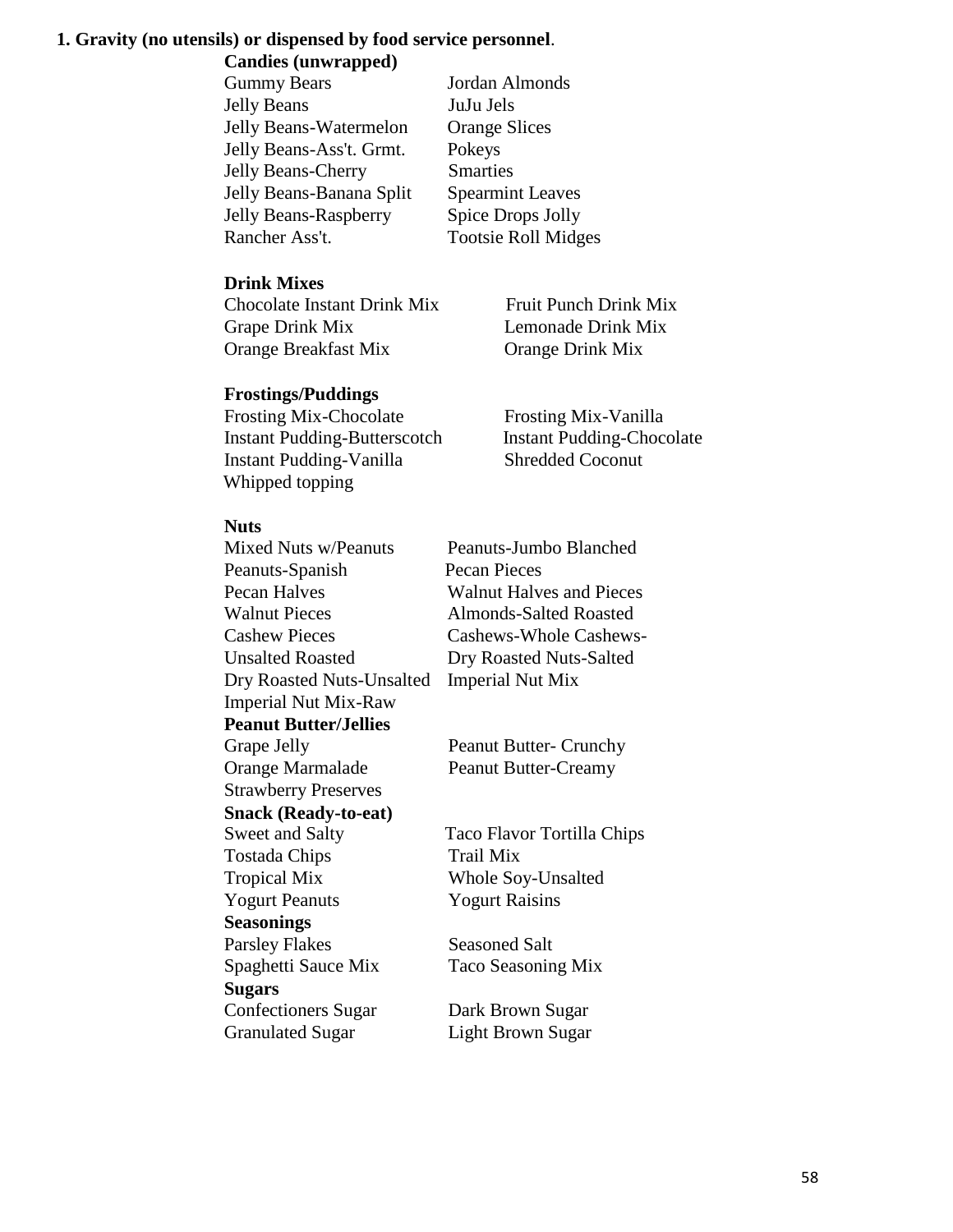**1. Gravity (no utensils) or dispensed by food service personnel**.

**Candies (unwrapped)**

Gummy Bears
Jordan Almonds
Jelly Beans
JuJu Jels
Jelly Beans-Watermelon
Orange Slices
Jelly Beans-Ass't. Grmt.
Pokeys
Jelly Beans-Cherry
Smarties
Jelly Beans-Banana Split
Spearmint Leaves
Jelly Beans-Raspberry
Spice Drops Jolly
Rancher Ass't.
Tootsie Roll Midges

**Drink Mixes**

Chocolate Instant Drink Mix
Fruit Punch Drink Mix
Grape Drink Mix
Lemonade Drink Mix
Orange Breakfast Mix
Orange Drink Mix

**Frostings/Puddings**

Frosting Mix-Chocolate
Frosting Mix-Vanilla
Instant Pudding-Butterscotch
Instant Pudding-Chocolate
Instant Pudding-Vanilla
Shredded Coconut
Whipped topping

**Nuts**

Mixed Nuts w/Peanuts
Peanuts-Jumbo Blanched
Peanuts-Spanish
Pecan Pieces
Pecan Halves
Walnut Halves and Pieces
Walnut Pieces
Almonds-Salted Roasted
Cashew Pieces
Cashews-Whole Cashews-
Unsalted Roasted
Dry Roasted Nuts-Salted
Dry Roasted Nuts-Unsalted
Imperial Nut Mix
Imperial Nut Mix-Raw

**Peanut Butter/Jellies**

Grape Jelly
Peanut Butter- Crunchy
Orange Marmalade
Peanut Butter-Creamy
Strawberry Preserves

**Snack (Ready-to-eat)**

Sweet and Salty
Taco Flavor Tortilla Chips
Tostada Chips
Trail Mix
Tropical Mix
Whole Soy-Unsalted
Yogurt Peanuts
Yogurt Raisins

**Seasonings**

Parsley Flakes
Seasoned Salt
Spaghetti Sauce Mix
Taco Seasoning Mix

**Sugars**

Confectioners Sugar
Dark Brown Sugar
Granulated Sugar
Light Brown Sugar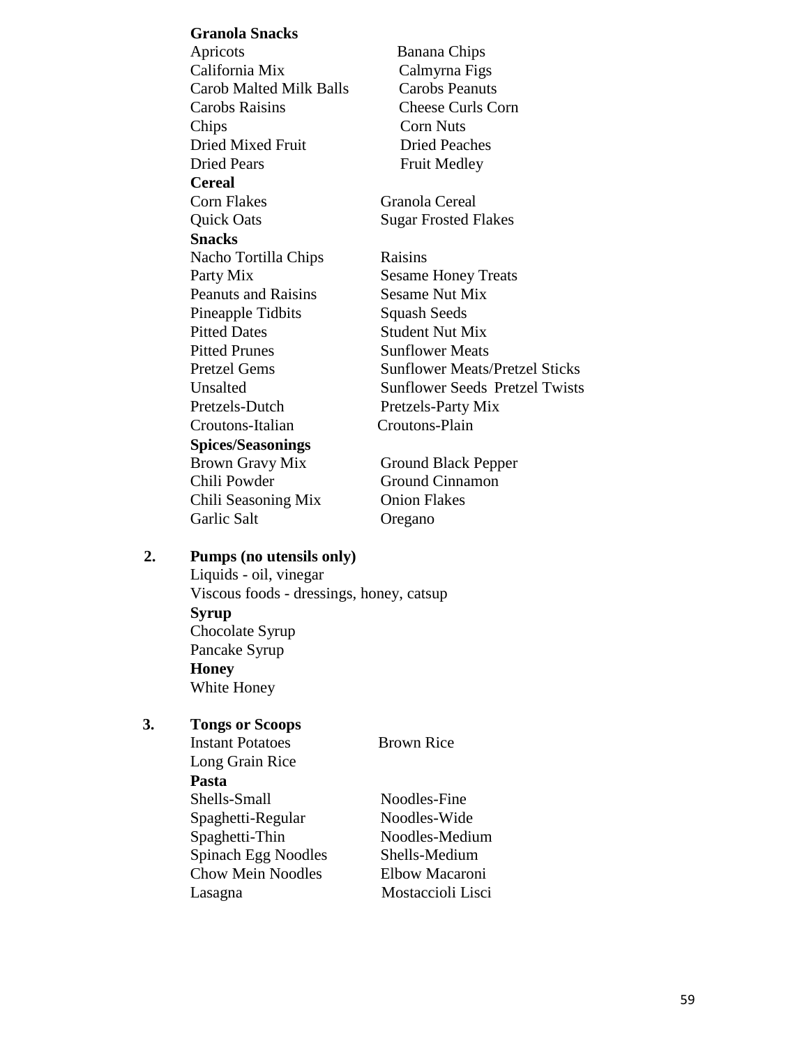**Granola Snacks**

| | |
|---|---|
| Apricots | Banana Chips |
| California Mix | Calmyrna Figs |
| Carob Malted Milk Balls | Carobs Peanuts |
| Carobs Raisins | Cheese Curls Corn |
| Chips | Corn Nuts |
| Dried Mixed Fruit | Dried Peaches |
| Dried Pears | Fruit Medley |

**Cereal**

| | |
|---|---|
| Corn Flakes | Granola Cereal |
| Quick Oats | Sugar Frosted Flakes |

**Snacks**

| | |
|---|---|
| Nacho Tortilla Chips | Raisins |
| Party Mix | Sesame Honey Treats |
| Peanuts and Raisins | Sesame Nut Mix |
| Pineapple Tidbits | Squash Seeds |
| Pitted Dates | Student Nut Mix |
| Pitted Prunes | Sunflower Meats |
| Pretzel Gems | Sunflower Meats/Pretzel Sticks |
| Unsalted | Sunflower Seeds Pretzel Twists |
| Pretzels-Dutch | Pretzels-Party Mix |
| Croutons-Italian | Croutons-Plain |

**Spices/Seasonings**

| | |
|---|---|
| Brown Gravy Mix | Ground Black Pepper |
| Chili Powder | Ground Cinnamon |
| Chili Seasoning Mix | Onion Flakes |
| Garlic Salt | Oregano |

2. **Pumps (no utensils only)**

   Liquids - oil, vinegar
   Viscous foods - dressings, honey, catsup

   **Syrup**

   Chocolate Syrup
   Pancake Syrup

   **Honey**

   White Honey

3. **Tongs or Scoops**

| | |
|---|---|
| Instant Potatoes | Brown Rice |
| Long Grain Rice | |

**Pasta**

| | |
|---|---|
| Shells-Small | Noodles-Fine |
| Spaghetti-Regular | Noodles-Wide |
| Spaghetti-Thin | Noodles-Medium |
| Spinach Egg Noodles | Shells-Medium |
| Chow Mein Noodles | Elbow Macaroni |
| Lasagna | Mostaccioli Lisci |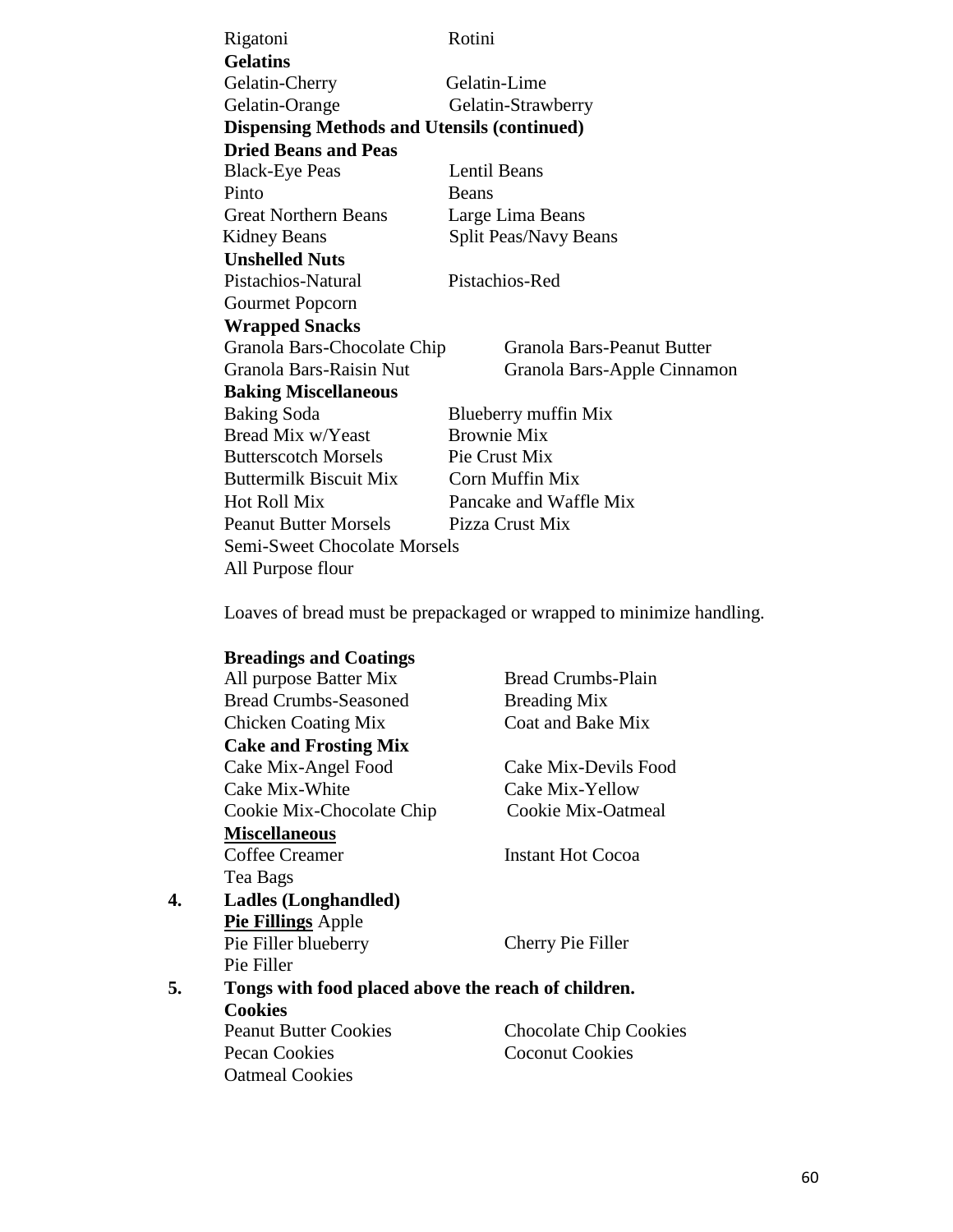Rigatoni Rotini

**Gelatins**

Gelatin-Cherry Gelatin-Lime
Gelatin-Orange Gelatin-Strawberry

**Dispensing Methods and Utensils (continued)**

**Dried Beans and Peas**

Black-Eye Peas Lentil Beans
Pinto Beans
Great Northern Beans Large Lima Beans
Kidney Beans Split Peas/Navy Beans

**Unshelled Nuts**

Pistachios-Natural Pistachios-Red
Gourmet Popcorn

**Wrapped Snacks**

Granola Bars-Chocolate Chip Granola Bars-Peanut Butter
Granola Bars-Raisin Nut Granola Bars-Apple Cinnamon

**Baking Miscellaneous**

Baking Soda Blueberry muffin Mix
Bread Mix w/Yeast Brownie Mix
Butterscotch Morsels Pie Crust Mix
Buttermilk Biscuit Mix Corn Muffin Mix
Hot Roll Mix Pancake and Waffle Mix
Peanut Butter Morsels Pizza Crust Mix
Semi-Sweet Chocolate Morsels
All Purpose flour

Loaves of bread must be prepackaged or wrapped to minimize handling.

**Breadings and Coatings**

All purpose Batter Mix Bread Crumbs-Plain
Bread Crumbs-Seasoned Breading Mix
Chicken Coating Mix Coat and Bake Mix

**Cake and Frosting Mix**

Cake Mix-Angel Food Cake Mix-Devils Food
Cake Mix-White Cake Mix-Yellow
Cookie Mix-Chocolate Chip Cookie Mix-Oatmeal

**Miscellaneous**

Coffee Creamer Instant Hot Cocoa
Tea Bags

**4. Ladles (Longhandled)**

**Pie Fillings** Apple
Pie Filler blueberry Cherry Pie Filler
Pie Filler

**5. Tongs with food placed above the reach of children.**

**Cookies**

Peanut Butter Cookies Chocolate Chip Cookies
Pecan Cookies Coconut Cookies
Oatmeal Cookies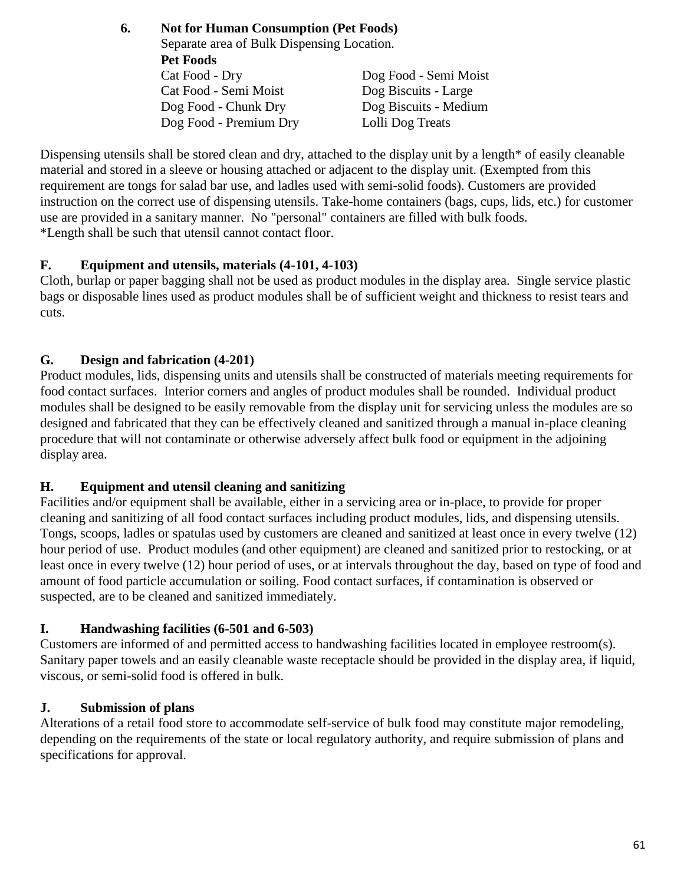**6. Not for Human Consumption (Pet Foods)**

Separate area of Bulk Dispensing Location.

**Pet Foods**

| | |
|---|---|
| Cat Food - Dry | Dog Food - Semi Moist |
| Cat Food - Semi Moist | Dog Biscuits - Large |
| Dog Food - Chunk Dry | Dog Biscuits - Medium |
| Dog Food - Premium Dry | Lolli Dog Treats |

Dispensing utensils shall be stored clean and dry, attached to the display unit by a length* of easily cleanable material and stored in a sleeve or housing attached or adjacent to the display unit. (Exempted from this requirement are tongs for salad bar use, and ladles used with semi-solid foods). Customers are provided instruction on the correct use of dispensing utensils. Take-home containers (bags, cups, lids, etc.) for customer use are provided in a sanitary manner. No "personal" containers are filled with bulk foods.
*Length shall be such that utensil cannot contact floor.

## F. Equipment and utensils, materials (4-101, 4-103)

Cloth, burlap or paper bagging shall not be used as product modules in the display area. Single service plastic bags or disposable lines used as product modules shall be of sufficient weight and thickness to resist tears and cuts.

## G. Design and fabrication (4-201)

Product modules, lids, dispensing units and utensils shall be constructed of materials meeting requirements for food contact surfaces. Interior corners and angles of product modules shall be rounded. Individual product modules shall be designed to be easily removable from the display unit for servicing unless the modules are so designed and fabricated that they can be effectively cleaned and sanitized through a manual in-place cleaning procedure that will not contaminate or otherwise adversely affect bulk food or equipment in the adjoining display area.

## H. Equipment and utensil cleaning and sanitizing

Facilities and/or equipment shall be available, either in a servicing area or in-place, to provide for proper cleaning and sanitizing of all food contact surfaces including product modules, lids, and dispensing utensils. Tongs, scoops, ladles or spatulas used by customers are cleaned and sanitized at least once in every twelve (12) hour period of use. Product modules (and other equipment) are cleaned and sanitized prior to restocking, or at least once in every twelve (12) hour period of uses, or at intervals throughout the day, based on type of food and amount of food particle accumulation or soiling. Food contact surfaces, if contamination is observed or suspected, are to be cleaned and sanitized immediately.

## I. Handwashing facilities (6-501 and 6-503)

Customers are informed of and permitted access to handwashing facilities located in employee restroom(s). Sanitary paper towels and an easily cleanable waste receptacle should be provided in the display area, if liquid, viscous, or semi-solid food is offered in bulk.

## J. Submission of plans

Alterations of a retail food store to accommodate self-service of bulk food may constitute major remodeling, depending on the requirements of the state or local regulatory authority, and require submission of plans and specifications for approval.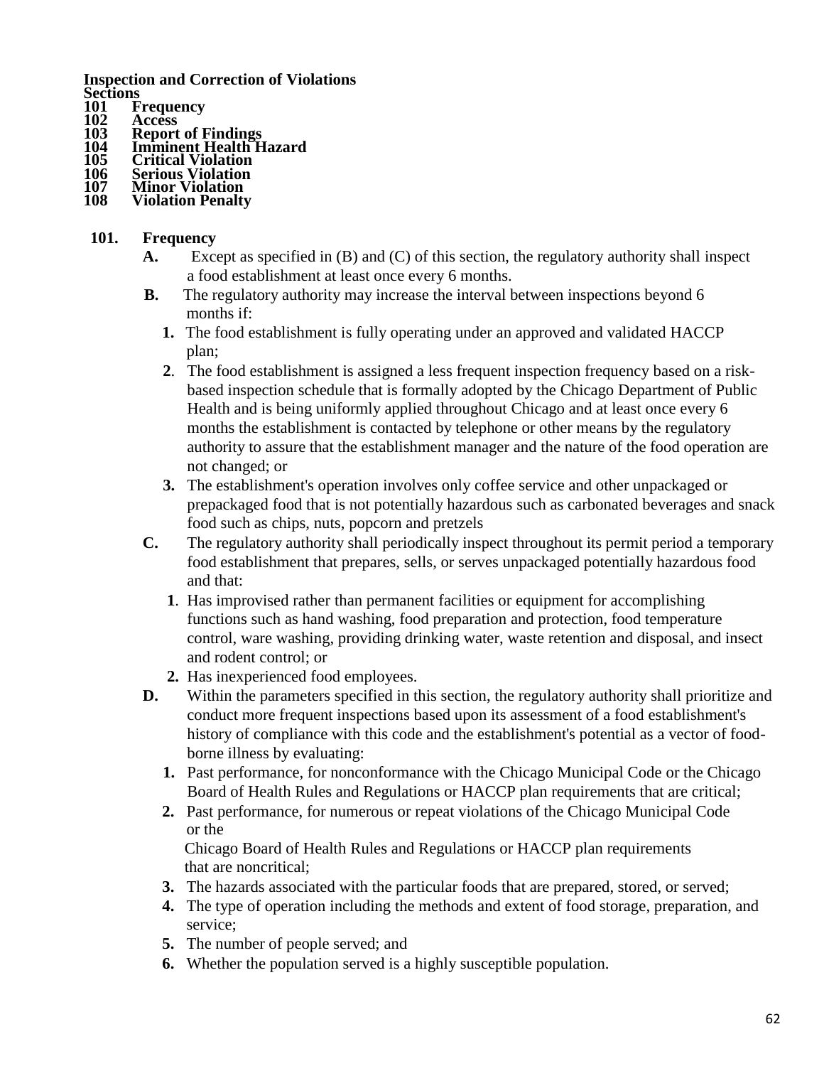**Inspection and Correction of Violations**

**Sections**

**101 Frequency**
**102 Access**
**103 Report of Findings**
**104 Imminent Health Hazard**
**105 Critical Violation**
**106 Serious Violation**
**107 Minor Violation**
**108 Violation Penalty**

## 101. Frequency

**A.** Except as specified in (B) and (C) of this section, the regulatory authority shall inspect a food establishment at least once every 6 months.

**B.** The regulatory authority may increase the interval between inspections beyond 6 months if:

1. The food establishment is fully operating under an approved and validated HACCP plan;
2. The food establishment is assigned a less frequent inspection frequency based on a risk-based inspection schedule that is formally adopted by the Chicago Department of Public Health and is being uniformly applied throughout Chicago and at least once every 6 months the establishment is contacted by telephone or other means by the regulatory authority to assure that the establishment manager and the nature of the food operation are not changed; or
3. The establishment's operation involves only coffee service and other unpackaged or prepackaged food that is not potentially hazardous such as carbonated beverages and snack food such as chips, nuts, popcorn and pretzels

**C.** The regulatory authority shall periodically inspect throughout its permit period a temporary food establishment that prepares, sells, or serves unpackaged potentially hazardous food and that:

1. Has improvised rather than permanent facilities or equipment for accomplishing functions such as hand washing, food preparation and protection, food temperature control, ware washing, providing drinking water, waste retention and disposal, and insect and rodent control; or
2. Has inexperienced food employees.

**D.** Within the parameters specified in this section, the regulatory authority shall prioritize and conduct more frequent inspections based upon its assessment of a food establishment's history of compliance with this code and the establishment's potential as a vector of food-borne illness by evaluating:

1. Past performance, for nonconformance with the Chicago Municipal Code or the Chicago Board of Health Rules and Regulations or HACCP plan requirements that are critical;
2. Past performance, for numerous or repeat violations of the Chicago Municipal Code or the Chicago Board of Health Rules and Regulations or HACCP plan requirements that are noncritical;
3. The hazards associated with the particular foods that are prepared, stored, or served;
4. The type of operation including the methods and extent of food storage, preparation, and service;
5. The number of people served; and
6. Whether the population served is a highly susceptible population.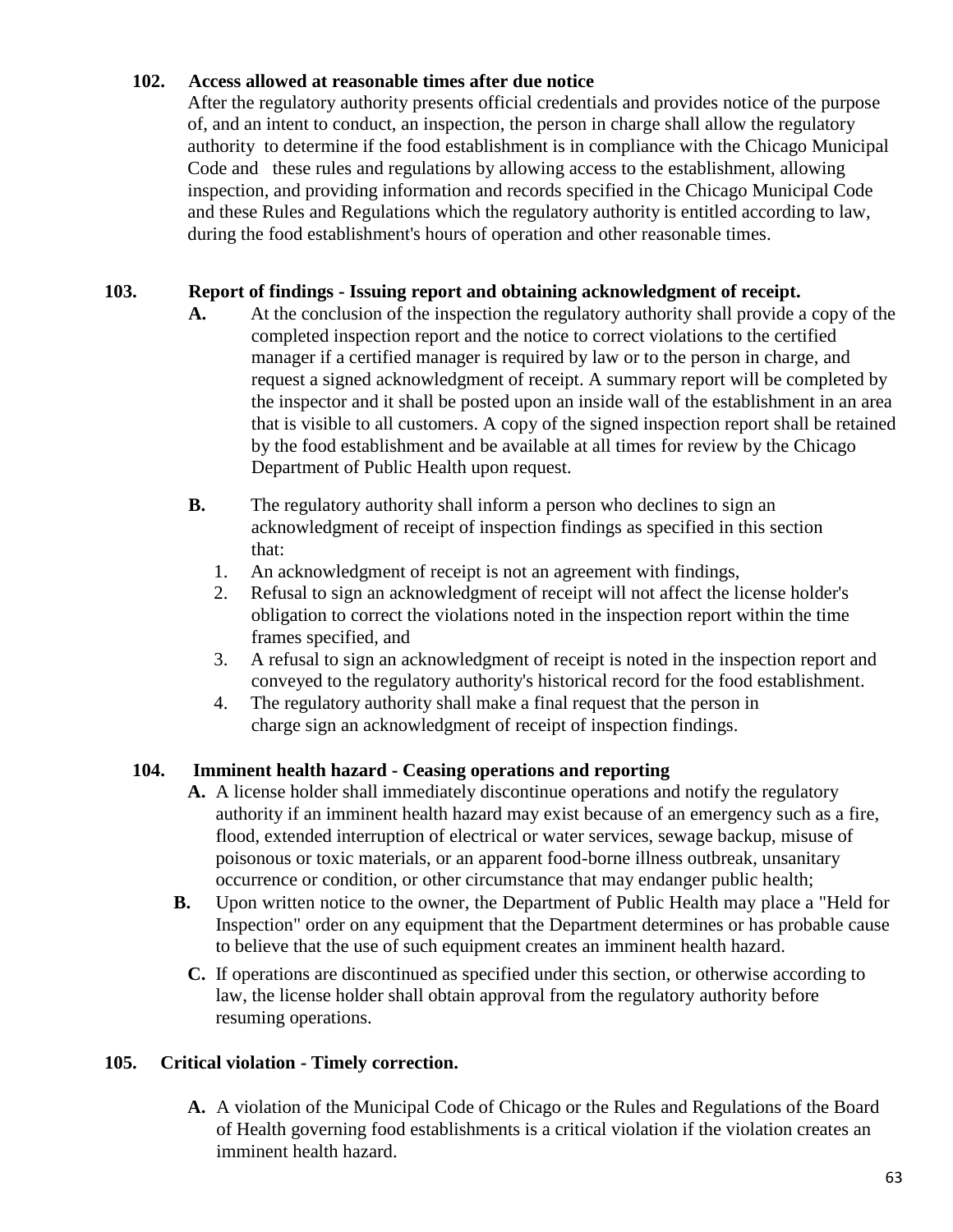**102. Access allowed at reasonable times after due notice**

After the regulatory authority presents official credentials and provides notice of the purpose of, and an intent to conduct, an inspection, the person in charge shall allow the regulatory authority to determine if the food establishment is in compliance with the Chicago Municipal Code and these rules and regulations by allowing access to the establishment, allowing inspection, and providing information and records specified in the Chicago Municipal Code and these Rules and Regulations which the regulatory authority is entitled according to law, during the food establishment's hours of operation and other reasonable times.

**103. Report of findings - Issuing report and obtaining acknowledgment of receipt.**

**A.** At the conclusion of the inspection the regulatory authority shall provide a copy of the completed inspection report and the notice to correct violations to the certified manager if a certified manager is required by law or to the person in charge, and request a signed acknowledgment of receipt. A summary report will be completed by the inspector and it shall be posted upon an inside wall of the establishment in an area that is visible to all customers. A copy of the signed inspection report shall be retained by the food establishment and be available at all times for review by the Chicago Department of Public Health upon request.

**B.** The regulatory authority shall inform a person who declines to sign an acknowledgment of receipt of inspection findings as specified in this section that:

1. An acknowledgment of receipt is not an agreement with findings,
2. Refusal to sign an acknowledgment of receipt will not affect the license holder's obligation to correct the violations noted in the inspection report within the time frames specified, and
3. A refusal to sign an acknowledgment of receipt is noted in the inspection report and conveyed to the regulatory authority's historical record for the food establishment.
4. The regulatory authority shall make a final request that the person in charge sign an acknowledgment of receipt of inspection findings.

**104. Imminent health hazard - Ceasing operations and reporting**

**A.** A license holder shall immediately discontinue operations and notify the regulatory authority if an imminent health hazard may exist because of an emergency such as a fire, flood, extended interruption of electrical or water services, sewage backup, misuse of poisonous or toxic materials, or an apparent food-borne illness outbreak, unsanitary occurrence or condition, or other circumstance that may endanger public health;

**B.** Upon written notice to the owner, the Department of Public Health may place a "Held for Inspection" order on any equipment that the Department determines or has probable cause to believe that the use of such equipment creates an imminent health hazard.

**C.** If operations are discontinued as specified under this section, or otherwise according to law, the license holder shall obtain approval from the regulatory authority before resuming operations.

**105. Critical violation - Timely correction.**

**A.** A violation of the Municipal Code of Chicago or the Rules and Regulations of the Board of Health governing food establishments is a critical violation if the violation creates an imminent health hazard.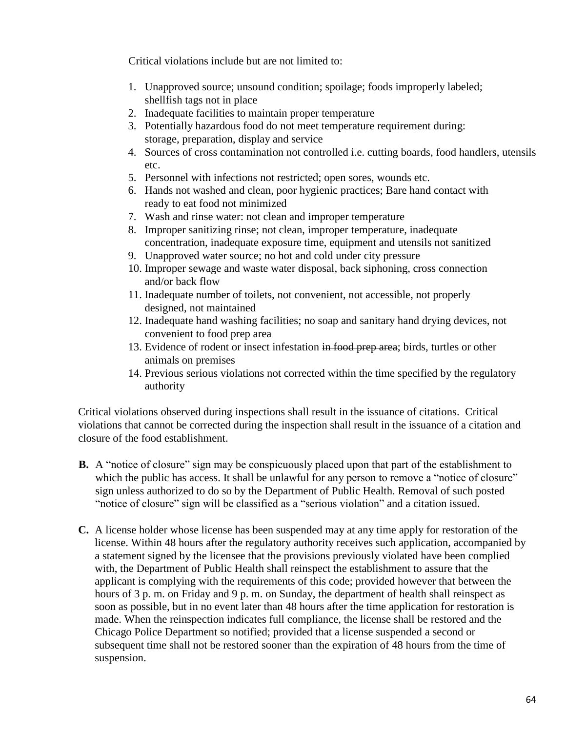Critical violations include but are not limited to:

1. Unapproved source; unsound condition; spoilage; foods improperly labeled; shellfish tags not in place
2. Inadequate facilities to maintain proper temperature
3. Potentially hazardous food do not meet temperature requirement during: storage, preparation, display and service
4. Sources of cross contamination not controlled i.e. cutting boards, food handlers, utensils etc.
5. Personnel with infections not restricted; open sores, wounds etc.
6. Hands not washed and clean, poor hygienic practices; Bare hand contact with ready to eat food not minimized
7. Wash and rinse water: not clean and improper temperature
8. Improper sanitizing rinse; not clean, improper temperature, inadequate concentration, inadequate exposure time, equipment and utensils not sanitized
9. Unapproved water source; no hot and cold under city pressure
10. Improper sewage and waste water disposal, back siphoning, cross connection and/or back flow
11. Inadequate number of toilets, not convenient, not accessible, not properly designed, not maintained
12. Inadequate hand washing facilities; no soap and sanitary hand drying devices, not convenient to food prep area
13. Evidence of rodent or insect infestation ~~in food prep area~~; birds, turtles or other animals on premises
14. Previous serious violations not corrected within the time specified by the regulatory authority

Critical violations observed during inspections shall result in the issuance of citations. Critical violations that cannot be corrected during the inspection shall result in the issuance of a citation and closure of the food establishment.

**B.** A "notice of closure" sign may be conspicuously placed upon that part of the establishment to which the public has access. It shall be unlawful for any person to remove a "notice of closure" sign unless authorized to do so by the Department of Public Health. Removal of such posted "notice of closure" sign will be classified as a "serious violation" and a citation issued.

**C.** A license holder whose license has been suspended may at any time apply for restoration of the license. Within 48 hours after the regulatory authority receives such application, accompanied by a statement signed by the licensee that the provisions previously violated have been complied with, the Department of Public Health shall reinspect the establishment to assure that the applicant is complying with the requirements of this code; provided however that between the hours of 3 p. m. on Friday and 9 p. m. on Sunday, the department of health shall reinspect as soon as possible, but in no event later than 48 hours after the time application for restoration is made. When the reinspection indicates full compliance, the license shall be restored and the Chicago Police Department so notified; provided that a license suspended a second or subsequent time shall not be restored sooner than the expiration of 48 hours from the time of suspension.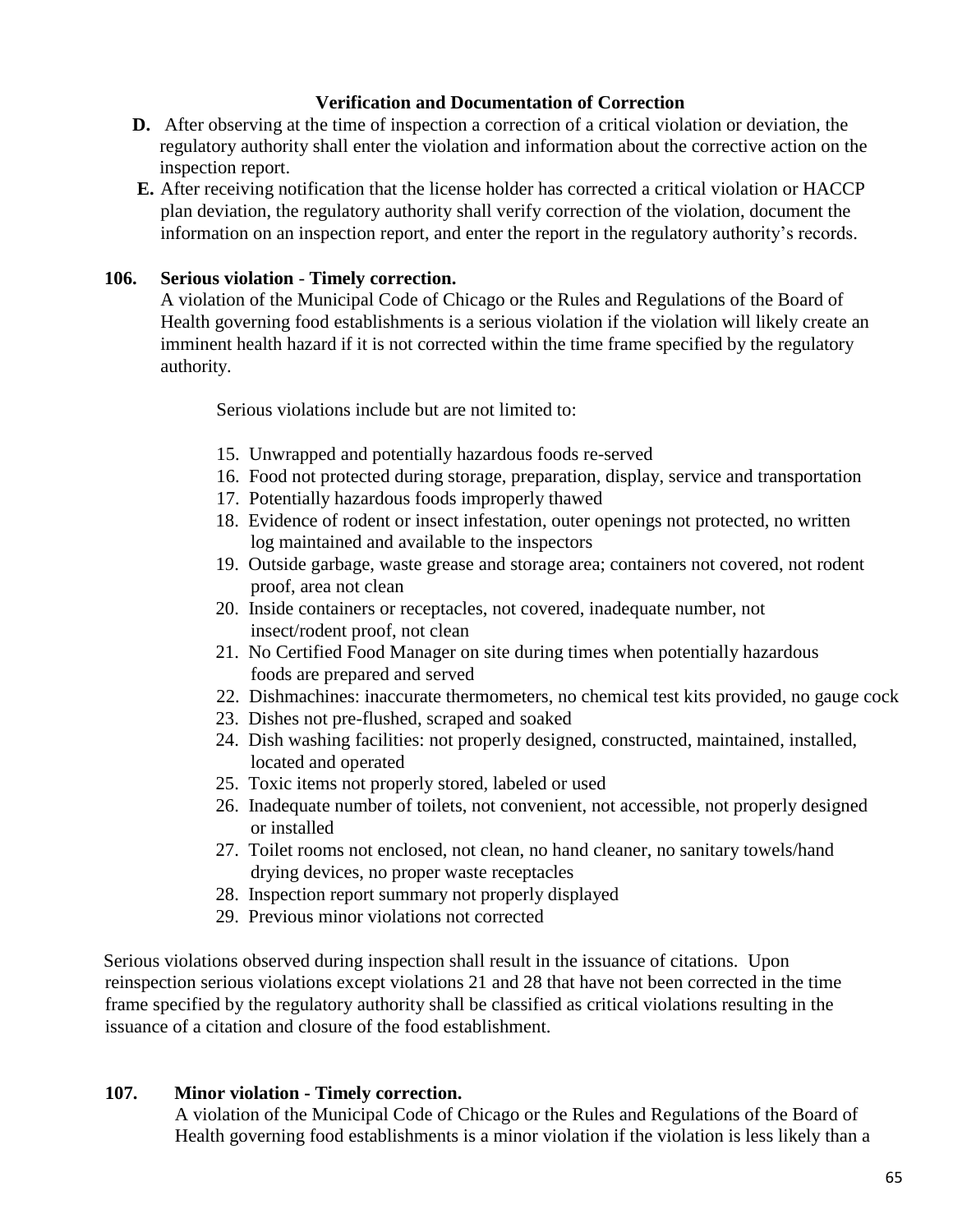**Verification and Documentation of Correction**

**D.** After observing at the time of inspection a correction of a critical violation or deviation, the regulatory authority shall enter the violation and information about the corrective action on the inspection report.

**E.** After receiving notification that the license holder has corrected a critical violation or HACCP plan deviation, the regulatory authority shall verify correction of the violation, document the information on an inspection report, and enter the report in the regulatory authority's records.

**106. Serious violation - Timely correction.**

A violation of the Municipal Code of Chicago or the Rules and Regulations of the Board of Health governing food establishments is a serious violation if the violation will likely create an imminent health hazard if it is not corrected within the time frame specified by the regulatory authority.

Serious violations include but are not limited to:

15. Unwrapped and potentially hazardous foods re-served
16. Food not protected during storage, preparation, display, service and transportation
17. Potentially hazardous foods improperly thawed
18. Evidence of rodent or insect infestation, outer openings not protected, no written log maintained and available to the inspectors
19. Outside garbage, waste grease and storage area; containers not covered, not rodent proof, area not clean
20. Inside containers or receptacles, not covered, inadequate number, not insect/rodent proof, not clean
21. No Certified Food Manager on site during times when potentially hazardous foods are prepared and served
22. Dishmachines: inaccurate thermometers, no chemical test kits provided, no gauge cock
23. Dishes not pre-flushed, scraped and soaked
24. Dish washing facilities: not properly designed, constructed, maintained, installed, located and operated
25. Toxic items not properly stored, labeled or used
26. Inadequate number of toilets, not convenient, not accessible, not properly designed or installed
27. Toilet rooms not enclosed, not clean, no hand cleaner, no sanitary towels/hand drying devices, no proper waste receptacles
28. Inspection report summary not properly displayed
29. Previous minor violations not corrected

Serious violations observed during inspection shall result in the issuance of citations. Upon reinspection serious violations except violations 21 and 28 that have not been corrected in the time frame specified by the regulatory authority shall be classified as critical violations resulting in the issuance of a citation and closure of the food establishment.

**107. Minor violation - Timely correction.**

A violation of the Municipal Code of Chicago or the Rules and Regulations of the Board of Health governing food establishments is a minor violation if the violation is less likely than a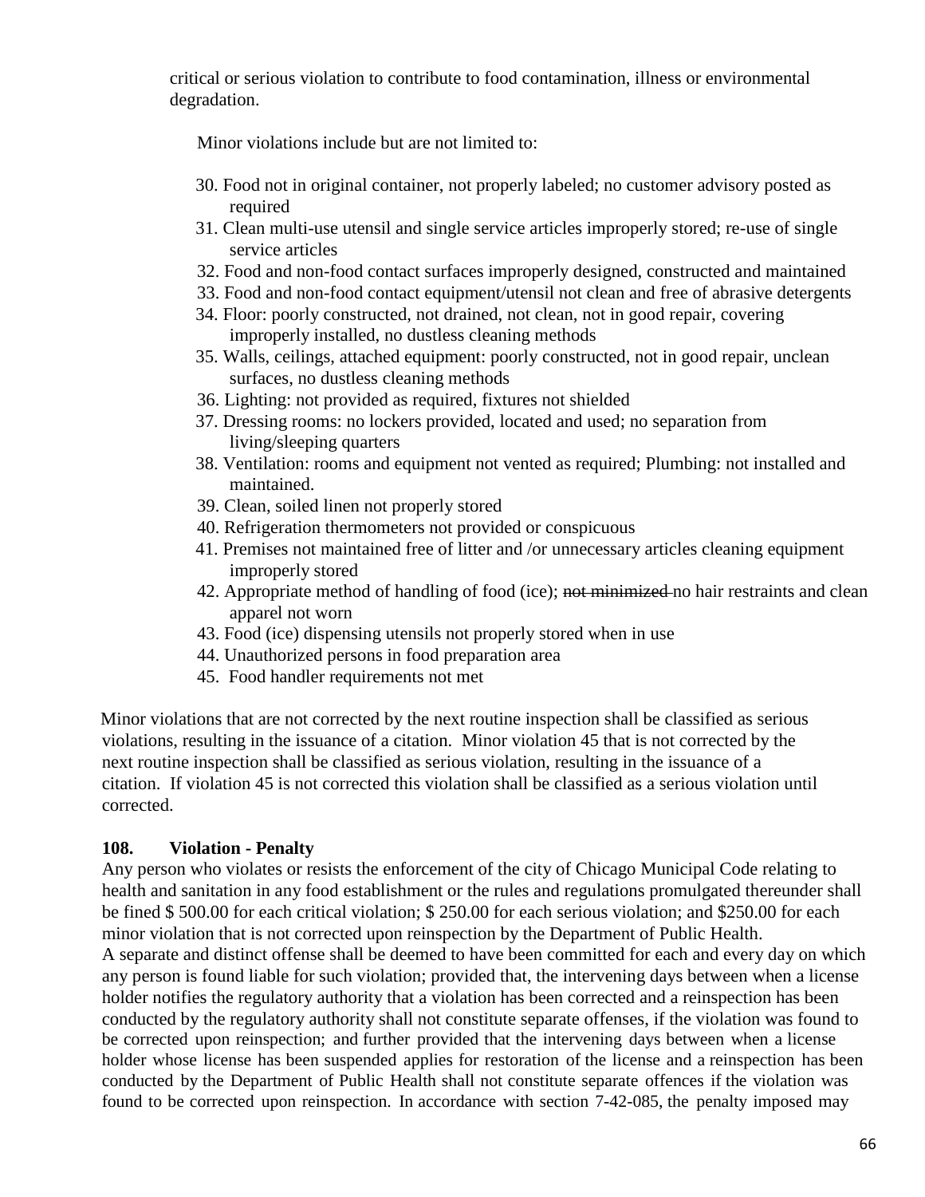critical or serious violation to contribute to food contamination, illness or environmental degradation.

Minor violations include but are not limited to:

30. Food not in original container, not properly labeled; no customer advisory posted as required
31. Clean multi-use utensil and single service articles improperly stored; re-use of single service articles
32. Food and non-food contact surfaces improperly designed, constructed and maintained
33. Food and non-food contact equipment/utensil not clean and free of abrasive detergents
34. Floor: poorly constructed, not drained, not clean, not in good repair, covering improperly installed, no dustless cleaning methods
35. Walls, ceilings, attached equipment: poorly constructed, not in good repair, unclean surfaces, no dustless cleaning methods
36. Lighting: not provided as required, fixtures not shielded
37. Dressing rooms: no lockers provided, located and used; no separation from living/sleeping quarters
38. Ventilation: rooms and equipment not vented as required; Plumbing: not installed and maintained.
39. Clean, soiled linen not properly stored
40. Refrigeration thermometers not provided or conspicuous
41. Premises not maintained free of litter and /or unnecessary articles cleaning equipment improperly stored
42. Appropriate method of handling of food (ice); ~~not minimized~~ no hair restraints and clean apparel not worn
43. Food (ice) dispensing utensils not properly stored when in use
44. Unauthorized persons in food preparation area
45. Food handler requirements not met

Minor violations that are not corrected by the next routine inspection shall be classified as serious violations, resulting in the issuance of a citation. Minor violation 45 that is not corrected by the next routine inspection shall be classified as serious violation, resulting in the issuance of a citation. If violation 45 is not corrected this violation shall be classified as a serious violation until corrected.

**108. Violation - Penalty**

Any person who violates or resists the enforcement of the city of Chicago Municipal Code relating to health and sanitation in any food establishment or the rules and regulations promulgated thereunder shall be fined $ 500.00 for each critical violation; $ 250.00 for each serious violation; and $250.00 for each minor violation that is not corrected upon reinspection by the Department of Public Health.

A separate and distinct offense shall be deemed to have been committed for each and every day on which any person is found liable for such violation; provided that, the intervening days between when a license holder notifies the regulatory authority that a violation has been corrected and a reinspection has been conducted by the regulatory authority shall not constitute separate offenses, if the violation was found to be corrected upon reinspection; and further provided that the intervening days between when a license holder whose license has been suspended applies for restoration of the license and a reinspection has been conducted by the Department of Public Health shall not constitute separate offences if the violation was found to be corrected upon reinspection. In accordance with section 7-42-085, the penalty imposed may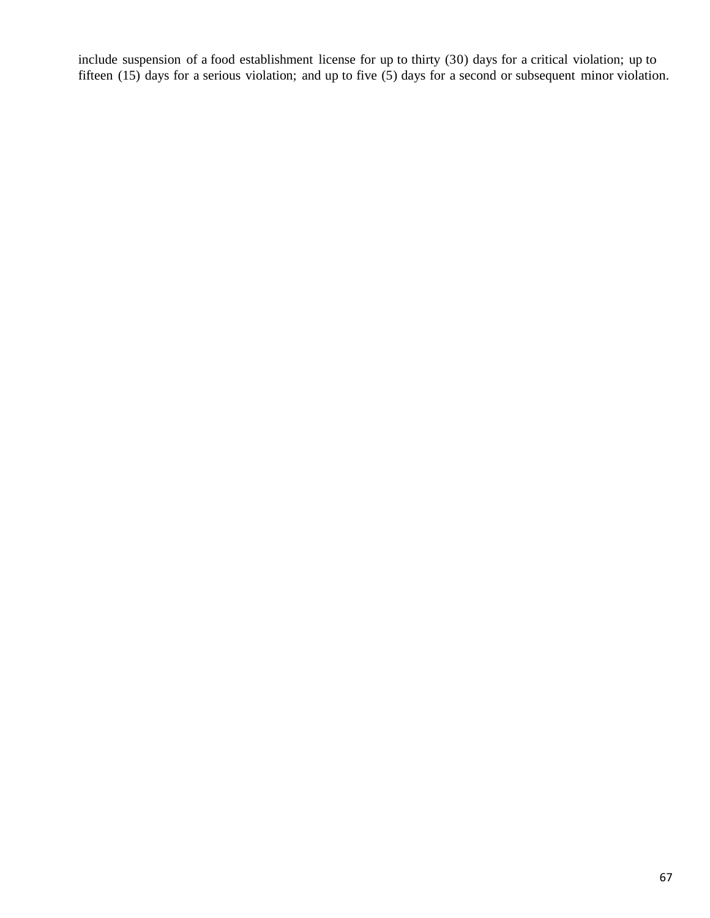include suspension of a food establishment license for up to thirty (30) days for a critical violation; up to fifteen (15) days for a serious violation; and up to five (5) days for a second or subsequent minor violation.